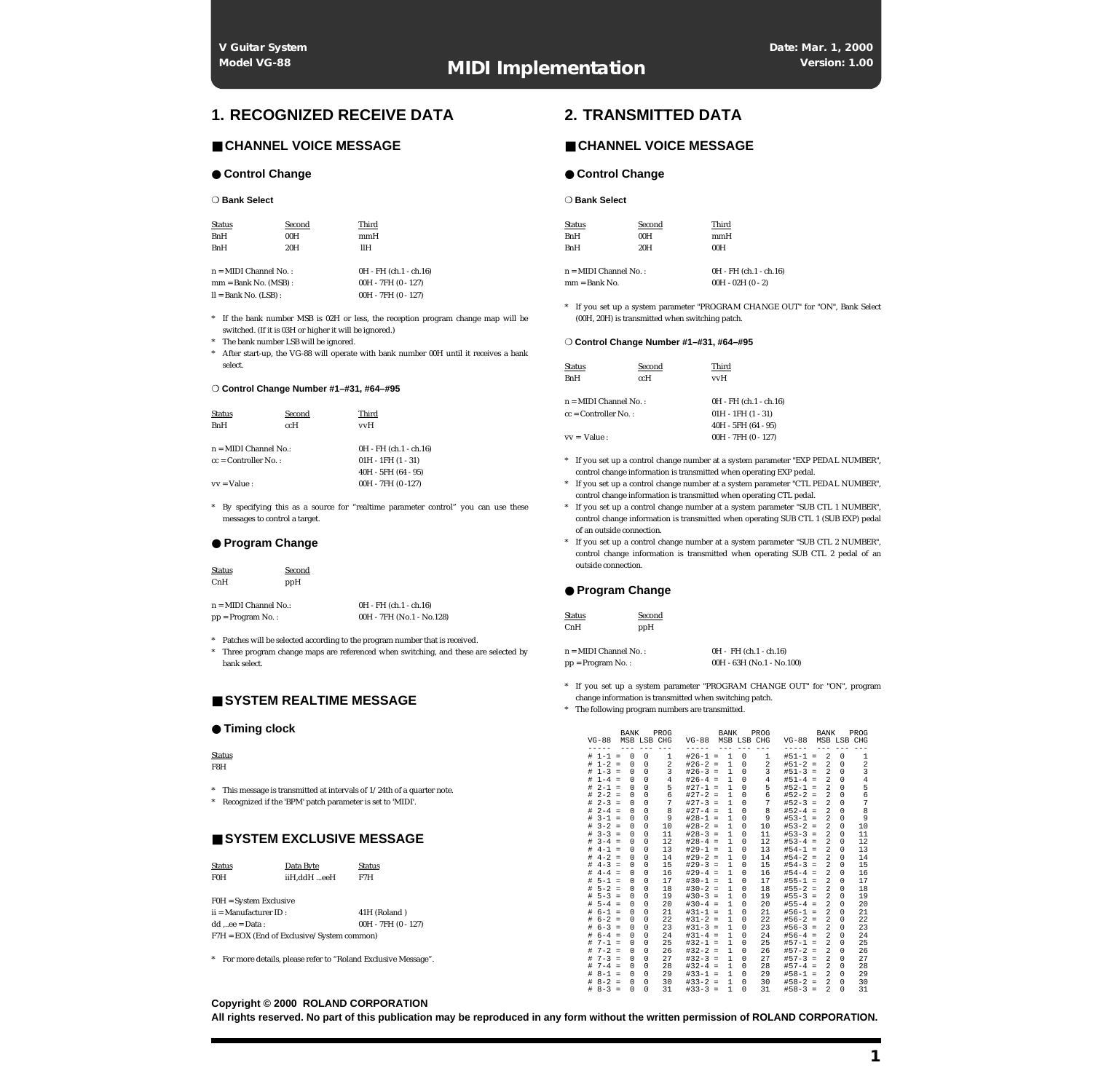V Guitar System
Model VG-88

# MIDI Implementation

Date: Mar. 1, 2000
Version: 1.00

## 1. RECOGNIZED RECEIVE DATA

### ■ CHANNEL VOICE MESSAGE

#### ● Control Change

##### ❍ Bank Select

| Status | Second | Third |
|---|---|---|
| BnH | 00H | mmH |
| BnH | 20H | llH |

n = MIDI Channel No. : 0H - FH (ch.1 - ch.16)
mm = Bank No. (MSB) : 00H - 7FH (0 - 127)
ll = Bank No. (LSB) : 00H - 7FH (0 - 127)

\* If the bank number MSB is 02H or less, the reception program change map will be switched. (If it is 03H or higher it will be ignored.)
\* The bank number LSB will be ignored.
\* After start-up, the VG-88 will operate with bank number 00H until it receives a bank select.

##### ❍ Control Change Number #1–#31, #64–#95

| Status | Second | Third |
|---|---|---|
| BnH | ccH | vvH |

n = MIDI Channel No.: 0H - FH (ch.1 - ch.16)
cc = Controller No. : 01H - 1FH (1 - 31)
40H - 5FH (64 - 95)
vv = Value : 00H - 7FH (0 -127)

\* By specifying this as a source for “realtime parameter control” you can use these messages to control a target.

#### ● Program Change

| Status | Second |
|---|---|
| CnH | ppH |

n = MIDI Channel No.: 0H - FH (ch.1 - ch.16)
pp = Program No. : 00H - 7FH (No.1 - No.128)

\* Patches will be selected according to the program number that is received.
\* Three program change maps are referenced when switching, and these are selected by bank select.

### ■ SYSTEM REALTIME MESSAGE

#### ● Timing clock

Status
F8H

\* This message is transmitted at intervals of 1/24th of a quarter note.
\* Recognized if the 'BPM' patch parameter is set to 'MIDI'.

### ■ SYSTEM EXCLUSIVE MESSAGE

| Status | Data Byte | Status |
|---|---|---|
| F0H | iiH,ddH ...eeH | F7H |

F0H = System Exclusive
ii = Manufacturer ID : 41H (Roland )
dd ,..ee = Data : 00H - 7FH (0 - 127)
F7H = EOX (End of Exclusive/System common)

\* For more details, please refer to “Roland Exclusive Message”.

## 2. TRANSMITTED DATA

### ■ CHANNEL VOICE MESSAGE

#### ● Control Change

##### ❍ Bank Select

| Status | Second | Third |
|---|---|---|
| BnH | 00H | mmH |
| BnH | 20H | 00H |

n = MIDI Channel No. : 0H - FH (ch.1 - ch.16)
mm = Bank No. 00H - 02H (0 - 2)

\* If you set up a system parameter "PROGRAM CHANGE OUT" for "ON", Bank Select (00H, 20H) is transmitted when switching patch.

##### ❍ Control Change Number #1–#31, #64–#95

| Status | Second | Third |
|---|---|---|
| BnH | ccH | vvH |

n = MIDI Channel No. : 0H - FH (ch.1 - ch.16)
cc = Controller No. : 01H - 1FH (1 - 31)
40H - 5FH (64 - 95)
vv = Value : 00H - 7FH (0 - 127)

\* If you set up a control change number at a system parameter "EXP PEDAL NUMBER", control change information is transmitted when operating EXP pedal.
\* If you set up a control change number at a system parameter "CTL PEDAL NUMBER", control change information is transmitted when operating CTL pedal.
\* If you set up a control change number at a system parameter "SUB CTL 1 NUMBER", control change information is transmitted when operating SUB CTL 1 (SUB EXP) pedal of an outside connection.
\* If you set up a control change number at a system parameter "SUB CTL 2 NUMBER", control change information is transmitted when operating SUB CTL 2 pedal of an outside connection.

#### ● Program Change

| Status | Second |
|---|---|
| CnH | ppH |

n = MIDI Channel No. : 0H - FH (ch.1 - ch.16)
pp = Program No. : 00H - 63H (No.1 - No.100)

\* If you set up a system parameter "PROGRAM CHANGE OUT" for "ON", program change information is transmitted when switching patch.
\* The following program numbers are transmitted.

| VG-88 | BANK MSB | BANK LSB | PROG CHG | VG-88 | BANK MSB | BANK LSB | PROG CHG | VG-88 | BANK MSB | BANK LSB | PROG CHG |
|---|---|---|---|---|---|---|---|---|---|---|---|
| # 1-1 = | 0 | 0 | 1 | #26-1 = | 1 | 0 | 1 | #51-1 = | 2 | 0 | 1 |
| # 1-2 = | 0 | 0 | 2 | #26-2 = | 1 | 0 | 2 | #51-2 = | 2 | 0 | 2 |
| # 1-3 = | 0 | 0 | 3 | #26-3 = | 1 | 0 | 3 | #51-3 = | 2 | 0 | 3 |
| # 1-4 = | 0 | 0 | 4 | #26-4 = | 1 | 0 | 4 | #51-4 = | 2 | 0 | 4 |
| # 2-1 = | 0 | 0 | 5 | #27-1 = | 1 | 0 | 5 | #52-1 = | 2 | 0 | 5 |
| # 2-2 = | 0 | 0 | 6 | #27-2 = | 1 | 0 | 6 | #52-2 = | 2 | 0 | 6 |
| # 2-3 = | 0 | 0 | 7 | #27-3 = | 1 | 0 | 7 | #52-3 = | 2 | 0 | 7 |
| # 2-4 = | 0 | 0 | 8 | #27-4 = | 1 | 0 | 8 | #52-4 = | 2 | 0 | 8 |
| # 3-1 = | 0 | 0 | 9 | #28-1 = | 1 | 0 | 9 | #53-1 = | 2 | 0 | 9 |
| # 3-2 = | 0 | 0 | 10 | #28-2 = | 1 | 0 | 10 | #53-2 = | 2 | 0 | 10 |
| # 3-3 = | 0 | 0 | 11 | #28-3 = | 1 | 0 | 11 | #53-3 = | 2 | 0 | 11 |
| # 3-4 = | 0 | 0 | 12 | #28-4 = | 1 | 0 | 12 | #53-4 = | 2 | 0 | 12 |
| # 4-1 = | 0 | 0 | 13 | #29-1 = | 1 | 0 | 13 | #54-1 = | 2 | 0 | 13 |
| # 4-2 = | 0 | 0 | 14 | #29-2 = | 1 | 0 | 14 | #54-2 = | 2 | 0 | 14 |
| # 4-3 = | 0 | 0 | 15 | #29-3 = | 1 | 0 | 15 | #54-3 = | 2 | 0 | 15 |
| # 4-4 = | 0 | 0 | 16 | #29-4 = | 1 | 0 | 16 | #54-4 = | 2 | 0 | 16 |
| # 5-1 = | 0 | 0 | 17 | #30-1 = | 1 | 0 | 17 | #55-1 = | 2 | 0 | 17 |
| # 5-2 = | 0 | 0 | 18 | #30-2 = | 1 | 0 | 18 | #55-2 = | 2 | 0 | 18 |
| # 5-3 = | 0 | 0 | 19 | #30-3 = | 1 | 0 | 19 | #55-3 = | 2 | 0 | 19 |
| # 5-4 = | 0 | 0 | 20 | #30-4 = | 1 | 0 | 20 | #55-4 = | 2 | 0 | 20 |
| # 6-1 = | 0 | 0 | 21 | #31-1 = | 1 | 0 | 21 | #56-1 = | 2 | 0 | 21 |
| # 6-2 = | 0 | 0 | 22 | #31-2 = | 1 | 0 | 22 | #56-2 = | 2 | 0 | 22 |
| # 6-3 = | 0 | 0 | 23 | #31-3 = | 1 | 0 | 23 | #56-3 = | 2 | 0 | 23 |
| # 6-4 = | 0 | 0 | 24 | #31-4 = | 1 | 0 | 24 | #56-4 = | 2 | 0 | 24 |
| # 7-1 = | 0 | 0 | 25 | #32-1 = | 1 | 0 | 25 | #57-1 = | 2 | 0 | 25 |
| # 7-2 = | 0 | 0 | 26 | #32-2 = | 1 | 0 | 26 | #57-2 = | 2 | 0 | 26 |
| # 7-3 = | 0 | 0 | 27 | #32-3 = | 1 | 0 | 27 | #57-3 = | 2 | 0 | 27 |
| # 7-4 = | 0 | 0 | 28 | #32-4 = | 1 | 0 | 28 | #57-4 = | 2 | 0 | 28 |
| # 8-1 = | 0 | 0 | 29 | #33-1 = | 1 | 0 | 29 | #58-1 = | 2 | 0 | 29 |
| # 8-2 = | 0 | 0 | 30 | #33-2 = | 1 | 0 | 30 | #58-2 = | 2 | 0 | 30 |
| # 8-3 = | 0 | 0 | 31 | #33-3 = | 1 | 0 | 31 | #58-3 = | 2 | 0 | 31 |

**Copyright © 2000 ROLAND CORPORATION**
**All rights reserved. No part of this publication may be reproduced in any form without the written permission of ROLAND CORPORATION.**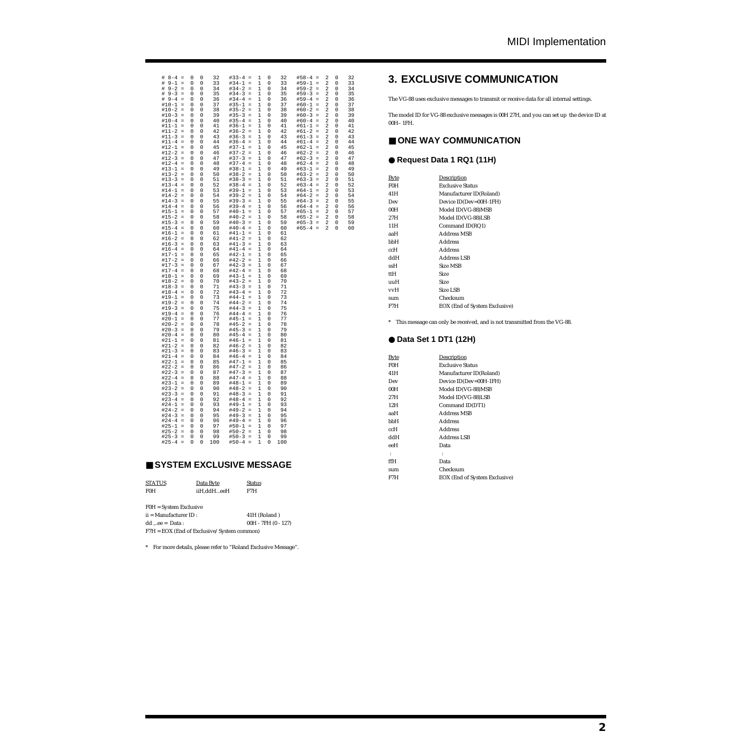```
# 8-4 =  0  0   32   #33-4 =  1  0   32   #58-4 =  2  0   32
# 9-1 =  0  0   33   #34-1 =  1  0   33   #59-1 =  2  0   33
# 9-2 =  0  0   34   #34-2 =  1  0   34   #59-2 =  2  0   34
# 9-3 =  0  0   35   #34-3 =  1  0   35   #59-3 =  2  0   35
# 9-4 =  0  0   36   #34-4 =  1  0   36   #59-4 =  2  0   36
#10-1 =  0  0   37   #35-1 =  1  0   37   #60-1 =  2  0   37
#10-2 =  0  0   38   #35-2 =  1  0   38   #60-2 =  2  0   38
#10-3 =  0  0   39   #35-3 =  1  0   39   #60-3 =  2  0   39
#10-4 =  0  0   40   #35-4 =  1  0   40   #60-4 =  2  0   40
#11-1 =  0  0   41   #36-1 =  1  0   41   #61-1 =  2  0   41
#11-2 =  0  0   42   #36-2 =  1  0   42   #61-2 =  2  0   42
#11-3 =  0  0   43   #36-3 =  1  0   43   #61-3 =  2  0   43
#11-4 =  0  0   44   #36-4 =  1  0   44   #61-4 =  2  0   44
#12-1 =  0  0   45   #37-1 =  1  0   45   #62-1 =  2  0   45
#12-2 =  0  0   46   #37-2 =  1  0   46   #62-2 =  2  0   46
#12-3 =  0  0   47   #37-3 =  1  0   47   #62-3 =  2  0   47
#12-4 =  0  0   48   #37-4 =  1  0   48   #62-4 =  2  0   48
#13-1 =  0  0   49   #38-1 =  1  0   49   #63-1 =  2  0   49
#13-2 =  0  0   50   #38-2 =  1  0   50   #63-2 =  2  0   50
#13-3 =  0  0   51   #38-3 =  1  0   51   #63-3 =  2  0   51
#13-4 =  0  0   52   #38-4 =  1  0   52   #63-4 =  2  0   52
#14-1 =  0  0   53   #39-1 =  1  0   53   #64-1 =  2  0   53
#14-2 =  0  0   54   #39-2 =  1  0   54   #64-2 =  2  0   54
#14-3 =  0  0   55   #39-3 =  1  0   55   #64-3 =  2  0   55
#14-4 =  0  0   56   #39-4 =  1  0   56   #64-4 =  2  0   56
#15-1 =  0  0   57   #40-1 =  1  0   57   #65-1 =  2  0   57
#15-2 =  0  0   58   #40-2 =  1  0   58   #65-2 =  2  0   58
#15-3 =  0  0   59   #40-3 =  1  0   59   #65-3 =  2  0   59
#15-4 =  0  0   60   #40-4 =  1  0   60   #65-4 =  2  0   60
#16-1 =  0  0   61   #41-1 =  1  0   61
#16-2 =  0  0   62   #41-2 =  1  0   62
#16-3 =  0  0   63   #41-3 =  1  0   63
#16-4 =  0  0   64   #41-4 =  1  0   64
#17-1 =  0  0   65   #42-1 =  1  0   65
#17-2 =  0  0   66   #42-2 =  1  0   66
#17-3 =  0  0   67   #42-3 =  1  0   67
#17-4 =  0  0   68   #42-4 =  1  0   68
#18-1 =  0  0   69   #43-1 =  1  0   69
#18-2 =  0  0   70   #43-2 =  1  0   70
#18-3 =  0  0   71   #43-3 =  1  0   71
#18-4 =  0  0   72   #43-4 =  1  0   72
#19-1 =  0  0   73   #44-1 =  1  0   73
#19-2 =  0  0   74   #44-2 =  1  0   74
#19-3 =  0  0   75   #44-3 =  1  0   75
#19-4 =  0  0   76   #44-4 =  1  0   76
#20-1 =  0  0   77   #45-1 =  1  0   77
#20-2 =  0  0   78   #45-2 =  1  0   78
#20-3 =  0  0   79   #45-3 =  1  0   79
#20-4 =  0  0   80   #45-4 =  1  0   80
#21-1 =  0  0   81   #46-1 =  1  0   81
#21-2 =  0  0   82   #46-2 =  1  0   82
#21-3 =  0  0   83   #46-3 =  1  0   83
#21-4 =  0  0   84   #46-4 =  1  0   84
#22-1 =  0  0   85   #47-1 =  1  0   85
#22-2 =  0  0   86   #47-2 =  1  0   86
#22-3 =  0  0   87   #47-3 =  1  0   87
#22-4 =  0  0   88   #47-4 =  1  0   88
#23-1 =  0  0   89   #48-1 =  1  0   89
#23-2 =  0  0   90   #48-2 =  1  0   90
#23-3 =  0  0   91   #48-3 =  1  0   91
#23-4 =  0  0   92   #48-4 =  1  0   92
#24-1 =  0  0   93   #49-1 =  1  0   93
#24-2 =  0  0   94   #49-2 =  1  0   94
#24-3 =  0  0   95   #49-3 =  1  0   95
#24-4 =  0  0   96   #49-4 =  1  0   96
#25-1 =  0  0   97   #50-1 =  1  0   97
#25-2 =  0  0   98   #50-2 =  1  0   98
#25-3 =  0  0   99   #50-3 =  1  0   99
#25-4 =  0  0  100   #50-4 =  1  0  100
```

## ■ SYSTEM EXCLUSIVE MESSAGE

| STATUS | Data Byte | Status |
|---|---|---|
| F0H | iiH,ddH...eeH | F7H |

F0H = System Exclusive  
ii = Manufacturer ID : 41H (Roland )  
dd ,..ee = Data : 00H - 7FH (0 - 127)  
F7H = EOX (End of Exclusive/ System common)

* For more details, please refer to "Roland Exclusive Message".

# 3. EXCLUSIVE COMMUNICATION

The VG-88 uses exclusive messages to transmit or receive data for all internal settings.

The model ID for VG-88 exclusive messages is 00H 27H, and you can set up the device ID at 00H– 1FH.

## ■ ONE WAY COMMUNICATION

### ● Request Data 1 RQ1 (11H)

| Byte | Description |
|---|---|
| F0H | Exclusive Status |
| 41H | Manufacturer ID(Roland) |
| Dev | Device ID(Dev=00H-1FH) |
| 00H | Model ID(VG-88)MSB |
| 27H | Model ID(VG-88)LSB |
| 11H | Command ID(RQ1) |
| aaH | Address MSB |
| bbH | Address |
| ccH | Address |
| ddH | Address LSB |
| ssH | Size MSB |
| ttH | Size |
| uuH | Size |
| vvH | Size LSB |
| sum | Checksum |
| F7H | EOX (End of System Exclusive) |

* This message can only be received, and is not transmitted from the VG-88.

### ● Data Set 1 DT1 (12H)

| Byte | Description |
|---|---|
| F0H | Exclusive Status |
| 41H | Manufacturer ID(Roland) |
| Dev | Device ID(Dev=00H-1FH) |
| 00H | Model ID(VG-88)MSB |
| 27H | Model ID(VG-88)LSB |
| 12H | Command ID(DT1) |
| aaH | Address MSB |
| bbH | Address |
| ccH | Address |
| ddH | Address LSB |
| eeH | Data |
| : | : |
| ffH | Data |
| sum | Checksum |
| F7H | EOX (End of System Exclusive) |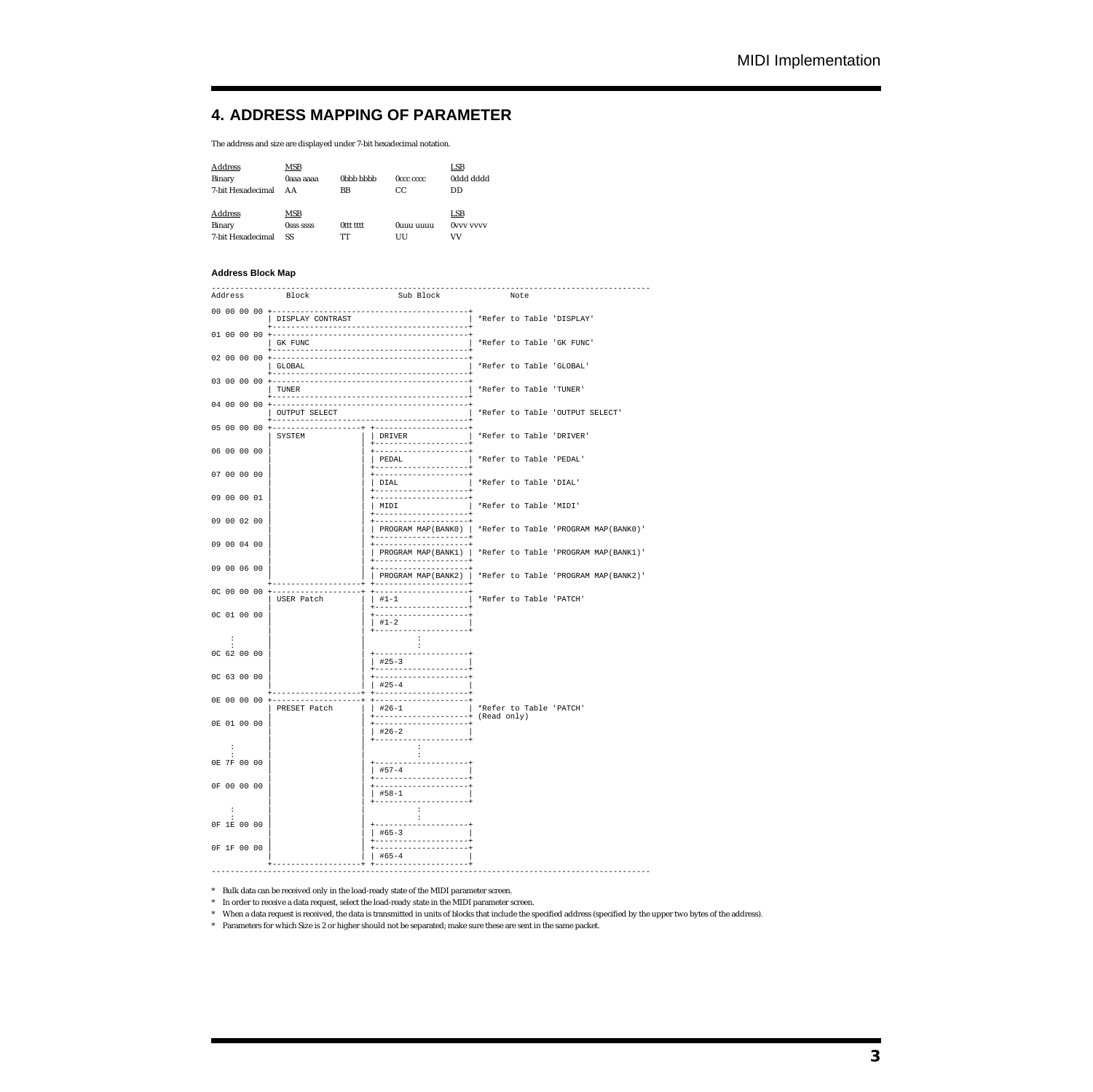## 4. ADDRESS MAPPING OF PARAMETER

The address and size are displayed under 7-bit hexadecimal notation.

| Address | MSB | | | LSB |
|---|---|---|---|---|
| Binary | 0aaa aaaa | 0bbb bbbb | 0ccc cccc | 0ddd dddd |
| 7-bit Hexadecimal | AA | BB | CC | DD |

| Address | MSB | | | LSB |
|---|---|---|---|---|
| Binary | 0sss ssss | 0ttt tttt | 0uuu uuuu | 0vvv vvvv |
| 7-bit Hexadecimal | SS | TT | UU | VV |

### Address Block Map

```
------------------------------------------------------------------------------------------
Address        Block                    Sub Block                Note

00 00 00 00 +-------------------------------------------+
            | DISPLAY CONTRAST                          | *Refer to Table 'DISPLAY'
            +-------------------------------------------+
01 00 00 00 +-------------------------------------------+
            | GK FUNC                                   | *Refer to Table 'GK FUNC'
            +-------------------------------------------+
02 00 00 00 +-------------------------------------------+
            | GLOBAL                                    | *Refer to Table 'GLOBAL'
            +-------------------------------------------+
03 00 00 00 +-------------------------------------------+
            | TUNER                                     | *Refer to Table 'TUNER'
            +-------------------------------------------+
04 00 00 00 +-------------------------------------------+
            | OUTPUT SELECT                             | *Refer to Table 'OUTPUT SELECT'
            +-------------------------------------------+
05 00 00 00 +--------------------+ +--------------------+
            | SYSTEM             | | DRIVER             | *Refer to Table 'DRIVER'
            |                    | +--------------------+
06 00 00 00 |                    | +--------------------+
            |                    | | PEDAL              | *Refer to Table 'PEDAL'
            |                    | +--------------------+
07 00 00 00 |                    | +--------------------+
            |                    | | DIAL               | *Refer to Table 'DIAL'
            |                    | +--------------------+
09 00 00 01 |                    | +--------------------+
            |                    | | MIDI               | *Refer to Table 'MIDI'
            |                    | +--------------------+
09 00 02 00 |                    | +--------------------+
            |                    | | PROGRAM MAP(BANK0) | *Refer to Table 'PROGRAM MAP(BANK0)'
            |                    | +--------------------+
09 00 04 00 |                    | +--------------------+
            |                    | | PROGRAM MAP(BANK1) | *Refer to Table 'PROGRAM MAP(BANK1)'
            |                    | +--------------------+
09 00 06 00 |                    | +--------------------+
            |                    | | PROGRAM MAP(BANK2) | *Refer to Table 'PROGRAM MAP(BANK2)'
            +--------------------+ +--------------------+
0C 00 00 00 +--------------------+ +--------------------+
            | USER Patch         | | #1-1               | *Refer to Table 'PATCH'
            |                    | +--------------------+
0C 01 00 00 |                    | +--------------------+
            |                    | | #1-2               |
            |                    | +--------------------+
     :      |                    |           :
     :      |                    |           :
0C 62 00 00 |                    | +--------------------+
            |                    | | #25-3              |
            |                    | +--------------------+
0C 63 00 00 |                    | +--------------------+
            |                    | | #25-4              |
            +--------------------+ +--------------------+
0E 00 00 00 +--------------------+ +--------------------+
            | PRESET Patch       | | #26-1              | *Refer to Table 'PATCH'
            |                    | +--------------------+ (Read only)
0E 01 00 00 |                    | +--------------------+
            |                    | | #26-2              |
            |                    | +--------------------+
     :      |                    |           :
     :      |                    |           :
0E 7F 00 00 |                    | +--------------------+
            |                    | | #57-4              |
            |                    | +--------------------+
0F 00 00 00 |                    | +--------------------+
            |                    | | #58-1              |
            |                    | +--------------------+
     :      |                    |           :
     :      |                    |           :
0F 1E 00 00 |                    | +--------------------+
            |                    | | #65-3              |
            |                    | +--------------------+
0F 1F 00 00 |                    | +--------------------+
            |                    | | #65-4              |
            +--------------------+ +--------------------+
------------------------------------------------------------------------------------------
```

* Bulk data can be received only in the load-ready state of the MIDI parameter screen.
* In order to receive a data request, select the load-ready state in the MIDI parameter screen.
* When a data request is received, the data is transmitted in units of blocks that include the specified address (specified by the upper two bytes of the address).
* Parameters for which Size is 2 or higher should not be separated; make sure these are sent in the same packet.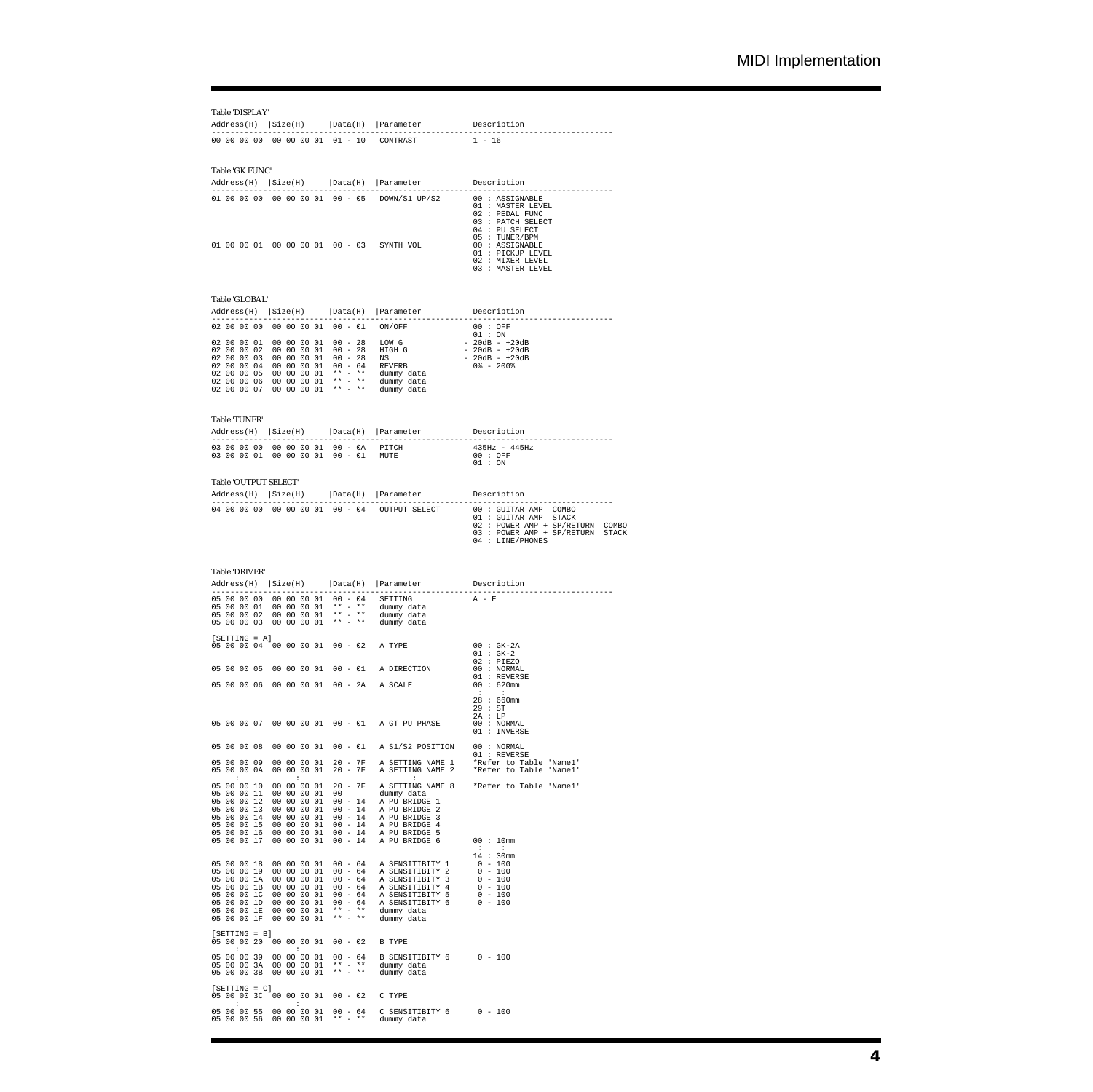Table 'DISPLAY'

| Address(H) | Size(H) | Data(H) | Parameter | Description |
|---|---|---|---|---|
| 00 00 00 00 | 00 00 00 01 | 01 - 10 | CONTRAST | 1 - 16 |

Table 'GK FUNC'

| Address(H) | Size(H) | Data(H) | Parameter | Description |
|---|---|---|---|---|
| 01 00 00 00 | 00 00 00 01 | 00 - 05 | DOWN/S1 UP/S2 | 00 : ASSIGNABLE<br>01 : MASTER LEVEL<br>02 : PEDAL FUNC<br>03 : PATCH SELECT<br>04 : PU SELECT<br>05 : TUNER/BPM |
| 01 00 00 01 | 00 00 00 01 | 00 - 03 | SYNTH VOL | 00 : ASSIGNABLE<br>01 : PICKUP LEVEL<br>02 : MIXER LEVEL<br>03 : MASTER LEVEL |

Table 'GLOBAL'

| Address(H) | Size(H) | Data(H) | Parameter | Description |
|---|---|---|---|---|
| 02 00 00 00 | 00 00 00 01 | 00 - 01 | ON/OFF | 00 : OFF<br>01 : ON |
| 02 00 00 01 | 00 00 00 01 | 00 - 28 | LOW G | - 20dB - +20dB |
| 02 00 00 02 | 00 00 00 01 | 00 - 28 | HIGH G | - 20dB - +20dB |
| 02 00 00 03 | 00 00 00 01 | 00 - 28 | NS | - 20dB - +20dB |
| 02 00 00 04 | 00 00 00 01 | 00 - 64 | REVERB | 0% - 200% |
| 02 00 00 05 | 00 00 00 01 | ** - ** | dummy data | |
| 02 00 00 06 | 00 00 00 01 | ** - ** | dummy data | |
| 02 00 00 07 | 00 00 00 01 | ** - ** | dummy data | |

Table 'TUNER'

| Address(H) | Size(H) | Data(H) | Parameter | Description |
|---|---|---|---|---|
| 03 00 00 00 | 00 00 00 01 | 00 - 0A | PITCH | 435Hz - 445Hz |
| 03 00 00 01 | 00 00 00 01 | 00 - 01 | MUTE | 00 : OFF<br>01 : ON |

Table 'OUTPUT SELECT'

| Address(H) | Size(H) | Data(H) | Parameter | Description |
|---|---|---|---|---|
| 04 00 00 00 | 00 00 00 01 | 00 - 04 | OUTPUT SELECT | 00 : GUITAR AMP COMBO<br>01 : GUITAR AMP STACK<br>02 : POWER AMP + SP/RETURN COMBO<br>03 : POWER AMP + SP/RETURN STACK<br>04 : LINE/PHONES |

Table 'DRIVER'

| Address(H) | Size(H) | Data(H) | Parameter | Description |
|---|---|---|---|---|
| 05 00 00 00 | 00 00 00 01 | 00 - 04 | SETTING | A - E |
| 05 00 00 01 | 00 00 00 01 | ** - ** | dummy data | |
| 05 00 00 02 | 00 00 00 01 | ** - ** | dummy data | |
| 05 00 00 03 | 00 00 00 01 | ** - ** | dummy data | |
| [SETTING = A] | | | | |
| 05 00 00 04 | 00 00 00 01 | 00 - 02 | A TYPE | 00 : GK-2A<br>01 : GK-2<br>02 : PIEZO |
| 05 00 00 05 | 00 00 00 01 | 00 - 01 | A DIRECTION | 00 : NORMAL<br>01 : REVERSE |
| 05 00 00 06 | 00 00 00 01 | 00 - 2A | A SCALE | 00 : 620mm<br>: :<br>28 : 660mm<br>29 : ST<br>2A : LP |
| 05 00 00 07 | 00 00 00 01 | 00 - 01 | A GT PU PHASE | 00 : NORMAL<br>01 : INVERSE |
| 05 00 00 08 | 00 00 00 01 | 00 - 01 | A S1/S2 POSITION | 00 : NORMAL<br>01 : REVERSE |
| 05 00 00 09 | 00 00 00 01 | 20 - 7F | A SETTING NAME 1 | *Refer to Table 'Name1' |
| 05 00 00 0A | 00 00 00 01 | 20 - 7F | A SETTING NAME 2 | *Refer to Table 'Name1' |
| : | : | | : | |
| 05 00 00 10 | 00 00 00 01 | 20 - 7F | A SETTING NAME 8 | *Refer to Table 'Name1' |
| 05 00 00 11 | 00 00 00 01 | 00 | dummy data | |
| 05 00 00 12 | 00 00 00 01 | 00 - 14 | A PU BRIDGE 1 | |
| 05 00 00 13 | 00 00 00 01 | 00 - 14 | A PU BRIDGE 2 | |
| 05 00 00 14 | 00 00 00 01 | 00 - 14 | A PU BRIDGE 3 | |
| 05 00 00 15 | 00 00 00 01 | 00 - 14 | A PU BRIDGE 4 | |
| 05 00 00 16 | 00 00 00 01 | 00 - 14 | A PU BRIDGE 5 | |
| 05 00 00 17 | 00 00 00 01 | 00 - 14 | A PU BRIDGE 6 | 00 : 10mm<br>: :<br>14 : 30mm |
| 05 00 00 18 | 00 00 00 01 | 00 - 64 | A SENSITIBITY 1 | 0 - 100 |
| 05 00 00 19 | 00 00 00 01 | 00 - 64 | A SENSITIBITY 2 | 0 - 100 |
| 05 00 00 1A | 00 00 00 01 | 00 - 64 | A SENSITIBITY 3 | 0 - 100 |
| 05 00 00 1B | 00 00 00 01 | 00 - 64 | A SENSITIBITY 4 | 0 - 100 |
| 05 00 00 1C | 00 00 00 01 | 00 - 64 | A SENSITIBITY 5 | 0 - 100 |
| 05 00 00 1D | 00 00 00 01 | 00 - 64 | A SENSITIBITY 6 | 0 - 100 |
| 05 00 00 1E | 00 00 00 01 | ** - ** | dummy data | |
| 05 00 00 1F | 00 00 00 01 | ** - ** | dummy data | |
| [SETTING = B] | | | | |
| 05 00 00 20 | 00 00 00 01 | 00 - 02 | B TYPE | |
| : | : | | | |
| 05 00 00 39 | 00 00 00 01 | 00 - 64 | B SENSITIBITY 6 | 0 - 100 |
| 05 00 00 3A | 00 00 00 01 | ** - ** | dummy data | |
| 05 00 00 3B | 00 00 00 01 | ** - ** | dummy data | |
| [SETTING = C] | | | | |
| 05 00 00 3C | 00 00 00 01 | 00 - 02 | C TYPE | |
| : | : | | | |
| 05 00 00 55 | 00 00 00 01 | 00 - 64 | C SENSITIBITY 6 | 0 - 100 |
| 05 00 00 56 | 00 00 00 01 | ** - ** | dummy data | |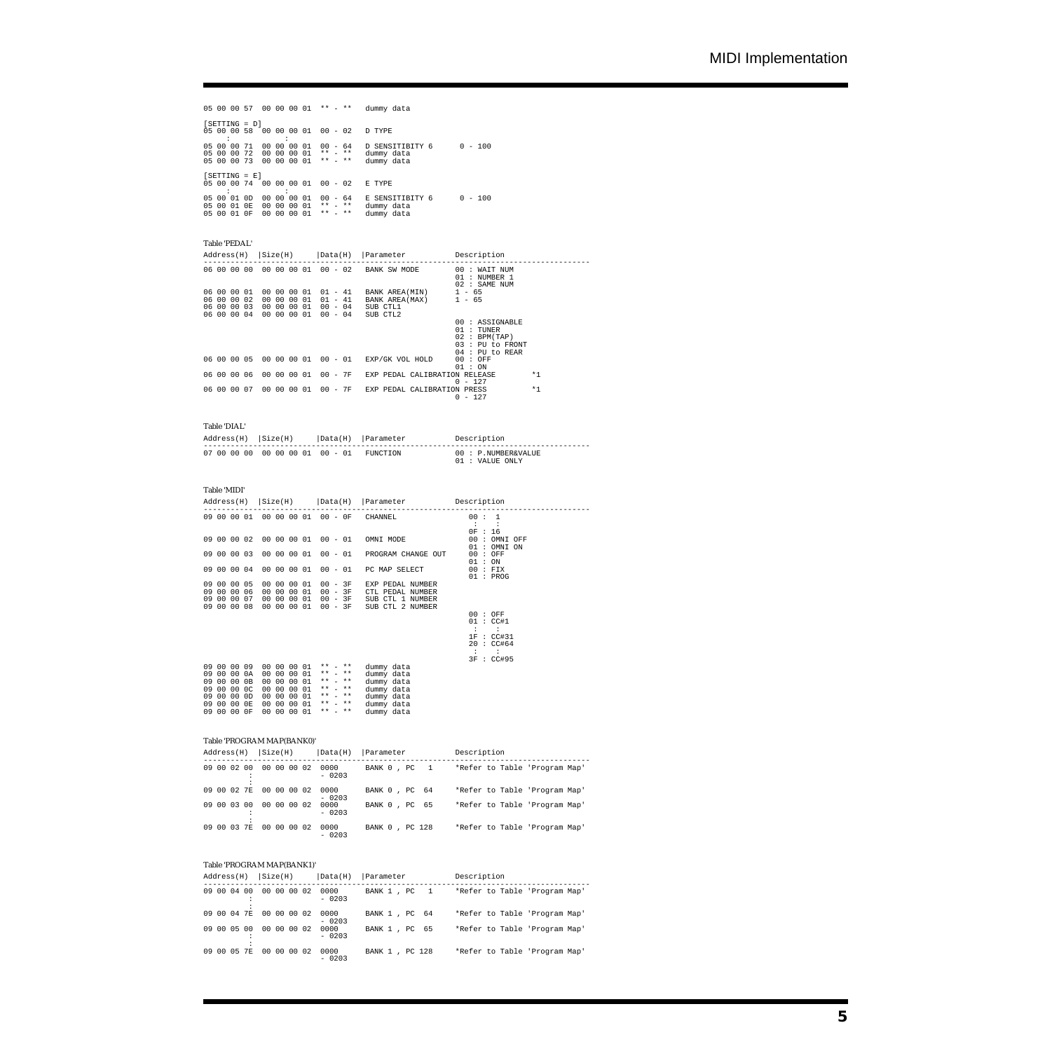```
05 00 00 57  00 00 00 01  ** - **   dummy data

[SETTING = D]
05 00 00 58  00 00 00 01  00 - 02   D TYPE
    :            :
05 00 00 71  00 00 00 01  00 - 64   D SENSITIBITY 6      0 - 100
05 00 00 72  00 00 00 01  ** - **   dummy data
05 00 00 73  00 00 00 01  ** - **   dummy data

[SETTING = E]
05 00 00 74  00 00 00 01  00 - 02   E TYPE
    :            :
05 00 01 0D  00 00 00 01  00 - 64   E SENSITIBITY 6      0 - 100
05 00 01 0E  00 00 00 01  ** - **   dummy data
05 00 01 0F  00 00 00 01  ** - **   dummy data
```

Table 'PEDAL'

```
Address(H)  |Size(H)     |Data(H)  |Parameter          Description
-------------------------------------------------------------------------------
06 00 00 00  00 00 00 01  00 - 02   BANK SW MODE        00 : WAIT NUM
                                                        01 : NUMBER 1
                                                        02 : SAME NUM
06 00 00 01  00 00 00 01  01 - 41   BANK AREA(MIN)      1 - 65
06 00 00 02  00 00 00 01  01 - 41   BANK AREA(MAX)      1 - 65
06 00 00 03  00 00 00 01  00 - 04   SUB CTL1
06 00 00 04  00 00 00 01  00 - 04   SUB CTL2
                                                        00 : ASSIGNABLE
                                                        01 : TUNER
                                                        02 : BPM(TAP)
                                                        03 : PU to FRONT
                                                        04 : PU to REAR
06 00 00 05  00 00 00 01  00 - 01   EXP/GK VOL HOLD     00 : OFF
                                                        01 : ON
06 00 00 06  00 00 00 01  00 - 7F   EXP PEDAL CALIBRATION RELEASE         *1
                                                        0 - 127
06 00 00 07  00 00 00 01  00 - 7F   EXP PEDAL CALIBRATION PRESS           *1
                                                        0 - 127
```

Table 'DIAL'

```
Address(H)  |Size(H)     |Data(H)  |Parameter          Description
-------------------------------------------------------------------------------
07 00 00 00  00 00 00 01  00 - 01   FUNCTION            00 : P.NUMBER&VALUE
                                                        01 : VALUE ONLY
```

Table 'MIDI'

```
Address(H)  |Size(H)     |Data(H)  |Parameter          Description
-------------------------------------------------------------------------------
09 00 00 01  00 00 00 01  00 - 0F   CHANNEL              00 :  1
                                                          :     :
                                                         0F : 16
09 00 00 02  00 00 00 01  00 - 01   OMNI MODE            00 : OMNI OFF
                                                         01 : OMNI ON
09 00 00 03  00 00 00 01  00 - 01   PROGRAM CHANGE OUT   00 : OFF
                                                         01 : ON
09 00 00 04  00 00 00 01  00 - 01   PC MAP SELECT        00 : FIX
                                                         01 : PROG
09 00 00 05  00 00 00 01  00 - 3F   EXP PEDAL NUMBER
09 00 00 06  00 00 00 01  00 - 3F   CTL PEDAL NUMBER
09 00 00 07  00 00 00 01  00 - 3F   SUB CTL 1 NUMBER
09 00 00 08  00 00 00 01  00 - 3F   SUB CTL 2 NUMBER
                                                        00 : OFF
                                                        01 : CC#1
                                                         :     :
                                                        1F : CC#31
                                                        20 : CC#64
                                                         :     :
                                                        3F : CC#95
09 00 00 09  00 00 00 01  ** - **   dummy data
09 00 00 0A  00 00 00 01  ** - **   dummy data
09 00 00 0B  00 00 00 01  ** - **   dummy data
09 00 00 0C  00 00 00 01  ** - **   dummy data
09 00 00 0D  00 00 00 01  ** - **   dummy data
09 00 00 0E  00 00 00 01  ** - **   dummy data
09 00 00 0F  00 00 00 01  ** - **   dummy data
```

Table 'PROGRAM MAP(BANK0)'

```
Address(H)  |Size(H)     |Data(H)  |Parameter          Description
-------------------------------------------------------------------------------
09 00 02 00  00 00 00 02  0000      BANK 0 , PC   1     *Refer to Table 'Program Map'
         :                - 0203
         :
09 00 02 7E  00 00 00 02  0000      BANK 0 , PC  64     *Refer to Table 'Program Map'
                          - 0203
09 00 03 00  00 00 00 02  0000      BANK 0 , PC  65     *Refer to Table 'Program Map'
         :                - 0203
         :
09 00 03 7E  00 00 00 02  0000      BANK 0 , PC 128     *Refer to Table 'Program Map'
                          - 0203
```

Table 'PROGRAM MAP(BANK1)'

```
Address(H)  |Size(H)     |Data(H)  |Parameter          Description
-------------------------------------------------------------------------------
09 00 04 00  00 00 00 02  0000      BANK 1 , PC   1     *Refer to Table 'Program Map'
         :                - 0203
         :
09 00 04 7E  00 00 00 02  0000      BANK 1 , PC  64     *Refer to Table 'Program Map'
                          - 0203
09 00 05 00  00 00 00 02  0000      BANK 1 , PC  65     *Refer to Table 'Program Map'
         :                - 0203
         :
09 00 05 7E  00 00 00 02  0000      BANK 1 , PC 128     *Refer to Table 'Program Map'
                          - 0203
```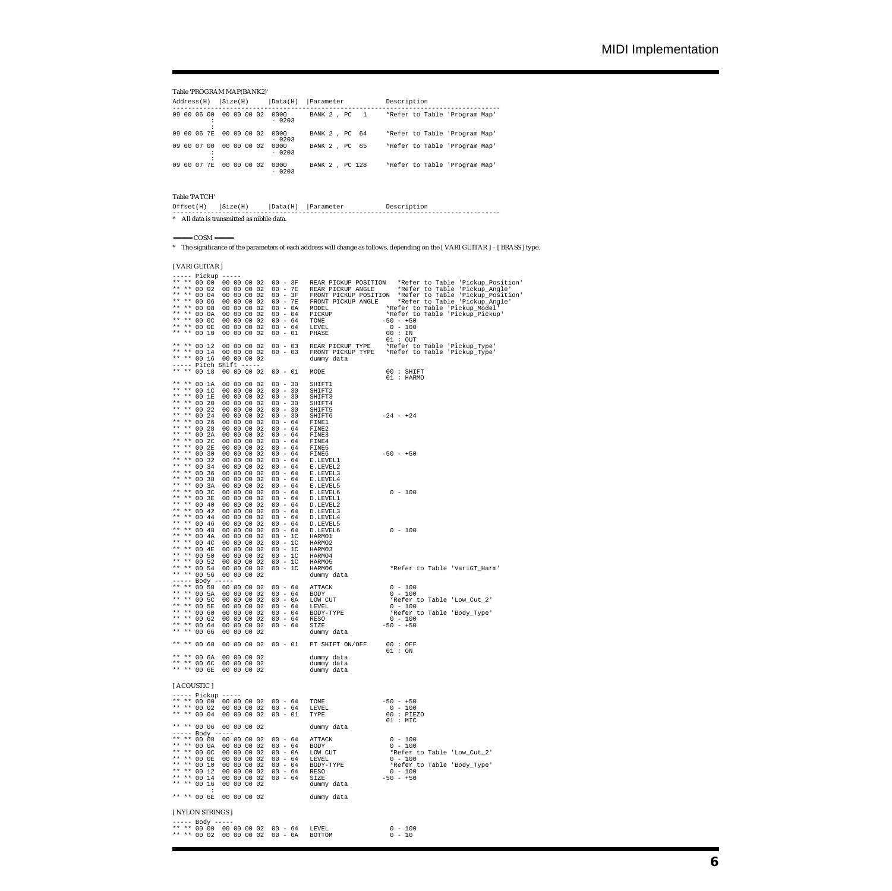Table 'PROGRAM MAP(BANK2)'

| Address(H) | Size(H) | Data(H) | Parameter | Description |
|---|---|---|---|---|
| 09 00 06 00 | 00 00 00 02 | 0000 - 0203 | BANK 2 , PC 1 | *Refer to Table 'Program Map' |
| : | | | | |
| 09 00 06 7E | 00 00 00 02 | 0000 - 0203 | BANK 2 , PC 64 | *Refer to Table 'Program Map' |
| 09 00 07 00 | 00 00 00 02 | 0000 - 0203 | BANK 2 , PC 65 | *Refer to Table 'Program Map' |
| : | | | | |
| 09 00 07 7E | 00 00 00 02 | 0000 - 0203 | BANK 2 , PC 128 | *Refer to Table 'Program Map' |

Table 'PATCH'

| Offset(H) | Size(H) | Data(H) | Parameter | Description |
|---|---|---|---|---|

* All data is transmitted as nibble data.

═══ COSM ═══

* The significance of the parameters of each address will change as follows, depending on the [ VARI GUITAR ] – [ BRASS ] type.

[ VARI GUITAR ]

| Offset(H) | Size(H) | Data(H) | Parameter | Description |
|---|---|---|---|---|
| ----- Pickup ----- | | | | |
| ** ** 00 00 | 00 00 00 02 | 00 - 3F | REAR PICKUP POSITION | *Refer to Table 'Pickup_Position' |
| ** ** 00 02 | 00 00 00 02 | 00 - 7E | REAR PICKUP ANGLE | *Refer to Table 'Pickup_Angle' |
| ** ** 00 04 | 00 00 00 02 | 00 - 3F | FRONT PICKUP POSITION | *Refer to Table 'Pickup_Position' |
| ** ** 00 06 | 00 00 00 02 | 00 - 7E | FRONT PICKUP ANGLE | *Refer to Table 'Pickup_Angle' |
| ** ** 00 08 | 00 00 00 02 | 00 - 0A | MODEL | *Refer to Table 'Pickup_Model' |
| ** ** 00 0A | 00 00 00 02 | 00 - 04 | PICKUP | *Refer to Table 'Pickup_Pickup' |
| ** ** 00 0C | 00 00 00 02 | 00 - 64 | TONE | -50 - +50 |
| ** ** 00 0E | 00 00 00 02 | 00 - 64 | LEVEL | 0 - 100 |
| ** ** 00 10 | 00 00 00 02 | 00 - 01 | PHASE | 00 : IN<br>01 : OUT |
| ** ** 00 12 | 00 00 00 02 | 00 - 03 | REAR PICKUP TYPE | *Refer to Table 'Pickup_Type' |
| ** ** 00 14 | 00 00 00 02 | 00 - 03 | FRONT PICKUP TYPE | *Refer to Table 'Pickup_Type' |
| ** ** 00 16 | 00 00 00 02 | | dummy data | |
| ----- Pitch Shift ----- | | | | |
| ** ** 00 18 | 00 00 00 02 | 00 - 01 | MODE | 00 : SHIFT<br>01 : HARMO |
| ** ** 00 1A | 00 00 00 02 | 00 - 30 | SHIFT1 | |
| ** ** 00 1C | 00 00 00 02 | 00 - 30 | SHIFT2 | |
| ** ** 00 1E | 00 00 00 02 | 00 - 30 | SHIFT3 | |
| ** ** 00 20 | 00 00 00 02 | 00 - 30 | SHIFT4 | |
| ** ** 00 22 | 00 00 00 02 | 00 - 30 | SHIFT5 | |
| ** ** 00 24 | 00 00 00 02 | 00 - 30 | SHIFT6 | -24 - +24 |
| ** ** 00 26 | 00 00 00 02 | 00 - 64 | FINE1 | |
| ** ** 00 28 | 00 00 00 02 | 00 - 64 | FINE2 | |
| ** ** 00 2A | 00 00 00 02 | 00 - 64 | FINE3 | |
| ** ** 00 2C | 00 00 00 02 | 00 - 64 | FINE4 | |
| ** ** 00 2E | 00 00 00 02 | 00 - 64 | FINE5 | |
| ** ** 00 30 | 00 00 00 02 | 00 - 64 | FINE6 | -50 - +50 |
| ** ** 00 32 | 00 00 00 02 | 00 - 64 | E.LEVEL1 | |
| ** ** 00 34 | 00 00 00 02 | 00 - 64 | E.LEVEL2 | |
| ** ** 00 36 | 00 00 00 02 | 00 - 64 | E.LEVEL3 | |
| ** ** 00 38 | 00 00 00 02 | 00 - 64 | E.LEVEL4 | |
| ** ** 00 3A | 00 00 00 02 | 00 - 64 | E.LEVEL5 | |
| ** ** 00 3C | 00 00 00 02 | 00 - 64 | E.LEVEL6 | 0 - 100 |
| ** ** 00 3E | 00 00 00 02 | 00 - 64 | D.LEVEL1 | |
| ** ** 00 40 | 00 00 00 02 | 00 - 64 | D.LEVEL2 | |
| ** ** 00 42 | 00 00 00 02 | 00 - 64 | D.LEVEL3 | |
| ** ** 00 44 | 00 00 00 02 | 00 - 64 | D.LEVEL4 | |
| ** ** 00 46 | 00 00 00 02 | 00 - 64 | D.LEVEL5 | |
| ** ** 00 48 | 00 00 00 02 | 00 - 64 | D.LEVEL6 | 0 - 100 |
| ** ** 00 4A | 00 00 00 02 | 00 - 1C | HARMO1 | |
| ** ** 00 4C | 00 00 00 02 | 00 - 1C | HARMO2 | |
| ** ** 00 4E | 00 00 00 02 | 00 - 1C | HARMO3 | |
| ** ** 00 50 | 00 00 00 02 | 00 - 1C | HARMO4 | |
| ** ** 00 52 | 00 00 00 02 | 00 - 1C | HARMO5 | |
| ** ** 00 54 | 00 00 00 02 | 00 - 1C | HARMO6 | *Refer to Table 'VariGT_Harm' |
| ** ** 00 56 | 00 00 00 02 | | dummy data | |
| ----- Body ----- | | | | |
| ** ** 00 58 | 00 00 00 02 | 00 - 64 | ATTACK | 0 - 100 |
| ** ** 00 5A | 00 00 00 02 | 00 - 64 | BODY | 0 - 100 |
| ** ** 00 5C | 00 00 00 02 | 00 - 0A | LOW CUT | *Refer to Table 'Low_Cut_2' |
| ** ** 00 5E | 00 00 00 02 | 00 - 64 | LEVEL | 0 - 100 |
| ** ** 00 60 | 00 00 00 02 | 00 - 04 | BODY-TYPE | *Refer to Table 'Body_Type' |
| ** ** 00 62 | 00 00 00 02 | 00 - 64 | RESO | 0 - 100 |
| ** ** 00 64 | 00 00 00 02 | 00 - 64 | SIZE | -50 - +50 |
| ** ** 00 66 | 00 00 00 02 | | dummy data | |
| ** ** 00 68 | 00 00 00 02 | 00 - 01 | PT SHIFT ON/OFF | 00 : OFF<br>01 : ON |
| ** ** 00 6A | 00 00 00 02 | | dummy data | |
| ** ** 00 6C | 00 00 00 02 | | dummy data | |
| ** ** 00 6E | 00 00 00 02 | | dummy data | |

[ ACOUSTIC ]

| Offset(H) | Size(H) | Data(H) | Parameter | Description |
|---|---|---|---|---|
| ----- Pickup ----- | | | | |
| ** ** 00 00 | 00 00 00 02 | 00 - 64 | TONE | -50 - +50 |
| ** ** 00 02 | 00 00 00 02 | 00 - 64 | LEVEL | 0 - 100 |
| ** ** 00 04 | 00 00 00 02 | 00 - 01 | TYPE | 00 : PIEZO<br>01 : MIC |
| ** ** 00 06 | 00 00 00 02 | | dummy data | |
| ----- Body ----- | | | | |
| ** ** 00 08 | 00 00 00 02 | 00 - 64 | ATTACK | 0 - 100 |
| ** ** 00 0A | 00 00 00 02 | 00 - 64 | BODY | 0 - 100 |
| ** ** 00 0C | 00 00 00 02 | 00 - 0A | LOW CUT | *Refer to Table 'Low_Cut_2' |
| ** ** 00 0E | 00 00 00 02 | 00 - 64 | LEVEL | 0 - 100 |
| ** ** 00 10 | 00 00 00 02 | 00 - 04 | BODY-TYPE | *Refer to Table 'Body_Type' |
| ** ** 00 12 | 00 00 00 02 | 00 - 64 | RESO | 0 - 100 |
| ** ** 00 14 | 00 00 00 02 | 00 - 64 | SIZE | -50 - +50 |
| ** ** 00 16 | 00 00 00 02 | | dummy data | |
| : | | | | |
| ** ** 00 6E | 00 00 00 02 | | dummy data | |

[ NYLON STRINGS ]

| Offset(H) | Size(H) | Data(H) | Parameter | Description |
|---|---|---|---|---|
| ----- Body ----- | | | | |
| ** ** 00 00 | 00 00 00 02 | 00 - 64 | LEVEL | 0 - 100 |
| ** ** 00 02 | 00 00 00 02 | 00 - 0A | BOTTOM | 0 - 10 |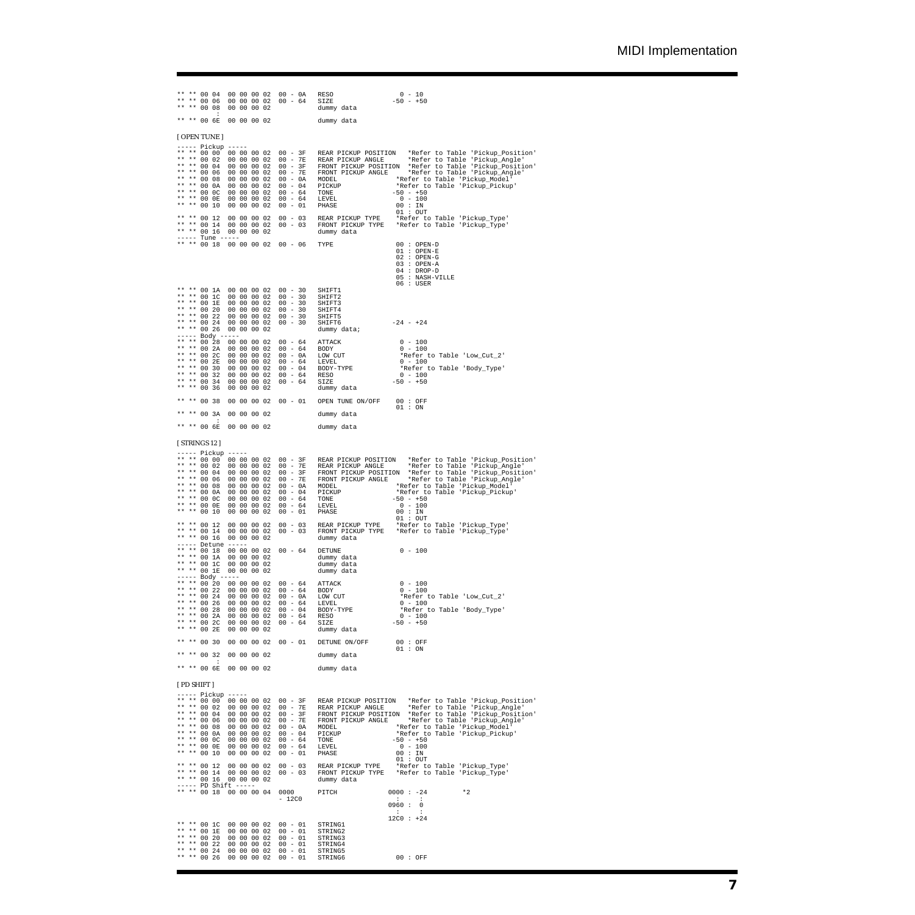```
** ** 00 04  00 00 00 02  00 - 0A   RESO                  0 - 10
** ** 00 06  00 00 00 02  00 - 64   SIZE                -50 - +50
** ** 00 08  00 00 00 02            dummy data
        :
** ** 00 6E  00 00 00 02            dummy data
```

[ OPEN TUNE ]

```
----- Pickup -----
** ** 00 00  00 00 00 02  00 - 3F   REAR PICKUP POSITION   *Refer to Table 'Pickup_Position'
** ** 00 02  00 00 00 02  00 - 7E   REAR PICKUP ANGLE       *Refer to Table 'Pickup_Angle'
** ** 00 04  00 00 00 02  00 - 3F   FRONT PICKUP POSITION  *Refer to Table 'Pickup_Position'
** ** 00 06  00 00 00 02  00 - 7E   FRONT PICKUP ANGLE      *Refer to Table 'Pickup_Angle'
** ** 00 08  00 00 00 02  00 - 0A   MODEL                  *Refer to Table 'Pickup_Model'
** ** 00 0A  00 00 00 02  00 - 04   PICKUP                 *Refer to Table 'Pickup_Pickup'
** ** 00 0C  00 00 00 02  00 - 64   TONE                 -50 - +50
** ** 00 0E  00 00 00 02  00 - 64   LEVEL                  0 - 100
** ** 00 10  00 00 00 02  00 - 01   PHASE                 00 : IN
                                                          01 : OUT
** ** 00 12  00 00 00 02  00 - 03   REAR PICKUP TYPE       *Refer to Table 'Pickup_Type'
** ** 00 14  00 00 00 02  00 - 03   FRONT PICKUP TYPE      *Refer to Table 'Pickup_Type'
** ** 00 16  00 00 00 02            dummy data
----- Tune -----
** ** 00 18  00 00 00 02  00 - 06   TYPE                  00 : OPEN-D
                                                          01 : OPEN-E
                                                          02 : OPEN-G
                                                          03 : OPEN-A
                                                          04 : DROP-D
                                                          05 : NASH-VILLE
                                                          06 : USER
** ** 00 1A  00 00 00 02  00 - 30   SHIFT1
** ** 00 1C  00 00 00 02  00 - 30   SHIFT2
** ** 00 1E  00 00 00 02  00 - 30   SHIFT3
** ** 00 20  00 00 00 02  00 - 30   SHIFT4
** ** 00 22  00 00 00 02  00 - 30   SHIFT5
** ** 00 24  00 00 00 02  00 - 30   SHIFT6              -24 - +24
** ** 00 26  00 00 00 02            dummy data;
----- Body -----
** ** 00 28  00 00 00 02  00 - 64   ATTACK                 0 - 100
** ** 00 2A  00 00 00 02  00 - 64   BODY                   0 - 100
** ** 00 2C  00 00 00 02  00 - 0A   LOW CUT                *Refer to Table 'Low_Cut_2'
** ** 00 2E  00 00 00 02  00 - 64   LEVEL                  0 - 100
** ** 00 30  00 00 00 02  00 - 04   BODY-TYPE              *Refer to Table 'Body_Type'
** ** 00 32  00 00 00 02  00 - 64   RESO                   0 - 100
** ** 00 34  00 00 00 02  00 - 64   SIZE                 -50 - +50
** ** 00 36  00 00 00 02            dummy data

** ** 00 38  00 00 00 02  00 - 01   OPEN TUNE ON/OFF      00 : OFF
                                                          01 : ON
** ** 00 3A  00 00 00 02            dummy data
        :
** ** 00 6E  00 00 00 02            dummy data
```

[ STRINGS12 ]

```
----- Pickup -----
** ** 00 00  00 00 00 02  00 - 3F   REAR PICKUP POSITION   *Refer to Table 'Pickup_Position'
** ** 00 02  00 00 00 02  00 - 7E   REAR PICKUP ANGLE       *Refer to Table 'Pickup_Angle'
** ** 00 04  00 00 00 02  00 - 3F   FRONT PICKUP POSITION  *Refer to Table 'Pickup_Position'
** ** 00 06  00 00 00 02  00 - 7E   FRONT PICKUP ANGLE      *Refer to Table 'Pickup_Angle'
** ** 00 08  00 00 00 02  00 - 0A   MODEL                  *Refer to Table 'Pickup_Model'
** ** 00 0A  00 00 00 02  00 - 04   PICKUP                 *Refer to Table 'Pickup_Pickup'
** ** 00 0C  00 00 00 02  00 - 64   TONE                 -50 - +50
** ** 00 0E  00 00 00 02  00 - 64   LEVEL                  0 - 100
** ** 00 10  00 00 00 02  00 - 01   PHASE                 00 : IN
                                                          01 : OUT
** ** 00 12  00 00 00 02  00 - 03   REAR PICKUP TYPE       *Refer to Table 'Pickup_Type'
** ** 00 14  00 00 00 02  00 - 03   FRONT PICKUP TYPE      *Refer to Table 'Pickup_Type'
** ** 00 16  00 00 00 02            dummy data
----- Detune -----
** ** 00 18  00 00 00 02  00 - 64   DETUNE                 0 - 100
** ** 00 1A  00 00 00 02            dummy data
** ** 00 1C  00 00 00 02            dummy data
** ** 00 1E  00 00 00 02            dummy data
----- Body -----
** ** 00 20  00 00 00 02  00 - 64   ATTACK                 0 - 100
** ** 00 22  00 00 00 02  00 - 64   BODY                   0 - 100
** ** 00 24  00 00 00 02  00 - 0A   LOW CUT                *Refer to Table 'Low_Cut_2'
** ** 00 26  00 00 00 02  00 - 64   LEVEL                  0 - 100
** ** 00 28  00 00 00 02  00 - 04   BODY-TYPE              *Refer to Table 'Body_Type'
** ** 00 2A  00 00 00 02  00 - 64   RESO                   0 - 100
** ** 00 2C  00 00 00 02  00 - 64   SIZE                 -50 - +50
** ** 00 2E  00 00 00 02            dummy data

** ** 00 30  00 00 00 02  00 - 01   DETUNE ON/OFF         00 : OFF
                                                          01 : ON
** ** 00 32  00 00 00 02            dummy data
        :
** ** 00 6E  00 00 00 02            dummy data
```

[ PD SHIFT ]

```
----- Pickup -----
** ** 00 00  00 00 00 02  00 - 3F   REAR PICKUP POSITION   *Refer to Table 'Pickup_Position'
** ** 00 02  00 00 00 02  00 - 7E   REAR PICKUP ANGLE       *Refer to Table 'Pickup_Angle'
** ** 00 04  00 00 00 02  00 - 3F   FRONT PICKUP POSITION  *Refer to Table 'Pickup_Position'
** ** 00 06  00 00 00 02  00 - 7E   FRONT PICKUP ANGLE      *Refer to Table 'Pickup_Angle'
** ** 00 08  00 00 00 02  00 - 0A   MODEL                  *Refer to Table 'Pickup_Model'
** ** 00 0A  00 00 00 02  00 - 04   PICKUP                 *Refer to Table 'Pickup_Pickup'
** ** 00 0C  00 00 00 02  00 - 64   TONE                 -50 - +50
** ** 00 0E  00 00 00 02  00 - 64   LEVEL                  0 - 100
** ** 00 10  00 00 00 02  00 - 01   PHASE                 00 : IN
                                                          01 : OUT
** ** 00 12  00 00 00 02  00 - 03   REAR PICKUP TYPE       *Refer to Table 'Pickup_Type'
** ** 00 14  00 00 00 02  00 - 03   FRONT PICKUP TYPE      *Refer to Table 'Pickup_Type'
** ** 00 16  00 00 00 02            dummy data
----- PD Shift -----
** ** 00 18  00 00 00 04  0000      PITCH               0000 : -24        *2
                          - 12C0                          :    :
                                                        0960 :  0
                                                          :    :
                                                        12C0 : +24
** ** 00 1C  00 00 00 02  00 - 01   STRING1
** ** 00 1E  00 00 00 02  00 - 01   STRING2
** ** 00 20  00 00 00 02  00 - 01   STRING3
** ** 00 22  00 00 00 02  00 - 01   STRING4
** ** 00 24  00 00 00 02  00 - 01   STRING5
** ** 00 26  00 00 00 02  00 - 01   STRING6               00 : OFF
```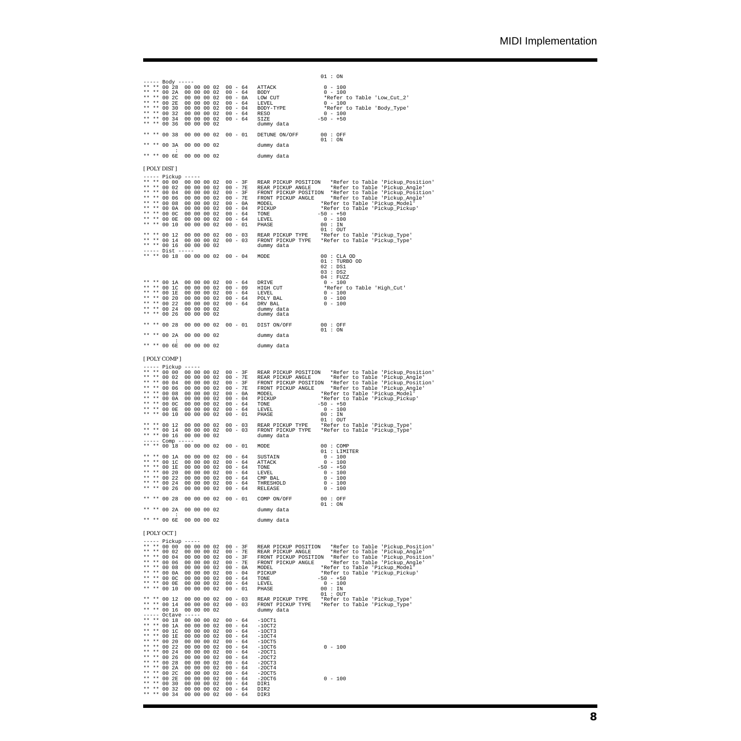```
                                                                01 : ON
----- Body -----
** ** 00 28  00 00 00 02  00 - 64   ATTACK              0 - 100
** ** 00 2A  00 00 00 02  00 - 64   BODY                0 - 100
** ** 00 2C  00 00 00 02  00 - 0A   LOW CUT             *Refer to Table 'Low_Cut_2'
** ** 00 2E  00 00 00 02  00 - 64   LEVEL               0 - 100
** ** 00 30  00 00 00 02  00 - 04   BODY-TYPE           *Refer to Table 'Body_Type'
** ** 00 32  00 00 00 02  00 - 64   RESO                0 - 100
** ** 00 34  00 00 00 02  00 - 64   SIZE              -50 - +50
** ** 00 36  00 00 00 02            dummy data

** ** 00 38  00 00 00 02  00 - 01   DETUNE ON/OFF      00 : OFF
                                                       01 : ON
** ** 00 3A  00 00 00 02            dummy data
          :
** ** 00 6E  00 00 00 02            dummy data
```

[ POLY DIST ]

```
----- Pickup -----
** ** 00 00  00 00 00 02  00 - 3F   REAR PICKUP POSITION   *Refer to Table 'Pickup_Position'
** ** 00 02  00 00 00 02  00 - 7E   REAR PICKUP ANGLE      *Refer to Table 'Pickup_Angle'
** ** 00 04  00 00 00 02  00 - 3F   FRONT PICKUP POSITION  *Refer to Table 'Pickup_Position'
** ** 00 06  00 00 00 02  00 - 7E   FRONT PICKUP ANGLE     *Refer to Table 'Pickup_Angle'
** ** 00 08  00 00 00 02  00 - 0A   MODEL               *Refer to Table 'Pickup_Model'
** ** 00 0A  00 00 00 02  00 - 04   PICKUP              *Refer to Table 'Pickup_Pickup'
** ** 00 0C  00 00 00 02  00 - 64   TONE              -50 - +50
** ** 00 0E  00 00 00 02  00 - 64   LEVEL               0 - 100
** ** 00 10  00 00 00 02  00 - 01   PHASE              00 : IN
                                                       01 : OUT
** ** 00 12  00 00 00 02  00 - 03   REAR PICKUP TYPE    *Refer to Table 'Pickup_Type'
** ** 00 14  00 00 00 02  00 - 03   FRONT PICKUP TYPE   *Refer to Table 'Pickup_Type'
** ** 00 16  00 00 00 02            dummy data
----- Dist -----
** ** 00 18  00 00 00 02  00 - 04   MODE               00 : CLA OD
                                                       01 : TURBO OD
                                                       02 : DS1
                                                       03 : DS2
                                                       04 : FUZZ
** ** 00 1A  00 00 00 02  00 - 64   DRIVE               0 - 100
** ** 00 1C  00 00 00 02  00 - 09   HIGH CUT            *Refer to Table 'High_Cut'
** ** 00 1E  00 00 00 02  00 - 64   LEVEL               0 - 100
** ** 00 20  00 00 00 02  00 - 64   POLY BAL            0 - 100
** ** 00 22  00 00 00 02  00 - 64   DRV BAL             0 - 100
** ** 00 24  00 00 00 02            dummy data
** ** 00 26  00 00 00 02            dummy data

** ** 00 28  00 00 00 02  00 - 01   DIST ON/OFF        00 : OFF
                                                       01 : ON
** ** 00 2A  00 00 00 02            dummy data
          :
** ** 00 6E  00 00 00 02            dummy data
```

[ POLY COMP ]

```
----- Pickup -----
** ** 00 00  00 00 00 02  00 - 3F   REAR PICKUP POSITION   *Refer to Table 'Pickup_Position'
** ** 00 02  00 00 00 02  00 - 7E   REAR PICKUP ANGLE      *Refer to Table 'Pickup_Angle'
** ** 00 04  00 00 00 02  00 - 3F   FRONT PICKUP POSITION  *Refer to Table 'Pickup_Position'
** ** 00 06  00 00 00 02  00 - 7E   FRONT PICKUP ANGLE     *Refer to Table 'Pickup_Angle'
** ** 00 08  00 00 00 02  00 - 0A   MODEL               *Refer to Table 'Pickup_Model'
** ** 00 0A  00 00 00 02  00 - 04   PICKUP              *Refer to Table 'Pickup_Pickup'
** ** 00 0C  00 00 00 02  00 - 64   TONE              -50 - +50
** ** 00 0E  00 00 00 02  00 - 64   LEVEL               0 - 100
** ** 00 10  00 00 00 02  00 - 01   PHASE              00 : IN
                                                       01 : OUT
** ** 00 12  00 00 00 02  00 - 03   REAR PICKUP TYPE    *Refer to Table 'Pickup_Type'
** ** 00 14  00 00 00 02  00 - 03   FRONT PICKUP TYPE   *Refer to Table 'Pickup_Type'
** ** 00 16  00 00 00 02            dummy data
----- Comp -----
** ** 00 18  00 00 00 02  00 - 01   MODE               00 : COMP
                                                       01 : LIMITER
** ** 00 1A  00 00 00 02  00 - 64   SUSTAIN             0 - 100
** ** 00 1C  00 00 00 02  00 - 64   ATTACK              0 - 100
** ** 00 1E  00 00 00 02  00 - 64   TONE              -50 - +50
** ** 00 20  00 00 00 02  00 - 64   LEVEL               0 - 100
** ** 00 22  00 00 00 02  00 - 64   CMP BAL             0 - 100
** ** 00 24  00 00 00 02  00 - 64   THRESHOLD           0 - 100
** ** 00 26  00 00 00 02  00 - 64   RELEASE             0 - 100

** ** 00 28  00 00 00 02  00 - 01   COMP ON/OFF        00 : OFF
                                                       01 : ON
** ** 00 2A  00 00 00 02            dummy data
          :
** ** 00 6E  00 00 00 02            dummy data
```

[ POLY OCT ]

```
----- Pickup -----
** ** 00 00  00 00 00 02  00 - 3F   REAR PICKUP POSITION   *Refer to Table 'Pickup_Position'
** ** 00 02  00 00 00 02  00 - 7E   REAR PICKUP ANGLE      *Refer to Table 'Pickup_Angle'
** ** 00 04  00 00 00 02  00 - 3F   FRONT PICKUP POSITION  *Refer to Table 'Pickup_Position'
** ** 00 06  00 00 00 02  00 - 7E   FRONT PICKUP ANGLE     *Refer to Table 'Pickup_Angle'
** ** 00 08  00 00 00 02  00 - 0A   MODEL               *Refer to Table 'Pickup_Model'
** ** 00 0A  00 00 00 02  00 - 04   PICKUP              *Refer to Table 'Pickup_Pickup'
** ** 00 0C  00 00 00 02  00 - 64   TONE              -50 - +50
** ** 00 0E  00 00 00 02  00 - 64   LEVEL               0 - 100
** ** 00 10  00 00 00 02  00 - 01   PHASE              00 : IN
                                                       01 : OUT
** ** 00 12  00 00 00 02  00 - 03   REAR PICKUP TYPE    *Refer to Table 'Pickup_Type'
** ** 00 14  00 00 00 02  00 - 03   FRONT PICKUP TYPE   *Refer to Table 'Pickup_Type'
** ** 00 16  00 00 00 02            dummy data
----- Octave -----
** ** 00 18  00 00 00 02  00 - 64   -1OCT1
** ** 00 1A  00 00 00 02  00 - 64   -1OCT2
** ** 00 1C  00 00 00 02  00 - 64   -1OCT3
** ** 00 1E  00 00 00 02  00 - 64   -1OCT4
** ** 00 20  00 00 00 02  00 - 64   -1OCT5
** ** 00 22  00 00 00 02  00 - 64   -1OCT6              0 - 100
** ** 00 24  00 00 00 02  00 - 64   -2OCT1
** ** 00 26  00 00 00 02  00 - 64   -2OCT2
** ** 00 28  00 00 00 02  00 - 64   -2OCT3
** ** 00 2A  00 00 00 02  00 - 64   -2OCT4
** ** 00 2C  00 00 00 02  00 - 64   -2OCT5
** ** 00 2E  00 00 00 02  00 - 64   -2OCT6              0 - 100
** ** 00 30  00 00 00 02  00 - 64   DIR1
** ** 00 32  00 00 00 02  00 - 64   DIR2
** ** 00 34  00 00 00 02  00 - 64   DIR3
```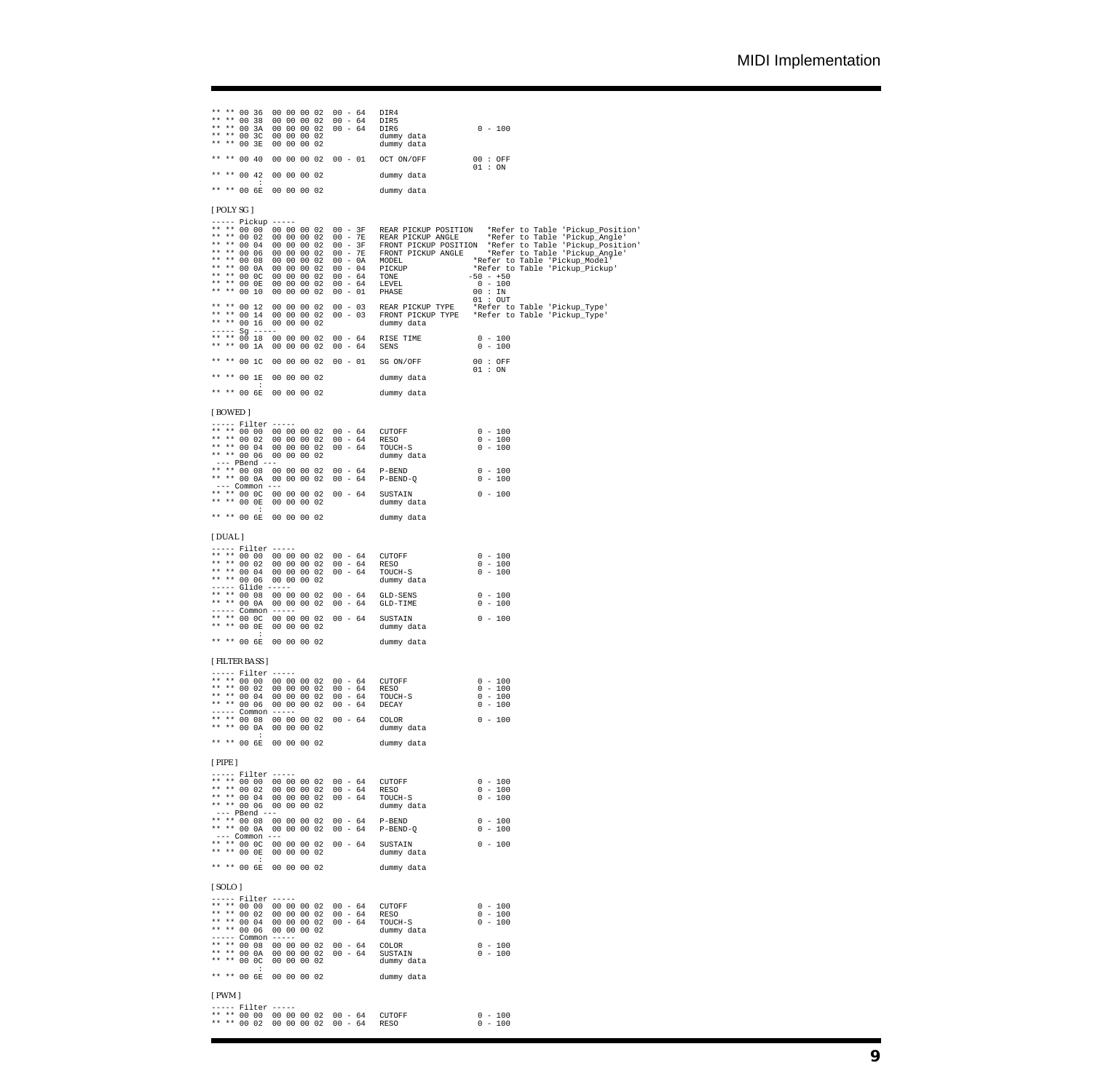```
** ** 00 36  00 00 00 02  00 - 64   DIR4
** ** 00 38  00 00 00 02  00 - 64   DIR5
** ** 00 3A  00 00 00 02  00 - 64   DIR6                 0 - 100
** ** 00 3C  00 00 00 02            dummy data
** ** 00 3E  00 00 00 02            dummy data

** ** 00 40  00 00 00 02  00 - 01   OCT ON/OFF          00 : OFF
                                                        01 : ON
** ** 00 42  00 00 00 02            dummy data
        :
** ** 00 6E  00 00 00 02            dummy data
```

[ POLY SG ]

```
----- Pickup -----
** ** 00 00  00 00 00 02  00 - 3F   REAR PICKUP POSITION   *Refer to Table 'Pickup_Position'
** ** 00 02  00 00 00 02  00 - 7E   REAR PICKUP ANGLE      *Refer to Table 'Pickup_Angle'
** ** 00 04  00 00 00 02  00 - 3F   FRONT PICKUP POSITION  *Refer to Table 'Pickup_Position'
** ** 00 06  00 00 00 02  00 - 7E   FRONT PICKUP ANGLE     *Refer to Table 'Pickup_Angle'
** ** 00 08  00 00 00 02  00 - 0A   MODEL                *Refer to Table 'Pickup_Model'
** ** 00 0A  00 00 00 02  00 - 04   PICKUP               *Refer to Table 'Pickup_Pickup'
** ** 00 0C  00 00 00 02  00 - 64   TONE                -50 - +50
** ** 00 0E  00 00 00 02  00 - 64   LEVEL                0 - 100
** ** 00 10  00 00 00 02  00 - 01   PHASE               00 : IN
                                                        01 : OUT
** ** 00 12  00 00 00 02  00 - 03   REAR PICKUP TYPE    *Refer to Table 'Pickup_Type'
** ** 00 14  00 00 00 02  00 - 03   FRONT PICKUP TYPE   *Refer to Table 'Pickup_Type'
** ** 00 16  00 00 00 02            dummy data
----- Sg -----
** ** 00 18  00 00 00 02  00 - 64   RISE TIME            0 - 100
** ** 00 1A  00 00 00 02  00 - 64   SENS                 0 - 100

** ** 00 1C  00 00 00 02  00 - 01   SG ON/OFF           00 : OFF
                                                        01 : ON
** ** 00 1E  00 00 00 02            dummy data
        :
** ** 00 6E  00 00 00 02            dummy data
```

[ BOWED ]

```
----- Filter -----
** ** 00 00  00 00 00 02  00 - 64   CUTOFF               0 - 100
** ** 00 02  00 00 00 02  00 - 64   RESO                 0 - 100
** ** 00 04  00 00 00 02  00 - 64   TOUCH-S              0 - 100
** ** 00 06  00 00 00 02            dummy data
 --- PBend ---
** ** 00 08  00 00 00 02  00 - 64   P-BEND               0 - 100
** ** 00 0A  00 00 00 02  00 - 64   P-BEND-Q             0 - 100
 --- Common ---
** ** 00 0C  00 00 00 02  00 - 64   SUSTAIN              0 - 100
** ** 00 0E  00 00 00 02            dummy data
        :
** ** 00 6E  00 00 00 02            dummy data
```

[ DUAL ]

```
----- Filter -----
** ** 00 00  00 00 00 02  00 - 64   CUTOFF               0 - 100
** ** 00 02  00 00 00 02  00 - 64   RESO                 0 - 100
** ** 00 04  00 00 00 02  00 - 64   TOUCH-S              0 - 100
** ** 00 06  00 00 00 02            dummy data
----- Glide -----
** ** 00 08  00 00 00 02  00 - 64   GLD-SENS             0 - 100
** ** 00 0A  00 00 00 02  00 - 64   GLD-TIME             0 - 100
----- Common -----
** ** 00 0C  00 00 00 02  00 - 64   SUSTAIN              0 - 100
** ** 00 0E  00 00 00 02            dummy data
        :
** ** 00 6E  00 00 00 02            dummy data
```

[ FILTER BASS ]

```
----- Filter -----
** ** 00 00  00 00 00 02  00 - 64   CUTOFF               0 - 100
** ** 00 02  00 00 00 02  00 - 64   RESO                 0 - 100
** ** 00 04  00 00 00 02  00 - 64   TOUCH-S              0 - 100
** ** 00 06  00 00 00 02  00 - 64   DECAY                0 - 100
----- Common -----
** ** 00 08  00 00 00 02  00 - 64   COLOR                0 - 100
** ** 00 0A  00 00 00 02            dummy data
        :
** ** 00 6E  00 00 00 02            dummy data
```

[ PIPE ]

```
----- Filter -----
** ** 00 00  00 00 00 02  00 - 64   CUTOFF               0 - 100
** ** 00 02  00 00 00 02  00 - 64   RESO                 0 - 100
** ** 00 04  00 00 00 02  00 - 64   TOUCH-S              0 - 100
** ** 00 06  00 00 00 02            dummy data
 --- PBend ---
** ** 00 08  00 00 00 02  00 - 64   P-BEND               0 - 100
** ** 00 0A  00 00 00 02  00 - 64   P-BEND-Q             0 - 100
 --- Common ---
** ** 00 0C  00 00 00 02  00 - 64   SUSTAIN              0 - 100
** ** 00 0E  00 00 00 02            dummy data
        :
** ** 00 6E  00 00 00 02            dummy data
```

[ SOLO ]

```
----- Filter -----
** ** 00 00  00 00 00 02  00 - 64   CUTOFF               0 - 100
** ** 00 02  00 00 00 02  00 - 64   RESO                 0 - 100
** ** 00 04  00 00 00 02  00 - 64   TOUCH-S              0 - 100
** ** 00 06  00 00 00 02            dummy data
----- Common -----
** ** 00 08  00 00 00 02  00 - 64   COLOR                0 - 100
** ** 00 0A  00 00 00 02  00 - 64   SUSTAIN              0 - 100
** ** 00 0C  00 00 00 02            dummy data
        :
** ** 00 6E  00 00 00 02            dummy data
```

[ PWM ]

```
----- Filter -----
** ** 00 00  00 00 00 02  00 - 64   CUTOFF               0 - 100
** ** 00 02  00 00 00 02  00 - 64   RESO                 0 - 100
```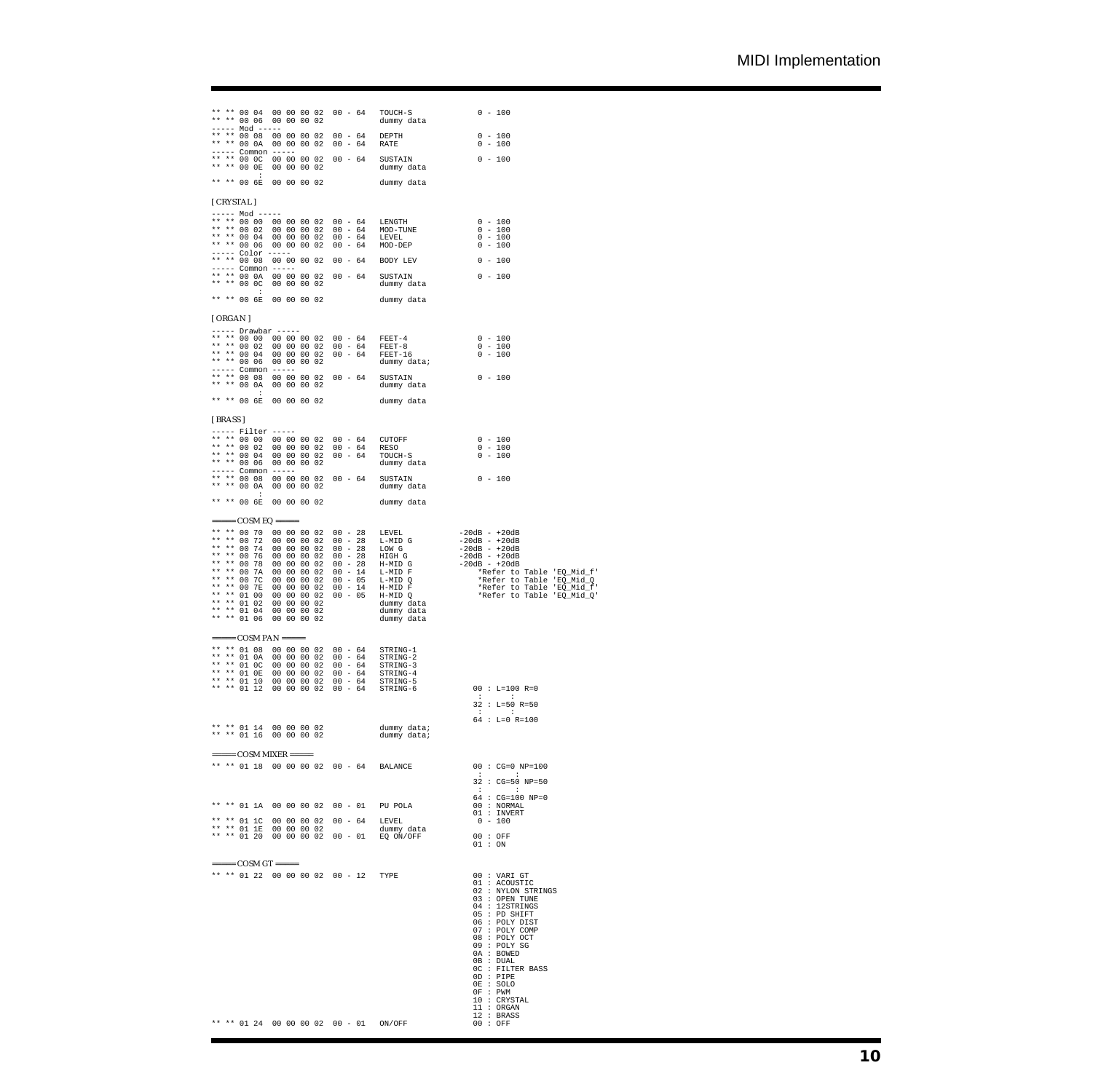```
** ** 00 04  00 00 00 02  00 - 64   TOUCH-S              0 - 100
** ** 00 06  00 00 00 02            dummy data
----- Mod -----
** ** 00 08  00 00 00 02  00 - 64   DEPTH                0 - 100
** ** 00 0A  00 00 00 02  00 - 64   RATE                 0 - 100
----- Common -----
** ** 00 0C  00 00 00 02  00 - 64   SUSTAIN              0 - 100
** ** 00 0E  00 00 00 02            dummy data
          :
** ** 00 6E  00 00 00 02            dummy data
```

[ CRYSTAL ]

```
----- Mod -----
** ** 00 00  00 00 00 02  00 - 64   LENGTH               0 - 100
** ** 00 02  00 00 00 02  00 - 64   MOD-TUNE             0 - 100
** ** 00 04  00 00 00 02  00 - 64   LEVEL                0 - 100
** ** 00 06  00 00 00 02  00 - 64   MOD-DEP              0 - 100
----- Color -----
** ** 00 08  00 00 00 02  00 - 64   BODY LEV             0 - 100
----- Common -----
** ** 00 0A  00 00 00 02  00 - 64   SUSTAIN              0 - 100
** ** 00 0C  00 00 00 02            dummy data
          :
** ** 00 6E  00 00 00 02            dummy data
```

[ ORGAN ]

```
----- Drawbar -----
** ** 00 00  00 00 00 02  00 - 64   FEET-4               0 - 100
** ** 00 02  00 00 00 02  00 - 64   FEET-8               0 - 100
** ** 00 04  00 00 00 02  00 - 64   FEET-16              0 - 100
** ** 00 06  00 00 00 02            dummy data;
----- Common -----
** ** 00 08  00 00 00 02  00 - 64   SUSTAIN              0 - 100
** ** 00 0A  00 00 00 02            dummy data
          :
** ** 00 6E  00 00 00 02            dummy data
```

[ BRASS ]

```
----- Filter -----
** ** 00 00  00 00 00 02  00 - 64   CUTOFF               0 - 100
** ** 00 02  00 00 00 02  00 - 64   RESO                 0 - 100
** ** 00 04  00 00 00 02  00 - 64   TOUCH-S              0 - 100
** ** 00 06  00 00 00 02            dummy data
----- Common -----
** ** 00 08  00 00 00 02  00 - 64   SUSTAIN              0 - 100
** ** 00 0A  00 00 00 02            dummy data
          :
** ** 00 6E  00 00 00 02            dummy data
```

═══ COSM EQ ═══

```
** ** 00 70  00 00 00 02  00 - 28   LEVEL            -20dB - +20dB
** ** 00 72  00 00 00 02  00 - 28   L-MID G          -20dB - +20dB
** ** 00 74  00 00 00 02  00 - 28   LOW G            -20dB - +20dB
** ** 00 76  00 00 00 02  00 - 28   HIGH G           -20dB - +20dB
** ** 00 78  00 00 00 02  00 - 28   H-MID G          -20dB - +20dB
** ** 00 7A  00 00 00 02  00 - 14   L-MID F              *Refer to Table 'EQ_Mid_f'
** ** 00 7C  00 00 00 02  00 - 05   L-MID Q              *Refer to Table 'EQ_Mid_Q'
** ** 00 7E  00 00 00 02  00 - 14   H-MID F              *Refer to Table 'EQ_Mid_f'
** ** 01 00  00 00 00 02  00 - 05   H-MID Q              *Refer to Table 'EQ_Mid_Q'
** ** 01 02  00 00 00 02            dummy data
** ** 01 04  00 00 00 02            dummy data
** ** 01 06  00 00 00 02            dummy data
```

═══ COSM PAN ═══

```
** ** 01 08  00 00 00 02  00 - 64   STRING-1
** ** 01 0A  00 00 00 02  00 - 64   STRING-2
** ** 01 0C  00 00 00 02  00 - 64   STRING-3
** ** 01 0E  00 00 00 02  00 - 64   STRING-4
** ** 01 10  00 00 00 02  00 - 64   STRING-5
** ** 01 12  00 00 00 02  00 - 64   STRING-6             00 : L=100 R=0
                                                          :       :
                                                         32 : L=50 R=50
                                                          :       :
                                                         64 : L=0 R=100
** ** 01 14  00 00 00 02            dummy data;
** ** 01 16  00 00 00 02            dummy data;
```

═══ COSM MIXER ═══

```
** ** 01 18  00 00 00 02  00 - 64   BALANCE              00 : CG=0 NP=100
                                                          :       :
                                                         32 : CG=50 NP=50
                                                          :       :
                                                         64 : CG=100 NP=0
** ** 01 1A  00 00 00 02  00 - 01   PU POLA              00 : NORMAL
                                                         01 : INVERT
** ** 01 1C  00 00 00 02  00 - 64   LEVEL                 0 - 100
** ** 01 1E  00 00 00 02            dummy data
** ** 01 20  00 00 00 02  00 - 01   EQ ON/OFF            00 : OFF
                                                         01 : ON
```

═══ COSM GT ═══

```
** ** 01 22  00 00 00 02  00 - 12   TYPE                 00 : VARI GT
                                                         01 : ACOUSTIC
                                                         02 : NYLON STRINGS
                                                         03 : OPEN TUNE
                                                         04 : 12STRINGS
                                                         05 : PD SHIFT
                                                         06 : POLY DIST
                                                         07 : POLY COMP
                                                         08 : POLY OCT
                                                         09 : POLY SG
                                                         0A : BOWED
                                                         0B : DUAL
                                                         0C : FILTER BASS
                                                         0D : PIPE
                                                         0E : SOLO
                                                         0F : PWM
                                                         10 : CRYSTAL
                                                         11 : ORGAN
                                                         12 : BRASS
** ** 01 24  00 00 00 02  00 - 01   ON/OFF               00 : OFF
```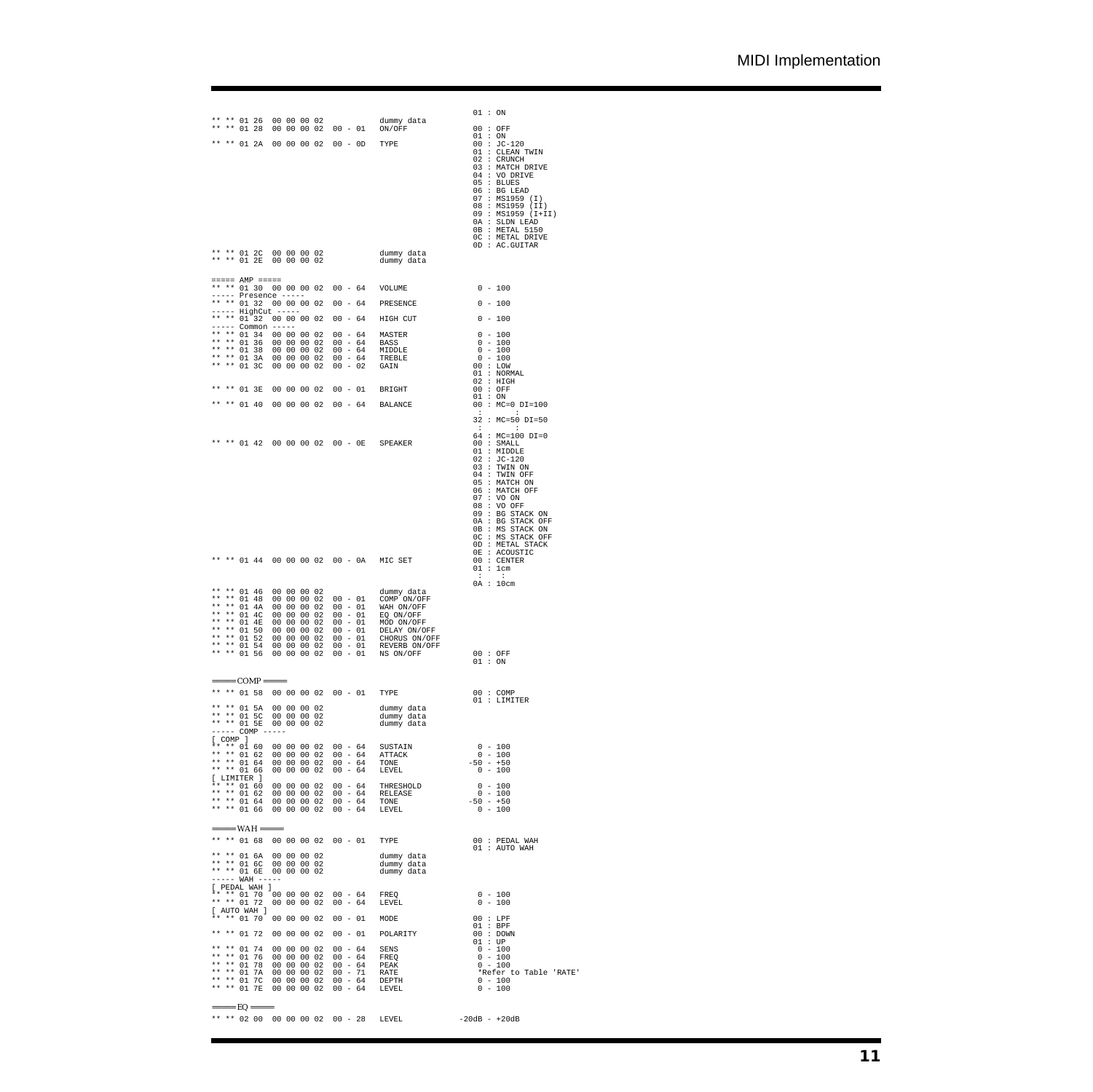```
                                                          01 : ON
** ** 01 26  00 00 00 02             dummy data
** ** 01 28  00 00 00 02  00 - 01   ON/OFF               00 : OFF
                                                          01 : ON
** ** 01 2A  00 00 00 02  00 - 0D   TYPE                 00 : JC-120
                                                          01 : CLEAN TWIN
                                                          02 : CRUNCH
                                                          03 : MATCH DRIVE
                                                          04 : VO DRIVE
                                                          05 : BLUES
                                                          06 : BG LEAD
                                                          07 : MS1959 (I)
                                                          08 : MS1959 (II)
                                                          09 : MS1959 (I+II)
                                                          0A : SLDN LEAD
                                                          0B : METAL 5150
                                                          0C : METAL DRIVE
                                                          0D : AC.GUITAR
** ** 01 2C  00 00 00 02             dummy data
** ** 01 2E  00 00 00 02             dummy data

===== AMP =====
** ** 01 30  00 00 00 02  00 - 64   VOLUME                0 - 100
----- Presence -----
** ** 01 32  00 00 00 02  00 - 64   PRESENCE              0 - 100
----- HighCut -----
** ** 01 32  00 00 00 02  00 - 64   HIGH CUT              0 - 100
----- Common -----
** ** 01 34  00 00 00 02  00 - 64   MASTER                0 - 100
** ** 01 36  00 00 00 02  00 - 64   BASS                  0 - 100
** ** 01 38  00 00 00 02  00 - 64   MIDDLE                0 - 100
** ** 01 3A  00 00 00 02  00 - 64   TREBLE                0 - 100
** ** 01 3C  00 00 00 02  00 - 02   GAIN                 00 : LOW
                                                          01 : NORMAL
                                                          02 : HIGH
** ** 01 3E  00 00 00 02  00 - 01   BRIGHT               00 : OFF
                                                          01 : ON
** ** 01 40  00 00 00 02  00 - 64   BALANCE              00 : MC=0 DI=100
                                                           :      :
                                                          32 : MC=50 DI=50
                                                           :      :
                                                          64 : MC=100 DI=0
** ** 01 42  00 00 00 02  00 - 0E   SPEAKER              00 : SMALL
                                                          01 : MIDDLE
                                                          02 : JC-120
                                                          03 : TWIN ON
                                                          04 : TWIN OFF
                                                          05 : MATCH ON
                                                          06 : MATCH OFF
                                                          07 : VO ON
                                                          08 : VO OFF
                                                          09 : BG STACK ON
                                                          0A : BG STACK OFF
                                                          0B : MS STACK ON
                                                          0C : MS STACK OFF
                                                          0D : METAL STACK
                                                          0E : ACOUSTIC
** ** 01 44  00 00 00 02  00 - 0A   MIC SET              00 : CENTER
                                                          01 : 1cm
                                                           :    :
                                                          0A : 10cm
** ** 01 46  00 00 00 02             dummy data
** ** 01 48  00 00 00 02  00 - 01   COMP ON/OFF
** ** 01 4A  00 00 00 02  00 - 01   WAH ON/OFF
** ** 01 4C  00 00 00 02  00 - 01   EQ ON/OFF
** ** 01 4E  00 00 00 02  00 - 01   MOD ON/OFF
** ** 01 50  00 00 00 02  00 - 01   DELAY ON/OFF
** ** 01 52  00 00 00 02  00 - 01   CHORUS ON/OFF
** ** 01 54  00 00 00 02  00 - 01   REVERB ON/OFF
** ** 01 56  00 00 00 02  00 - 01   NS ON/OFF            00 : OFF
                                                          01 : ON

===== COMP =====
** ** 01 58  00 00 00 02  00 - 01   TYPE                 00 : COMP
                                                          01 : LIMITER
** ** 01 5A  00 00 00 02             dummy data
** ** 01 5C  00 00 00 02             dummy data
** ** 01 5E  00 00 00 02             dummy data
----- COMP -----
[ COMP ]
** ** 01 60  00 00 00 02  00 - 64   SUSTAIN               0 - 100
** ** 01 62  00 00 00 02  00 - 64   ATTACK                0 - 100
** ** 01 64  00 00 00 02  00 - 64   TONE                -50 - +50
** ** 01 66  00 00 00 02  00 - 64   LEVEL                 0 - 100
[ LIMITER ]
** ** 01 60  00 00 00 02  00 - 64   THRESHOLD             0 - 100
** ** 01 62  00 00 00 02  00 - 64   RELEASE               0 - 100
** ** 01 64  00 00 00 02  00 - 64   TONE                -50 - +50
** ** 01 66  00 00 00 02  00 - 64   LEVEL                 0 - 100

===== WAH =====
** ** 01 68  00 00 00 02  00 - 01   TYPE                 00 : PEDAL WAH
                                                          01 : AUTO WAH
** ** 01 6A  00 00 00 02             dummy data
** ** 01 6C  00 00 00 02             dummy data
** ** 01 6E  00 00 00 02             dummy data
----- WAH -----
[ PEDAL WAH ]
** ** 01 70  00 00 00 02  00 - 64   FREQ                  0 - 100
** ** 01 72  00 00 00 02  00 - 64   LEVEL                 0 - 100
[ AUTO WAH ]
** ** 01 70  00 00 00 02  00 - 01   MODE                 00 : LPF
                                                          01 : BPF
** ** 01 72  00 00 00 02  00 - 01   POLARITY             00 : DOWN
                                                          01 : UP
** ** 01 74  00 00 00 02  00 - 64   SENS                  0 - 100
** ** 01 76  00 00 00 02  00 - 64   FREQ                  0 - 100
** ** 01 78  00 00 00 02  00 - 64   PEAK                  0 - 100
** ** 01 7A  00 00 00 02  00 - 71   RATE                  *Refer to Table 'RATE'
** ** 01 7C  00 00 00 02  00 - 64   DEPTH                 0 - 100
** ** 01 7E  00 00 00 02  00 - 64   LEVEL                 0 - 100

===== EQ =====
** ** 02 00  00 00 00 02  00 - 28   LEVEL               -20dB - +20dB
```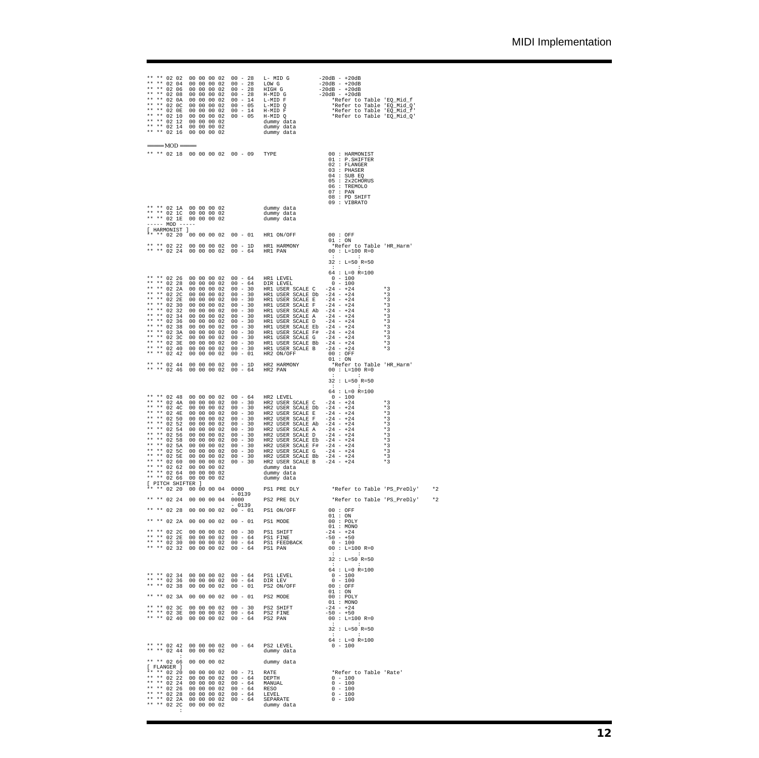```
** ** 02 02  00 00 00 02  00 - 28   L- MID G          -20dB - +20dB
** ** 02 04  00 00 00 02  00 - 28   LOW G             -20dB - +20dB
** ** 02 06  00 00 00 02  00 - 28   HIGH G            -20dB - +20dB
** ** 02 08  00 00 00 02  00 - 28   H-MID G           -20dB - +20dB
** ** 02 0A  00 00 00 02  00 - 14   L-MID F               *Refer to Table 'EQ_Mid_f
** ** 02 0C  00 00 00 02  00 - 05   L-MID Q               *Refer to Table 'EQ_Mid_Q'
** ** 02 0E  00 00 00 02  00 - 14   H-MID F               *Refer to Table 'EQ_Mid_f'
** ** 02 10  00 00 00 02  00 - 05   H-MID Q               *Refer to Table 'EQ_Mid_Q'
** ** 02 12  00 00 00 02            dummy data
** ** 02 14  00 00 00 02            dummy data
** ** 02 16  00 00 00 02            dummy data

═══ MOD ═══
** ** 02 18  00 00 00 02  00 - 09   TYPE               00 : HARMONIST
                                                       01 : P.SHIFTER
                                                       02 : FLANGER
                                                       03 : PHASER
                                                       04 : SUB EQ
                                                       05 : 2x2CHORUS
                                                       06 : TREMOLO
                                                       07 : PAN
                                                       08 : PD SHIFT
                                                       09 : VIBRATO
** ** 02 1A  00 00 00 02            dummy data
** ** 02 1C  00 00 00 02            dummy data
** ** 02 1E  00 00 00 02            dummy data
----- MOD -----
[ HARMONIST ]
** ** 02 20  00 00 00 02  00 - 01   HR1 ON/OFF         00 : OFF
                                                       01 : ON
** ** 02 22  00 00 00 02  00 - 1D   HR1 HARMONY         *Refer to Table 'HR_Harm'
** ** 02 24  00 00 00 02  00 - 64   HR1 PAN            00 : L=100 R=0
                                                        :       :
                                                       32 : L=50 R=50
                                                        :       :
                                                       64 : L=0 R=100
** ** 02 26  00 00 00 02  00 - 64   HR1 LEVEL           0 - 100
** ** 02 28  00 00 00 02  00 - 64   DIR LEVEL           0 - 100
** ** 02 2A  00 00 00 02  00 - 30   HR1 USER SCALE C   -24 - +24          *3
** ** 02 2C  00 00 00 02  00 - 30   HR1 USER SCALE Db  -24 - +24          *3
** ** 02 2E  00 00 00 02  00 - 30   HR1 USER SCALE E   -24 - +24          *3
** ** 02 30  00 00 00 02  00 - 30   HR1 USER SCALE F   -24 - +24          *3
** ** 02 32  00 00 00 02  00 - 30   HR1 USER SCALE Ab  -24 - +24          *3
** ** 02 34  00 00 00 02  00 - 30   HR1 USER SCALE A   -24 - +24          *3
** ** 02 36  00 00 00 02  00 - 30   HR1 USER SCALE D   -24 - +24          *3
** ** 02 38  00 00 00 02  00 - 30   HR1 USER SCALE Eb  -24 - +24          *3
** ** 02 3A  00 00 00 02  00 - 30   HR1 USER SCALE F#  -24 - +24          *3
** ** 02 3C  00 00 00 02  00 - 30   HR1 USER SCALE G   -24 - +24          *3
** ** 02 3E  00 00 00 02  00 - 30   HR1 USER SCALE Bb  -24 - +24          *3
** ** 02 40  00 00 00 02  00 - 30   HR1 USER SCALE B   -24 - +24          *3
** ** 02 42  00 00 00 02  00 - 01   HR2 ON/OFF         00 : OFF
                                                       01 : ON
** ** 02 44  00 00 00 02  00 - 1D   HR2 HARMONY         *Refer to Table 'HR_Harm'
** ** 02 46  00 00 00 02  00 - 64   HR2 PAN            00 : L=100 R=0
                                                        :       :
                                                       32 : L=50 R=50
                                                        :       :
                                                       64 : L=0 R=100
** ** 02 48  00 00 00 02  00 - 64   HR2 LEVEL           0 - 100
** ** 02 4A  00 00 00 02  00 - 30   HR2 USER SCALE C   -24 - +24          *3
** ** 02 4C  00 00 00 02  00 - 30   HR2 USER SCALE Db  -24 - +24          *3
** ** 02 4E  00 00 00 02  00 - 30   HR2 USER SCALE E   -24 - +24          *3
** ** 02 50  00 00 00 02  00 - 30   HR2 USER SCALE F   -24 - +24          *3
** ** 02 52  00 00 00 02  00 - 30   HR2 USER SCALE Ab  -24 - +24          *3
** ** 02 54  00 00 00 02  00 - 30   HR2 USER SCALE A   -24 - +24          *3
** ** 02 56  00 00 00 02  00 - 30   HR2 USER SCALE D   -24 - +24          *3
** ** 02 58  00 00 00 02  00 - 30   HR2 USER SCALE Eb  -24 - +24          *3
** ** 02 5A  00 00 00 02  00 - 30   HR2 USER SCALE F#  -24 - +24          *3
** ** 02 5C  00 00 00 02  00 - 30   HR2 USER SCALE G   -24 - +24          *3
** ** 02 5E  00 00 00 02  00 - 30   HR2 USER SCALE Bb  -24 - +24          *3
** ** 02 60  00 00 00 02  00 - 30   HR2 USER SCALE B   -24 - +24          *3
** ** 02 62  00 00 00 02            dummy data
** ** 02 64  00 00 00 02            dummy data
** ** 02 66  00 00 00 02            dummy data
[ PITCH SHIFTER ]
** ** 02 20  00 00 00 04  0000      PS1 PRE DLY         *Refer to Table 'PS_PreDly'    *2
                          - 0139
** ** 02 24  00 00 00 04  0000      PS2 PRE DLY         *Refer to Table 'PS_PreDly'    *2
                          - 0139
** ** 02 28  00 00 00 02  00 - 01   PS1 ON/OFF         00 : OFF
                                                       01 : ON
** ** 02 2A  00 00 00 02  00 - 01   PS1 MODE           00 : POLY
                                                       01 : MONO
** ** 02 2C  00 00 00 02  00 - 30   PS1 SHIFT         -24 - +24
** ** 02 2E  00 00 00 02  00 - 64   PS1 FINE          -50 - +50
** ** 02 30  00 00 00 02  00 - 64   PS1 FEEDBACK        0 - 100
** ** 02 32  00 00 00 02  00 - 64   PS1 PAN            00 : L=100 R=0
                                                        :       :
                                                       32 : L=50 R=50
                                                        :       :
                                                       64 : L=0 R=100
** ** 02 34  00 00 00 02  00 - 64   PS1 LEVEL           0 - 100
** ** 02 36  00 00 00 02  00 - 64   DIR LEV             0 - 100
** ** 02 38  00 00 00 02  00 - 01   PS2 ON/OFF         00 : OFF
                                                       01 : ON
** ** 02 3A  00 00 00 02  00 - 01   PS2 MODE           00 : POLY
                                                       01 : MONO
** ** 02 3C  00 00 00 02  00 - 30   PS2 SHIFT         -24 - +24
** ** 02 3E  00 00 00 02  00 - 64   PS2 FINE          -50 - +50
** ** 02 40  00 00 00 02  00 - 64   PS2 PAN            00 : L=100 R=0
                                                        :       :
                                                       32 : L=50 R=50
                                                        :       :
                                                       64 : L=0 R=100
** ** 02 42  00 00 00 02  00 - 64   PS2 LEVEL           0 - 100
** ** 02 44  00 00 00 02            dummy data
        :
** ** 02 66  00 00 00 02            dummy data
[ FLANGER ]
** ** 02 20  00 00 00 02  00 - 71   RATE                *Refer to Table 'Rate'
** ** 02 22  00 00 00 02  00 - 64   DEPTH               0 - 100
** ** 02 24  00 00 00 02  00 - 64   MANUAL              0 - 100
** ** 02 26  00 00 00 02  00 - 64   RESO                0 - 100
** ** 02 28  00 00 00 02  00 - 64   LEVEL               0 - 100
** ** 02 2A  00 00 00 02  00 - 64   SEPARATE            0 - 100
** ** 02 2C  00 00 00 02            dummy data
        :
```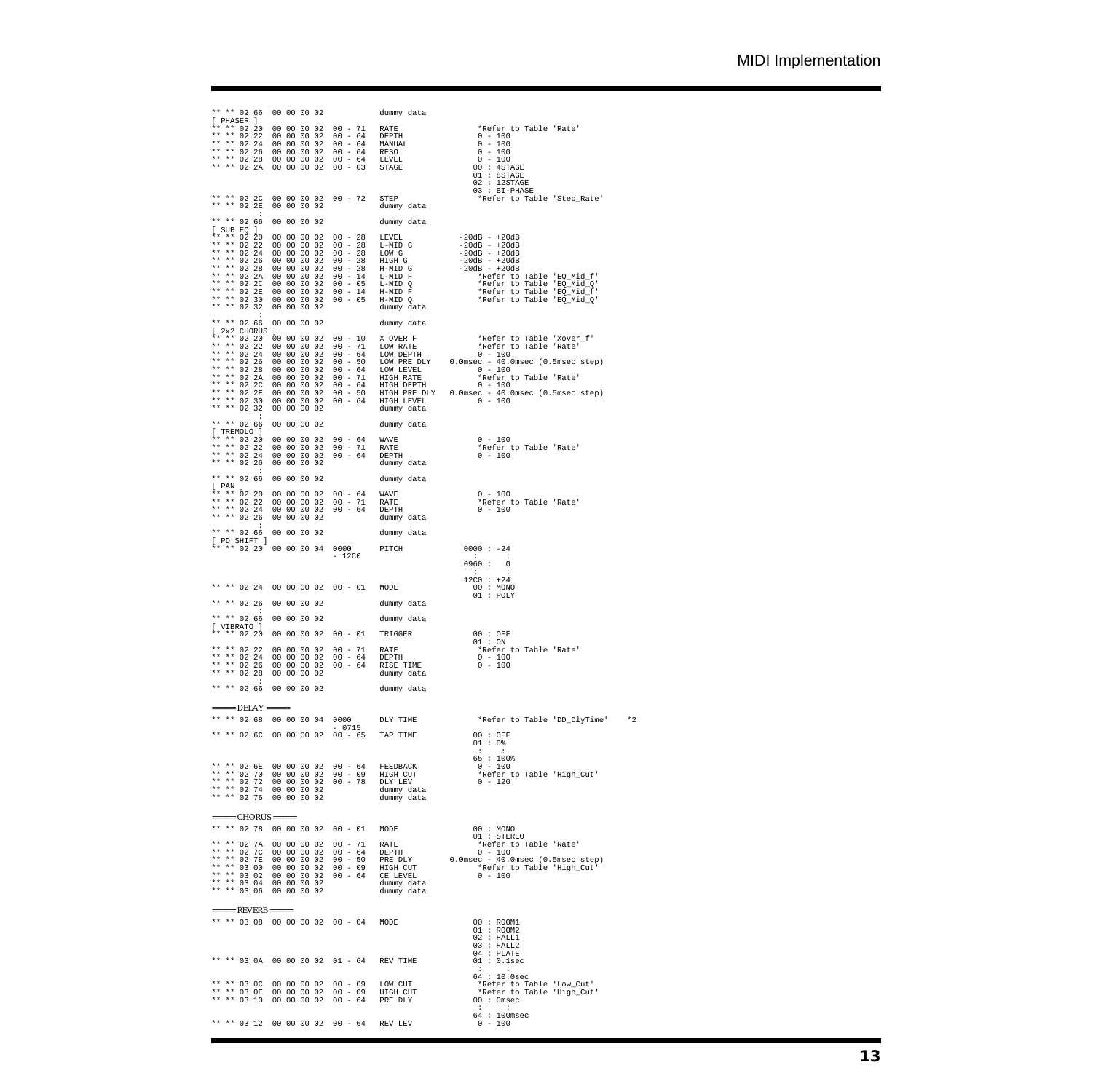```
** ** 02 66  00 00 00 02              dummy data
[ PHASER ]
** ** 02 20  00 00 00 02  00 - 71     RATE               *Refer to Table 'Rate'
** ** 02 22  00 00 00 02  00 - 64     DEPTH              0 - 100
** ** 02 24  00 00 00 02  00 - 64     MANUAL             0 - 100
** ** 02 26  00 00 00 02  00 - 64     RESO               0 - 100
** ** 02 28  00 00 00 02  00 - 64     LEVEL              0 - 100
** ** 02 2A  00 00 00 02  00 - 03     STAGE             00 : 4STAGE
                                                        01 : 8STAGE
                                                        02 : 12STAGE
                                                        03 : BI-PHASE
** ** 02 2C  00 00 00 02  00 - 72     STEP               *Refer to Table 'Step_Rate'
** ** 02 2E  00 00 00 02              dummy data
        :
** ** 02 66  00 00 00 02              dummy data
[ SUB EQ ]
** ** 02 20  00 00 00 02  00 - 28     LEVEL           -20dB - +20dB
** ** 02 22  00 00 00 02  00 - 28     L-MID G         -20dB - +20dB
** ** 02 24  00 00 00 02  00 - 28     LOW G           -20dB - +20dB
** ** 02 26  00 00 00 02  00 - 28     HIGH G          -20dB - +20dB
** ** 02 28  00 00 00 02  00 - 28     H-MID G         -20dB - +20dB
** ** 02 2A  00 00 00 02  00 - 14     L-MID F            *Refer to Table 'EQ_Mid_f'
** ** 02 2C  00 00 00 02  00 - 05     L-MID Q            *Refer to Table 'EQ_Mid_Q'
** ** 02 2E  00 00 00 02  00 - 14     H-MID F            *Refer to Table 'EQ_Mid_f'
** ** 02 30  00 00 00 02  00 - 05     H-MID Q            *Refer to Table 'EQ_Mid_Q'
** ** 02 32  00 00 00 02              dummy data
        :
** ** 02 66  00 00 00 02              dummy data
[ 2x2 CHORUS ]
** ** 02 20  00 00 00 02  00 - 10     X OVER F           *Refer to Table 'Xover_f'
** ** 02 22  00 00 00 02  00 - 71     LOW RATE           *Refer to Table 'Rate'
** ** 02 24  00 00 00 02  00 - 64     LOW DEPTH          0 - 100
** ** 02 26  00 00 00 02  00 - 50     LOW PRE DLY     0.0msec - 40.0msec (0.5msec step)
** ** 02 28  00 00 00 02  00 - 64     LOW LEVEL          0 - 100
** ** 02 2A  00 00 00 02  00 - 71     HIGH RATE          *Refer to Table 'Rate'
** ** 02 2C  00 00 00 02  00 - 64     HIGH DEPTH         0 - 100
** ** 02 2E  00 00 00 02  00 - 50     HIGH PRE DLY    0.0msec - 40.0msec (0.5msec step)
** ** 02 30  00 00 00 02  00 - 64     HIGH LEVEL         0 - 100
** ** 02 32  00 00 00 02              dummy data
        :
** ** 02 66  00 00 00 02              dummy data
[ TREMOLO ]
** ** 02 20  00 00 00 02  00 - 64     WAVE               0 - 100
** ** 02 22  00 00 00 02  00 - 71     RATE               *Refer to Table 'Rate'
** ** 02 24  00 00 00 02  00 - 64     DEPTH              0 - 100
** ** 02 26  00 00 00 02              dummy data
        :
** ** 02 66  00 00 00 02              dummy data
[ PAN ]
** ** 02 20  00 00 00 02  00 - 64     WAVE               0 - 100
** ** 02 22  00 00 00 02  00 - 71     RATE               *Refer to Table 'Rate'
** ** 02 24  00 00 00 02  00 - 64     DEPTH              0 - 100
** ** 02 26  00 00 00 02              dummy data
        :
** ** 02 66  00 00 00 02              dummy data
[ PD SHIFT ]
** ** 02 20  00 00 00 04  0000        PITCH             0000 : -24
                          - 12C0                          :      :
                                                        0960 :   0
                                                          :      :
                                                        12C0 : +24
** ** 02 24  00 00 00 02  00 - 01     MODE              00 : MONO
                                                        01 : POLY
** ** 02 26  00 00 00 02              dummy data
        :
** ** 02 66  00 00 00 02              dummy data
[ VIBRATO ]
** ** 02 20  00 00 00 02  00 - 01     TRIGGER           00 : OFF
                                                        01 : ON
** ** 02 22  00 00 00 02  00 - 71     RATE               *Refer to Table 'Rate'
** ** 02 24  00 00 00 02  00 - 64     DEPTH              0 - 100
** ** 02 26  00 00 00 02  00 - 64     RISE TIME          0 - 100
** ** 02 28  00 00 00 02              dummy data
        :
** ** 02 66  00 00 00 02              dummy data

=====DELAY=====
** ** 02 68  00 00 00 04  0000        DLY TIME           *Refer to Table 'DD_DlyTime'    *2
                          - 0715
** ** 02 6C  00 00 00 02  00 - 65     TAP TIME          00 : OFF
                                                        01 : 0%
                                                         :     :
                                                        65 : 100%
** ** 02 6E  00 00 00 02  00 - 64     FEEDBACK           0 - 100
** ** 02 70  00 00 00 02  00 - 09     HIGH CUT           *Refer to Table 'High_Cut'
** ** 02 72  00 00 00 02  00 - 78     DLY LEV            0 - 120
** ** 02 74  00 00 00 02              dummy data
** ** 02 76  00 00 00 02              dummy data

=====CHORUS=====
** ** 02 78  00 00 00 02  00 - 01     MODE              00 : MONO
                                                        01 : STEREO
** ** 02 7A  00 00 00 02  00 - 71     RATE               *Refer to Table 'Rate'
** ** 02 7C  00 00 00 02  00 - 64     DEPTH              0 - 100
** ** 02 7E  00 00 00 02  00 - 50     PRE DLY         0.0msec - 40.0msec (0.5msec step)
** ** 03 00  00 00 00 02  00 - 09     HIGH CUT           *Refer to Table 'High_Cut'
** ** 03 02  00 00 00 02  00 - 64     CE LEVEL           0 - 100
** ** 03 04  00 00 00 02              dummy data
** ** 03 06  00 00 00 02              dummy data

=====REVERB=====
** ** 03 08  00 00 00 02  00 - 04     MODE              00 : ROOM1
                                                        01 : ROOM2
                                                        02 : HALL1
                                                        03 : HALL2
                                                        04 : PLATE
** ** 03 0A  00 00 00 02  01 - 64     REV TIME          01 : 0.1sec
                                                         :     :
                                                        64 : 10.0sec
** ** 03 0C  00 00 00 02  00 - 09     LOW CUT            *Refer to Table 'Low_Cut'
** ** 03 0E  00 00 00 02  00 - 09     HIGH CUT           *Refer to Table 'High_Cut'
** ** 03 10  00 00 00 02  00 - 64     PRE DLY           00 : 0msec
                                                         :     :
                                                        64 : 100msec
** ** 03 12  00 00 00 02  00 - 64     REV LEV            0 - 100
```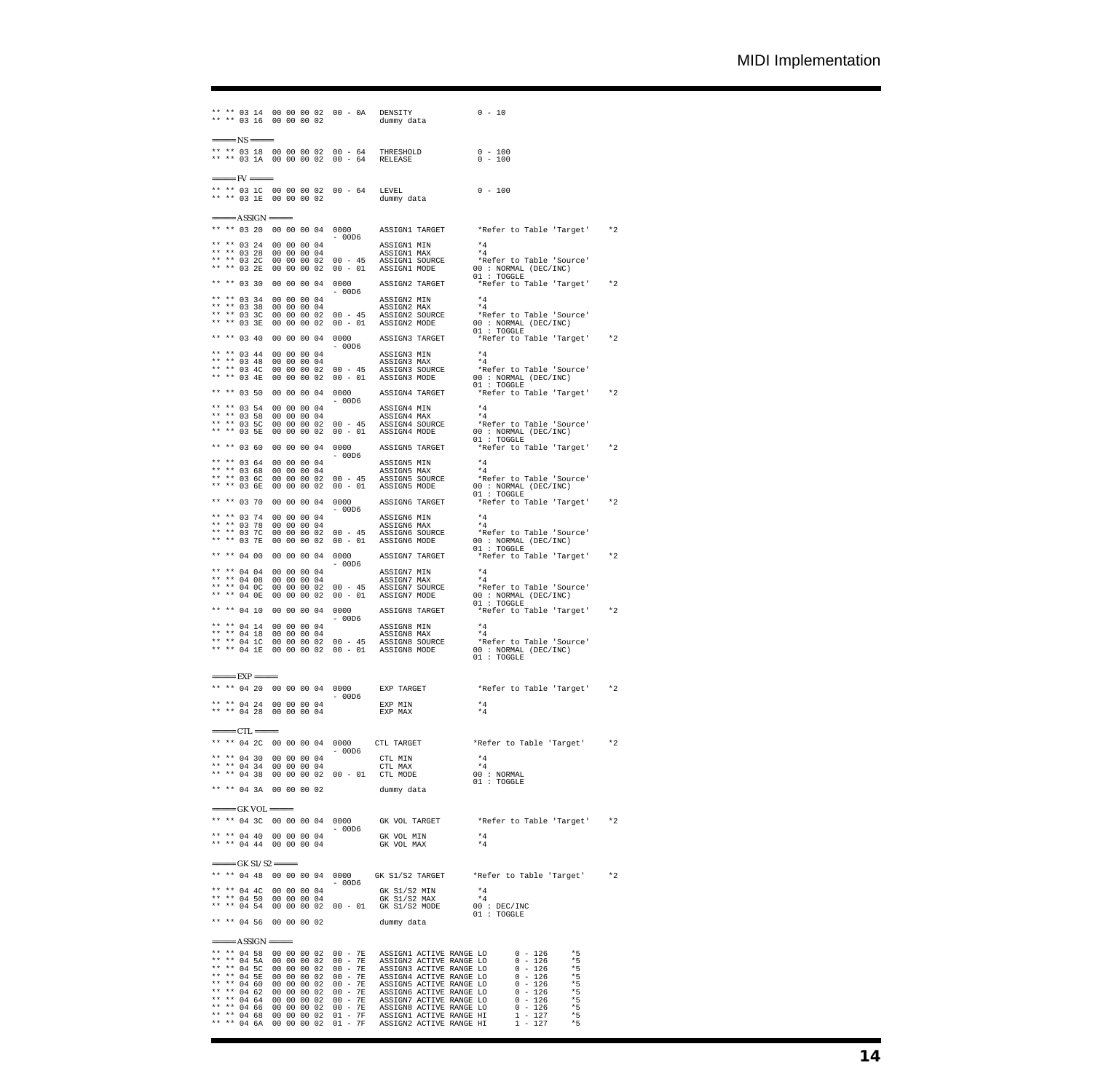```
** ** 03 14  00 00 00 02  00 - 0A   DENSITY              0 - 10
** ** 03 16  00 00 00 02            dummy data

=====NS=====

** ** 03 18  00 00 00 02  00 - 64   THRESHOLD            0 - 100
** ** 03 1A  00 00 00 02  00 - 64   RELEASE              0 - 100

=====FV=====

** ** 03 1C  00 00 00 02  00 - 64   LEVEL                0 - 100
** ** 03 1E  00 00 00 02            dummy data

=====ASSIGN=====

** ** 03 20  00 00 00 04  0000      ASSIGN1 TARGET       *Refer to Table 'Target'    *2
                          - 00D6
** ** 03 24  00 00 00 04            ASSIGN1 MIN          *4
** ** 03 28  00 00 00 04            ASSIGN1 MAX          *4
** ** 03 2C  00 00 00 02  00 - 45   ASSIGN1 SOURCE       *Refer to Table 'Source'
** ** 03 2E  00 00 00 02  00 - 01   ASSIGN1 MODE         00 : NORMAL (DEC/INC)
                                                         01 : TOGGLE
** ** 03 30  00 00 00 04  0000      ASSIGN2 TARGET       *Refer to Table 'Target'    *2
                          - 00D6
** ** 03 34  00 00 00 04            ASSIGN2 MIN          *4
** ** 03 38  00 00 00 04            ASSIGN2 MAX          *4
** ** 03 3C  00 00 00 02  00 - 45   ASSIGN2 SOURCE       *Refer to Table 'Source'
** ** 03 3E  00 00 00 02  00 - 01   ASSIGN2 MODE         00 : NORMAL (DEC/INC)
                                                         01 : TOGGLE
** ** 03 40  00 00 00 04  0000      ASSIGN3 TARGET       *Refer to Table 'Target'    *2
                          - 00D6
** ** 03 44  00 00 00 04            ASSIGN3 MIN          *4
** ** 03 48  00 00 00 04            ASSIGN3 MAX          *4
** ** 03 4C  00 00 00 02  00 - 45   ASSIGN3 SOURCE       *Refer to Table 'Source'
** ** 03 4E  00 00 00 02  00 - 01   ASSIGN3 MODE         00 : NORMAL (DEC/INC)
                                                         01 : TOGGLE
** ** 03 50  00 00 00 04  0000      ASSIGN4 TARGET       *Refer to Table 'Target'    *2
                          - 00D6
** ** 03 54  00 00 00 04            ASSIGN4 MIN          *4
** ** 03 58  00 00 00 04            ASSIGN4 MAX          *4
** ** 03 5C  00 00 00 02  00 - 45   ASSIGN4 SOURCE       *Refer to Table 'Source'
** ** 03 5E  00 00 00 02  00 - 01   ASSIGN4 MODE         00 : NORMAL (DEC/INC)
                                                         01 : TOGGLE
** ** 03 60  00 00 00 04  0000      ASSIGN5 TARGET       *Refer to Table 'Target'    *2
                          - 00D6
** ** 03 64  00 00 00 04            ASSIGN5 MIN          *4
** ** 03 68  00 00 00 04            ASSIGN5 MAX          *4
** ** 03 6C  00 00 00 02  00 - 45   ASSIGN5 SOURCE       *Refer to Table 'Source'
** ** 03 6E  00 00 00 02  00 - 01   ASSIGN5 MODE         00 : NORMAL (DEC/INC)
                                                         01 : TOGGLE
** ** 03 70  00 00 00 04  0000      ASSIGN6 TARGET       *Refer to Table 'Target'    *2
                          - 00D6
** ** 03 74  00 00 00 04            ASSIGN6 MIN          *4
** ** 03 78  00 00 00 04            ASSIGN6 MAX          *4
** ** 03 7C  00 00 00 02  00 - 45   ASSIGN6 SOURCE       *Refer to Table 'Source'
** ** 03 7E  00 00 00 02  00 - 01   ASSIGN6 MODE         00 : NORMAL (DEC/INC)
                                                         01 : TOGGLE
** ** 04 00  00 00 00 04  0000      ASSIGN7 TARGET       *Refer to Table 'Target'    *2
                          - 00D6
** ** 04 04  00 00 00 04            ASSIGN7 MIN          *4
** ** 04 08  00 00 00 04            ASSIGN7 MAX          *4
** ** 04 0C  00 00 00 02  00 - 45   ASSIGN7 SOURCE       *Refer to Table 'Source'
** ** 04 0E  00 00 00 02  00 - 01   ASSIGN7 MODE         00 : NORMAL (DEC/INC)
                                                         01 : TOGGLE
** ** 04 10  00 00 00 04  0000      ASSIGN8 TARGET       *Refer to Table 'Target'    *2
                          - 00D6
** ** 04 14  00 00 00 04            ASSIGN8 MIN          *4
** ** 04 18  00 00 00 04            ASSIGN8 MAX          *4
** ** 04 1C  00 00 00 02  00 - 45   ASSIGN8 SOURCE       *Refer to Table 'Source'
** ** 04 1E  00 00 00 02  00 - 01   ASSIGN8 MODE         00 : NORMAL (DEC/INC)
                                                         01 : TOGGLE

=====EXP=====

** ** 04 20  00 00 00 04  0000      EXP TARGET           *Refer to Table 'Target'    *2
                          - 00D6
** ** 04 24  00 00 00 04            EXP MIN              *4
** ** 04 28  00 00 00 04            EXP MAX              *4

=====CTL=====

** ** 04 2C  00 00 00 04  0000      CTL TARGET           *Refer to Table 'Target'    *2
                          - 00D6
** ** 04 30  00 00 00 04            CTL MIN              *4
** ** 04 34  00 00 00 04            CTL MAX              *4
** ** 04 38  00 00 00 02  00 - 01   CTL MODE             00 : NORMAL
                                                         01 : TOGGLE
** ** 04 3A  00 00 00 02            dummy data

=====GK VOL=====

** ** 04 3C  00 00 00 04  0000      GK VOL TARGET        *Refer to Table 'Target'    *2
                          - 00D6
** ** 04 40  00 00 00 04            GK VOL MIN           *4
** ** 04 44  00 00 00 04            GK VOL MAX           *4

=====GK S1/S2=====

** ** 04 48  00 00 00 04  0000      GK S1/S2 TARGET      *Refer to Table 'Target'    *2
                          - 00D6
** ** 04 4C  00 00 00 04            GK S1/S2 MIN         *4
** ** 04 50  00 00 00 04            GK S1/S2 MAX         *4
** ** 04 54  00 00 00 02  00 - 01   GK S1/S2 MODE        00 : DEC/INC
                                                         01 : TOGGLE
** ** 04 56  00 00 00 02            dummy data

=====ASSIGN=====

** ** 04 58  00 00 00 02  00 - 7E   ASSIGN1 ACTIVE RANGE LO      0 - 126     *5
** ** 04 5A  00 00 00 02  00 - 7E   ASSIGN2 ACTIVE RANGE LO      0 - 126     *5
** ** 04 5C  00 00 00 02  00 - 7E   ASSIGN3 ACTIVE RANGE LO      0 - 126     *5
** ** 04 5E  00 00 00 02  00 - 7E   ASSIGN4 ACTIVE RANGE LO      0 - 126     *5
** ** 04 60  00 00 00 02  00 - 7E   ASSIGN5 ACTIVE RANGE LO      0 - 126     *5
** ** 04 62  00 00 00 02  00 - 7E   ASSIGN6 ACTIVE RANGE LO      0 - 126     *5
** ** 04 64  00 00 00 02  00 - 7E   ASSIGN7 ACTIVE RANGE LO      0 - 126     *5
** ** 04 66  00 00 00 02  00 - 7E   ASSIGN8 ACTIVE RANGE LO      0 - 126     *5
** ** 04 68  00 00 00 02  01 - 7F   ASSIGN1 ACTIVE RANGE HI      1 - 127     *5
** ** 04 6A  00 00 00 02  01 - 7F   ASSIGN2 ACTIVE RANGE HI      1 - 127     *5
```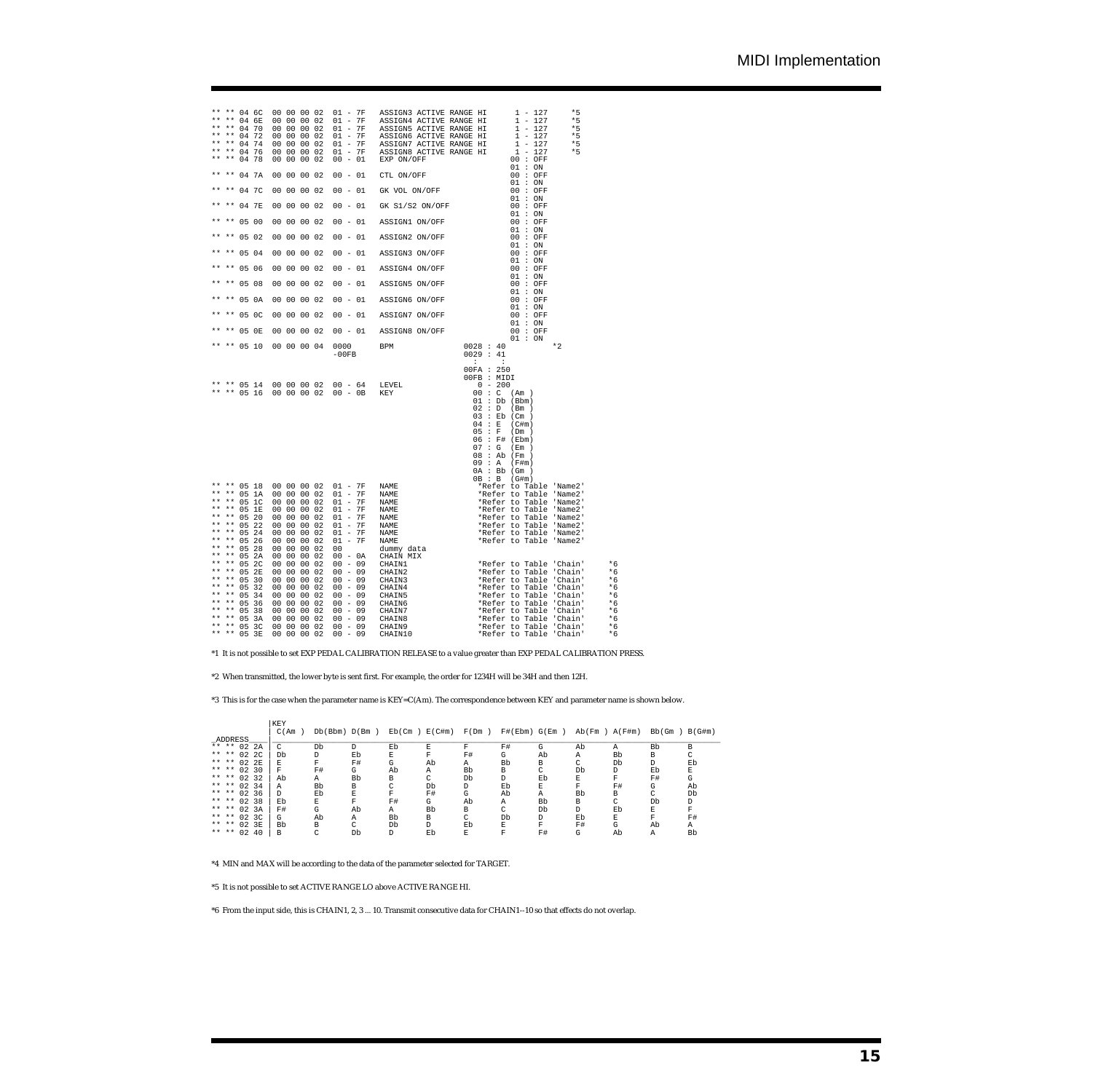| | | | | |
|---|---|---|---|---|
| ** ** 04 6C | 00 00 00 02 | 01 - 7F | ASSIGN3 ACTIVE RANGE HI | 1 - 127 *5 |
| ** ** 04 6E | 00 00 00 02 | 01 - 7F | ASSIGN4 ACTIVE RANGE HI | 1 - 127 *5 |
| ** ** 04 70 | 00 00 00 02 | 01 - 7F | ASSIGN5 ACTIVE RANGE HI | 1 - 127 *5 |
| ** ** 04 72 | 00 00 00 02 | 01 - 7F | ASSIGN6 ACTIVE RANGE HI | 1 - 127 *5 |
| ** ** 04 74 | 00 00 00 02 | 01 - 7F | ASSIGN7 ACTIVE RANGE HI | 1 - 127 *5 |
| ** ** 04 76 | 00 00 00 02 | 01 - 7F | ASSIGN8 ACTIVE RANGE HI | 1 - 127 *5 |
| ** ** 04 78 | 00 00 00 02 | 00 - 01 | EXP ON/OFF | 00 : OFF<br>01 : ON |
| ** ** 04 7A | 00 00 00 02 | 00 - 01 | CTL ON/OFF | 00 : OFF<br>01 : ON |
| ** ** 04 7C | 00 00 00 02 | 00 - 01 | GK VOL ON/OFF | 00 : OFF<br>01 : ON |
| ** ** 04 7E | 00 00 00 02 | 00 - 01 | GK S1/S2 ON/OFF | 00 : OFF<br>01 : ON |
| ** ** 05 00 | 00 00 00 02 | 00 - 01 | ASSIGN1 ON/OFF | 00 : OFF<br>01 : ON |
| ** ** 05 02 | 00 00 00 02 | 00 - 01 | ASSIGN2 ON/OFF | 00 : OFF<br>01 : ON |
| ** ** 05 04 | 00 00 00 02 | 00 - 01 | ASSIGN3 ON/OFF | 00 : OFF<br>01 : ON |
| ** ** 05 06 | 00 00 00 02 | 00 - 01 | ASSIGN4 ON/OFF | 00 : OFF<br>01 : ON |
| ** ** 05 08 | 00 00 00 02 | 00 - 01 | ASSIGN5 ON/OFF | 00 : OFF<br>01 : ON |
| ** ** 05 0A | 00 00 00 02 | 00 - 01 | ASSIGN6 ON/OFF | 00 : OFF<br>01 : ON |
| ** ** 05 0C | 00 00 00 02 | 00 - 01 | ASSIGN7 ON/OFF | 00 : OFF<br>01 : ON |
| ** ** 05 0E | 00 00 00 02 | 00 - 01 | ASSIGN8 ON/OFF | 00 : OFF<br>01 : ON |
| ** ** 05 10 | 00 00 00 04 | 0000 -00FB | BPM | 0028 : 40 *2<br>0029 : 41<br>: :<br>00FA : 250<br>00FB : MIDI |
| ** ** 05 14 | 00 00 00 02 | 00 - 64 | LEVEL | 0 - 200 |
| ** ** 05 16 | 00 00 00 02 | 00 - 0B | KEY | 00 : C (Am )<br>01 : Db (Bbm)<br>02 : D (Bm )<br>03 : Eb (Cm )<br>04 : E (C#m)<br>05 : F (Dm )<br>06 : F# (Ebm)<br>07 : G (Em )<br>08 : Ab (Fm )<br>09 : A (F#m)<br>0A : Bb (Gm )<br>0B : B (G#m) |
| ** ** 05 18 | 00 00 00 02 | 01 - 7F | NAME | *Refer to Table 'Name2' |
| ** ** 05 1A | 00 00 00 02 | 01 - 7F | NAME | *Refer to Table 'Name2' |
| ** ** 05 1C | 00 00 00 02 | 01 - 7F | NAME | *Refer to Table 'Name2' |
| ** ** 05 1E | 00 00 00 02 | 01 - 7F | NAME | *Refer to Table 'Name2' |
| ** ** 05 20 | 00 00 00 02 | 01 - 7F | NAME | *Refer to Table 'Name2' |
| ** ** 05 22 | 00 00 00 02 | 01 - 7F | NAME | *Refer to Table 'Name2' |
| ** ** 05 24 | 00 00 00 02 | 01 - 7F | NAME | *Refer to Table 'Name2' |
| ** ** 05 26 | 00 00 00 02 | 01 - 7F | NAME | *Refer to Table 'Name2' |
| ** ** 05 28 | 00 00 00 02 | 00 | dummy data | |
| ** ** 05 2A | 00 00 00 02 | 00 - 0A | CHAIN MIX | |
| ** ** 05 2C | 00 00 00 02 | 00 - 09 | CHAIN1 | *Refer to Table 'Chain' *6 |
| ** ** 05 2E | 00 00 00 02 | 00 - 09 | CHAIN2 | *Refer to Table 'Chain' *6 |
| ** ** 05 30 | 00 00 00 02 | 00 - 09 | CHAIN3 | *Refer to Table 'Chain' *6 |
| ** ** 05 32 | 00 00 00 02 | 00 - 09 | CHAIN4 | *Refer to Table 'Chain' *6 |
| ** ** 05 34 | 00 00 00 02 | 00 - 09 | CHAIN5 | *Refer to Table 'Chain' *6 |
| ** ** 05 36 | 00 00 00 02 | 00 - 09 | CHAIN6 | *Refer to Table 'Chain' *6 |
| ** ** 05 38 | 00 00 00 02 | 00 - 09 | CHAIN7 | *Refer to Table 'Chain' *6 |
| ** ** 05 3A | 00 00 00 02 | 00 - 09 | CHAIN8 | *Refer to Table 'Chain' *6 |
| ** ** 05 3C | 00 00 00 02 | 00 - 09 | CHAIN9 | *Refer to Table 'Chain' *6 |
| ** ** 05 3E | 00 00 00 02 | 00 - 09 | CHAIN10 | *Refer to Table 'Chain' *6 |

*1 It is not possible to set EXP PEDAL CALIBRATION RELEASE to a value greater than EXP PEDAL CALIBRATION PRESS.

*2 When transmitted, the lower byte is sent first. For example, the order for 1234H will be 34H and then 12H.

*3 This is for the case when the parameter name is KEY=C(Am). The correspondence between KEY and parameter name is shown below.

| ADDRESS | C(Am ) | Db(Bbm) | D(Bm ) | Eb(Cm ) | E(C#m) | F(Dm ) | F#(Ebm) | G(Em ) | Ab(Fm ) | A(F#m) | Bb(Gm ) | B(G#m) |
|---|---|---|---|---|---|---|---|---|---|---|---|---|
| ** ** 02 2A | C | Db | D | Eb | E | F | F# | G | Ab | A | Bb | B |
| ** ** 02 2C | Db | D | Eb | E | F | F# | G | Ab | A | Bb | B | C |
| ** ** 02 2E | E | F | F# | G | Ab | A | Bb | B | C | Db | D | Eb |
| ** ** 02 30 | F | F# | G | Ab | A | Bb | B | C | Db | D | Eb | E |
| ** ** 02 32 | Ab | A | Bb | B | C | Db | D | Eb | E | F | F# | G |
| ** ** 02 34 | A | Bb | B | C | Db | D | Eb | E | F | F# | G | Ab |
| ** ** 02 36 | D | Eb | E | F | F# | G | Ab | A | Bb | B | C | Db |
| ** ** 02 38 | Eb | E | F | F# | G | Ab | A | Bb | B | C | Db | D |
| ** ** 02 3A | F# | G | Ab | A | Bb | B | C | Db | D | Eb | E | F |
| ** ** 02 3C | G | Ab | A | Bb | B | C | Db | D | Eb | E | F | F# |
| ** ** 02 3E | Bb | B | C | Db | D | Eb | E | F | F# | G | Ab | A |
| ** ** 02 40 | B | C | Db | D | Eb | E | F | F# | G | Ab | A | Bb |

*4 MIN and MAX will be according to the data of the parameter selected for TARGET.

*5 It is not possible to set ACTIVE RANGE LO above ACTIVE RANGE HI.

*6 From the input side, this is CHAIN1, 2, 3 ... 10. Transmit consecutive data for CHAIN1--10 so that effects do not overlap.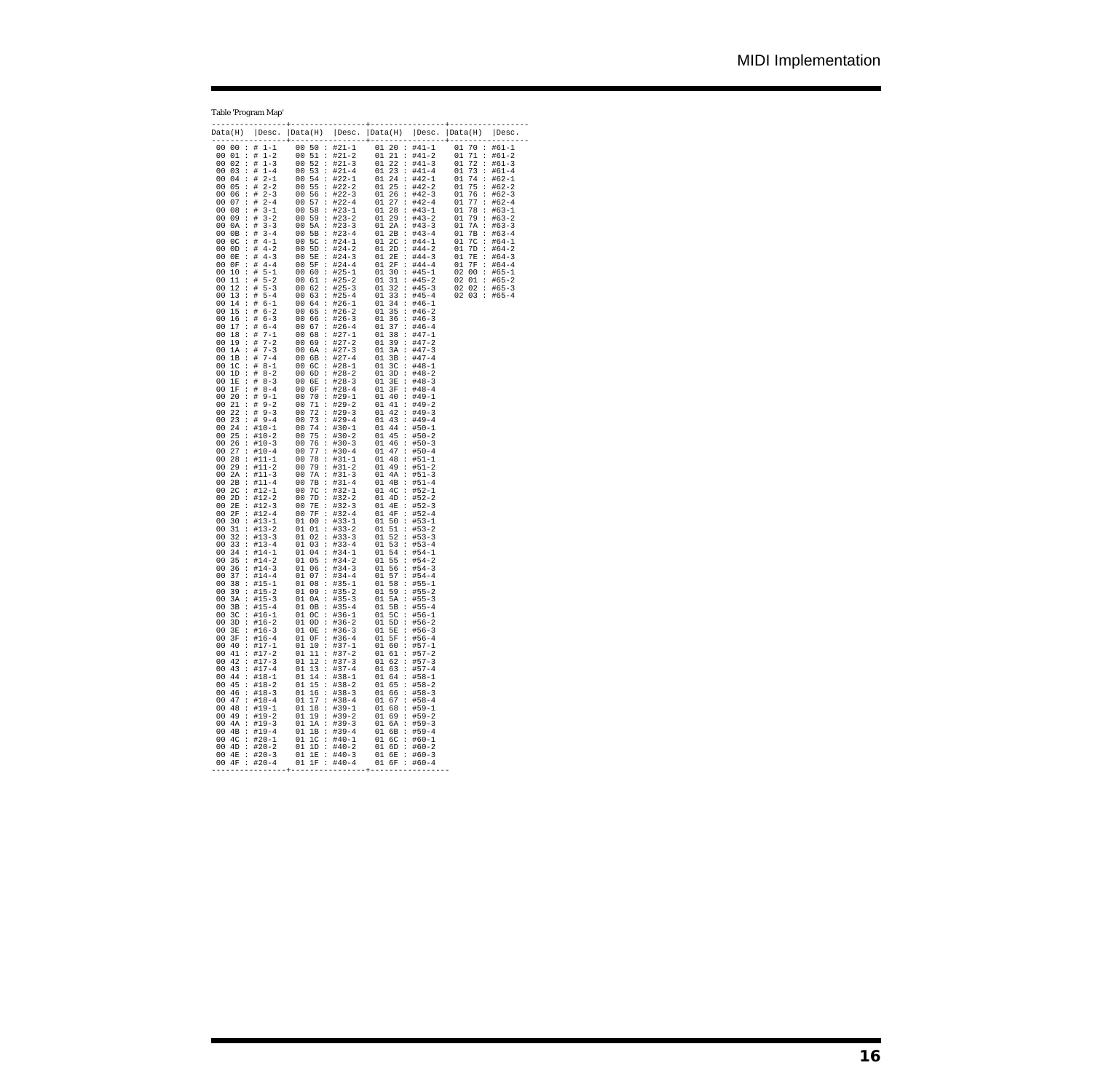Table 'Program Map'

| Data(H) | Desc. | Data(H) | Desc. | Data(H) | Desc. | Data(H) | Desc. |
|---|---|---|---|---|---|---|---|
| 00 00 | # 1-1 | 00 50 | #21-1 | 01 20 | #41-1 | 01 70 | #61-1 |
| 00 01 | # 1-2 | 00 51 | #21-2 | 01 21 | #41-2 | 01 71 | #61-2 |
| 00 02 | # 1-3 | 00 52 | #21-3 | 01 22 | #41-3 | 01 72 | #61-3 |
| 00 03 | # 1-4 | 00 53 | #21-4 | 01 23 | #41-4 | 01 73 | #61-4 |
| 00 04 | # 2-1 | 00 54 | #22-1 | 01 24 | #42-1 | 01 74 | #62-1 |
| 00 05 | # 2-2 | 00 55 | #22-2 | 01 25 | #42-2 | 01 75 | #62-2 |
| 00 06 | # 2-3 | 00 56 | #22-3 | 01 26 | #42-3 | 01 76 | #62-3 |
| 00 07 | # 2-4 | 00 57 | #22-4 | 01 27 | #42-4 | 01 77 | #62-4 |
| 00 08 | # 3-1 | 00 58 | #23-1 | 01 28 | #43-1 | 01 78 | #63-1 |
| 00 09 | # 3-2 | 00 59 | #23-2 | 01 29 | #43-2 | 01 79 | #63-2 |
| 00 0A | # 3-3 | 00 5A | #23-3 | 01 2A | #43-3 | 01 7A | #63-3 |
| 00 0B | # 3-4 | 00 5B | #23-4 | 01 2B | #43-4 | 01 7B | #63-4 |
| 00 0C | # 4-1 | 00 5C | #24-1 | 01 2C | #44-1 | 01 7C | #64-1 |
| 00 0D | # 4-2 | 00 5D | #24-2 | 01 2D | #44-2 | 01 7D | #64-2 |
| 00 0E | # 4-3 | 00 5E | #24-3 | 01 2E | #44-3 | 01 7E | #64-3 |
| 00 0F | # 4-4 | 00 5F | #24-4 | 01 2F | #44-4 | 01 7F | #64-4 |
| 00 10 | # 5-1 | 00 60 | #25-1 | 01 30 | #45-1 | 02 00 | #65-1 |
| 00 11 | # 5-2 | 00 61 | #25-2 | 01 31 | #45-2 | 02 01 | #65-2 |
| 00 12 | # 5-3 | 00 62 | #25-3 | 01 32 | #45-3 | 02 02 | #65-3 |
| 00 13 | # 5-4 | 00 63 | #25-4 | 01 33 | #45-4 | 02 03 | #65-4 |
| 00 14 | # 6-1 | 00 64 | #26-1 | 01 34 | #46-1 | | |
| 00 15 | # 6-2 | 00 65 | #26-2 | 01 35 | #46-2 | | |
| 00 16 | # 6-3 | 00 66 | #26-3 | 01 36 | #46-3 | | |
| 00 17 | # 6-4 | 00 67 | #26-4 | 01 37 | #46-4 | | |
| 00 18 | # 7-1 | 00 68 | #27-1 | 01 38 | #47-1 | | |
| 00 19 | # 7-2 | 00 69 | #27-2 | 01 39 | #47-2 | | |
| 00 1A | # 7-3 | 00 6A | #27-3 | 01 3A | #47-3 | | |
| 00 1B | # 7-4 | 00 6B | #27-4 | 01 3B | #47-4 | | |
| 00 1C | # 8-1 | 00 6C | #28-1 | 01 3C | #48-1 | | |
| 00 1D | # 8-2 | 00 6D | #28-2 | 01 3D | #48-2 | | |
| 00 1E | # 8-3 | 00 6E | #28-3 | 01 3E | #48-3 | | |
| 00 1F | # 8-4 | 00 6F | #28-4 | 01 3F | #48-4 | | |
| 00 20 | # 9-1 | 00 70 | #29-1 | 01 40 | #49-1 | | |
| 00 21 | # 9-2 | 00 71 | #29-2 | 01 41 | #49-2 | | |
| 00 22 | # 9-3 | 00 72 | #29-3 | 01 42 | #49-3 | | |
| 00 23 | # 9-4 | 00 73 | #29-4 | 01 43 | #49-4 | | |
| 00 24 | #10-1 | 00 74 | #30-1 | 01 44 | #50-1 | | |
| 00 25 | #10-2 | 00 75 | #30-2 | 01 45 | #50-2 | | |
| 00 26 | #10-3 | 00 76 | #30-3 | 01 46 | #50-3 | | |
| 00 27 | #10-4 | 00 77 | #30-4 | 01 47 | #50-4 | | |
| 00 28 | #11-1 | 00 78 | #31-1 | 01 48 | #51-1 | | |
| 00 29 | #11-2 | 00 79 | #31-2 | 01 49 | #51-2 | | |
| 00 2A | #11-3 | 00 7A | #31-3 | 01 4A | #51-3 | | |
| 00 2B | #11-4 | 00 7B | #31-4 | 01 4B | #51-4 | | |
| 00 2C | #12-1 | 00 7C | #32-1 | 01 4C | #52-1 | | |
| 00 2D | #12-2 | 00 7D | #32-2 | 01 4D | #52-2 | | |
| 00 2E | #12-3 | 00 7E | #32-3 | 01 4E | #52-3 | | |
| 00 2F | #12-4 | 00 7F | #32-4 | 01 4F | #52-4 | | |
| 00 30 | #13-1 | 01 00 | #33-1 | 01 50 | #53-1 | | |
| 00 31 | #13-2 | 01 01 | #33-2 | 01 51 | #53-2 | | |
| 00 32 | #13-3 | 01 02 | #33-3 | 01 52 | #53-3 | | |
| 00 33 | #13-4 | 01 03 | #33-4 | 01 53 | #53-4 | | |
| 00 34 | #14-1 | 01 04 | #34-1 | 01 54 | #54-1 | | |
| 00 35 | #14-2 | 01 05 | #34-2 | 01 55 | #54-2 | | |
| 00 36 | #14-3 | 01 06 | #34-3 | 01 56 | #54-3 | | |
| 00 37 | #14-4 | 01 07 | #34-4 | 01 57 | #54-4 | | |
| 00 38 | #15-1 | 01 08 | #35-1 | 01 58 | #55-1 | | |
| 00 39 | #15-2 | 01 09 | #35-2 | 01 59 | #55-2 | | |
| 00 3A | #15-3 | 01 0A | #35-3 | 01 5A | #55-3 | | |
| 00 3B | #15-4 | 01 0B | #35-4 | 01 5B | #55-4 | | |
| 00 3C | #16-1 | 01 0C | #36-1 | 01 5C | #56-1 | | |
| 00 3D | #16-2 | 01 0D | #36-2 | 01 5D | #56-2 | | |
| 00 3E | #16-3 | 01 0E | #36-3 | 01 5E | #56-3 | | |
| 00 3F | #16-4 | 01 0F | #36-4 | 01 5F | #56-4 | | |
| 00 40 | #17-1 | 01 10 | #37-1 | 01 60 | #57-1 | | |
| 00 41 | #17-2 | 01 11 | #37-2 | 01 61 | #57-2 | | |
| 00 42 | #17-3 | 01 12 | #37-3 | 01 62 | #57-3 | | |
| 00 43 | #17-4 | 01 13 | #37-4 | 01 63 | #57-4 | | |
| 00 44 | #18-1 | 01 14 | #38-1 | 01 64 | #58-1 | | |
| 00 45 | #18-2 | 01 15 | #38-2 | 01 65 | #58-2 | | |
| 00 46 | #18-3 | 01 16 | #38-3 | 01 66 | #58-3 | | |
| 00 47 | #18-4 | 01 17 | #38-4 | 01 67 | #58-4 | | |
| 00 48 | #19-1 | 01 18 | #39-1 | 01 68 | #59-1 | | |
| 00 49 | #19-2 | 01 19 | #39-2 | 01 69 | #59-2 | | |
| 00 4A | #19-3 | 01 1A | #39-3 | 01 6A | #59-3 | | |
| 00 4B | #19-4 | 01 1B | #39-4 | 01 6B | #59-4 | | |
| 00 4C | #20-1 | 01 1C | #40-1 | 01 6C | #60-1 | | |
| 00 4D | #20-2 | 01 1D | #40-2 | 01 6D | #60-2 | | |
| 00 4E | #20-3 | 01 1E | #40-3 | 01 6E | #60-3 | | |
| 00 4F | #20-4 | 01 1F | #40-4 | 01 6F | #60-4 | | |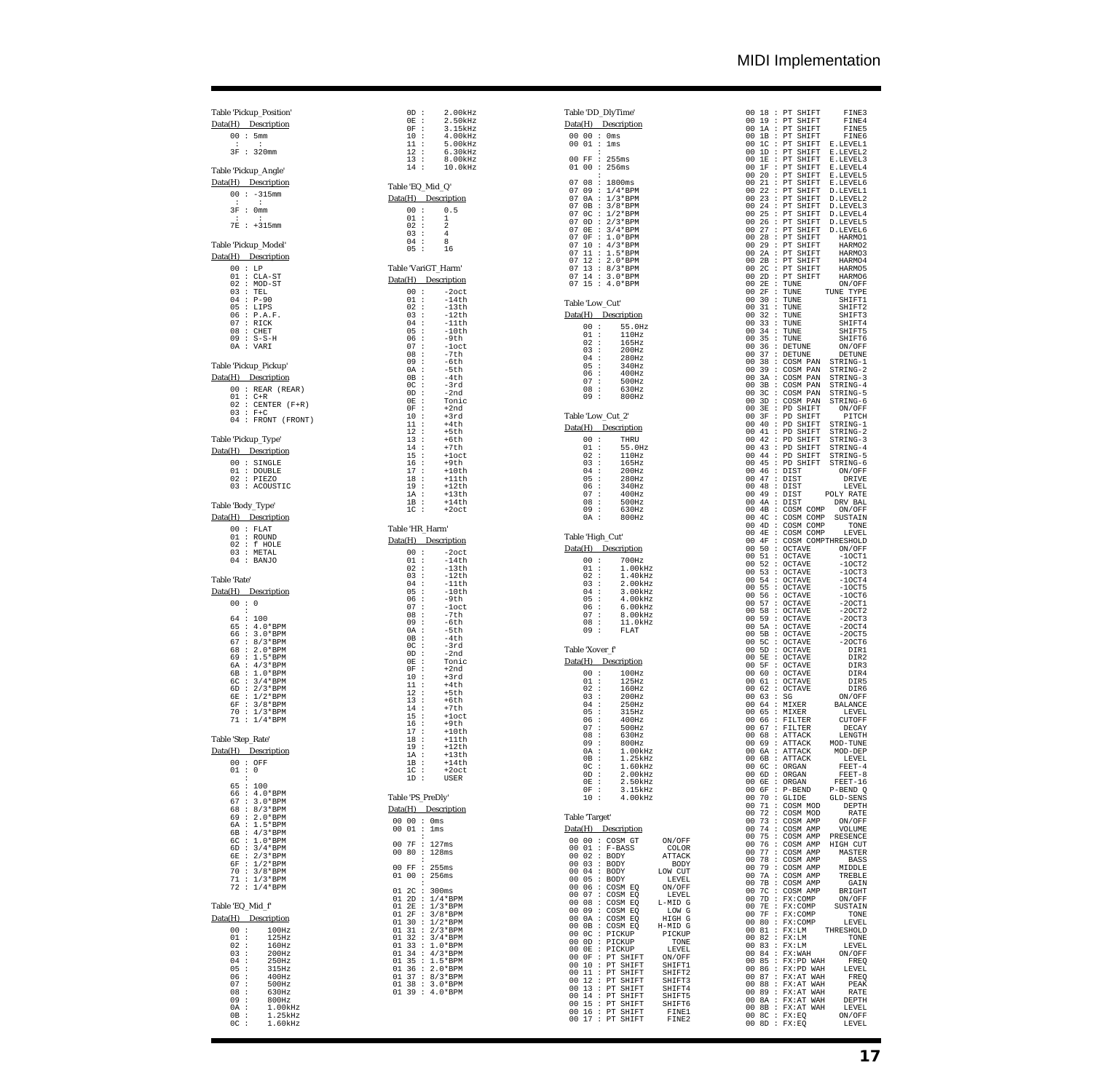Table 'Pickup_Position'

| Data(H) | Description |
|---|---|
| 00 | 5mm |
| : | : |
| 3F | 320mm |

Table 'Pickup_Angle'

| Data(H) | Description |
|---|---|
| 00 | -315mm |
| : | : |
| 3F | 0mm |
| : | : |
| 7E | +315mm |

Table 'Pickup_Model'

| Data(H) | Description |
|---|---|
| 00 | LP |
| 01 | CLA-ST |
| 02 | MOD-ST |
| 03 | TEL |
| 04 | P-90 |
| 05 | LIPS |
| 06 | P.A.F. |
| 07 | RICK |
| 08 | CHET |
| 09 | S-S-H |
| 0A | VARI |

Table 'Pickup_Pickup'

| Data(H) | Description |
|---|---|
| 00 | REAR (REAR) |
| 01 | C+R |
| 02 | CENTER (F+R) |
| 03 | F+C |
| 04 | FRONT (FRONT) |

Table 'Pickup_Type'

| Data(H) | Description |
|---|---|
| 00 | SINGLE |
| 01 | DOUBLE |
| 02 | PIEZO |
| 03 | ACOUSTIC |

Table 'Body_Type'

| Data(H) | Description |
|---|---|
| 00 | FLAT |
| 01 | ROUND |
| 02 | f HOLE |
| 03 | METAL |
| 04 | BANJO |

Table 'Rate'

| Data(H) | Description |
|---|---|
| 00 | 0 |
| : | |
| 64 | 100 |
| 65 | 4.0*BPM |
| 66 | 3.0*BPM |
| 67 | 8/3*BPM |
| 68 | 2.0*BPM |
| 69 | 1.5*BPM |
| 6A | 4/3*BPM |
| 6B | 1.0*BPM |
| 6C | 3/4*BPM |
| 6D | 2/3*BPM |
| 6E | 1/2*BPM |
| 6F | 3/8*BPM |
| 70 | 1/3*BPM |
| 71 | 1/4*BPM |

Table 'Step_Rate'

| Data(H) | Description |
|---|---|
| 00 | OFF |
| 01 | 0 |
| : | |
| 65 | 100 |
| 66 | 4.0*BPM |
| 67 | 3.0*BPM |
| 68 | 8/3*BPM |
| 69 | 2.0*BPM |
| 6A | 1.5*BPM |
| 6B | 4/3*BPM |
| 6C | 1.0*BPM |
| 6D | 3/4*BPM |
| 6E | 2/3*BPM |
| 6F | 1/2*BPM |
| 70 | 3/8*BPM |
| 71 | 1/3*BPM |
| 72 | 1/4*BPM |

Table 'EQ_Mid_f'

| Data(H) | Description |
|---|---|
| 00 | 100Hz |
| 01 | 125Hz |
| 02 | 160Hz |
| 03 | 200Hz |
| 04 | 250Hz |
| 05 | 315Hz |
| 06 | 400Hz |
| 07 | 500Hz |
| 08 | 630Hz |
| 09 | 800Hz |
| 0A | 1.00kHz |
| 0B | 1.25kHz |
| 0C | 1.60kHz |
| 0D | 2.00kHz |
| 0E | 2.50kHz |
| 0F | 3.15kHz |
| 10 | 4.00kHz |
| 11 | 5.00kHz |
| 12 | 6.30kHz |
| 13 | 8.00kHz |
| 14 | 10.0kHz |

Table 'EQ_Mid_Q'

| Data(H) | Description |
|---|---|
| 00 | 0.5 |
| 01 | 1 |
| 02 | 2 |
| 03 | 4 |
| 04 | 8 |
| 05 | 16 |

Table 'VariGT_Harm'

| Data(H) | Description |
|---|---|
| 00 | -2oct |
| 01 | -14th |
| 02 | -13th |
| 03 | -12th |
| 04 | -11th |
| 05 | -10th |
| 06 | -9th |
| 07 | -1oct |
| 08 | -7th |
| 09 | -6th |
| 0A | -5th |
| 0B | -4th |
| 0C | -3rd |
| 0D | -2nd |
| 0E | Tonic |
| 0F | +2nd |
| 10 | +3rd |
| 11 | +4th |
| 12 | +5th |
| 13 | +6th |
| 14 | +7th |
| 15 | +1oct |
| 16 | +9th |
| 17 | +10th |
| 18 | +11th |
| 19 | +12th |
| 1A | +13th |
| 1B | +14th |
| 1C | +2oct |

Table 'HR_Harm'

| Data(H) | Description |
|---|---|
| 00 | -2oct |
| 01 | -14th |
| 02 | -13th |
| 03 | -12th |
| 04 | -11th |
| 05 | -10th |
| 06 | -9th |
| 07 | -1oct |
| 08 | -7th |
| 09 | -6th |
| 0A | -5th |
| 0B | -4th |
| 0C | -3rd |
| 0D | -2nd |
| 0E | Tonic |
| 0F | +2nd |
| 10 | +3rd |
| 11 | +4th |
| 12 | +5th |
| 13 | +6th |
| 14 | +7th |
| 15 | +1oct |
| 16 | +9th |
| 17 | +10th |
| 18 | +11th |
| 19 | +12th |
| 1A | +13th |
| 1B | +14th |
| 1C | +2oct |
| 1D | USER |

Table 'PS_PreDly'

| Data(H) | Description |
|---|---|
| 00 00 | 0ms |
| 00 01 | 1ms |
| : | |
| 00 7F | 127ms |
| 00 80 | 128ms |
| : | |
| 00 FF | 255ms |
| 01 00 | 256ms |
| : | |
| 01 2C | 300ms |
| 01 2D | 1/4*BPM |
| 01 2E | 1/3*BPM |
| 01 2F | 3/8*BPM |
| 01 30 | 1/2*BPM |
| 01 31 | 2/3*BPM |
| 01 32 | 3/4*BPM |
| 01 33 | 1.0*BPM |
| 01 34 | 4/3*BPM |
| 01 35 | 1.5*BPM |
| 01 36 | 2.0*BPM |
| 01 37 | 8/3*BPM |
| 01 38 | 3.0*BPM |
| 01 39 | 4.0*BPM |

Table 'DD_DlyTime'

| Data(H) | Description |
|---|---|
| 00 00 | 0ms |
| 00 01 | 1ms |
| : | |
| 00 FF | 255ms |
| 01 00 | 256ms |
| : | |
| 07 08 | 1800ms |
| 07 09 | 1/4*BPM |
| 07 0A | 1/3*BPM |
| 07 0B | 3/8*BPM |
| 07 0C | 1/2*BPM |
| 07 0D | 2/3*BPM |
| 07 0E | 3/4*BPM |
| 07 0F | 1.0*BPM |
| 07 10 | 4/3*BPM |
| 07 11 | 1.5*BPM |
| 07 12 | 2.0*BPM |
| 07 13 | 8/3*BPM |
| 07 14 | 3.0*BPM |
| 07 15 | 4.0*BPM |

Table 'Low_Cut'

| Data(H) | Description |
|---|---|
| 00 | 55.0Hz |
| 01 | 110Hz |
| 02 | 165Hz |
| 03 | 200Hz |
| 04 | 280Hz |
| 05 | 340Hz |
| 06 | 400Hz |
| 07 | 500Hz |
| 08 | 630Hz |
| 09 | 800Hz |

Table 'Low_Cut_2'

| Data(H) | Description |
|---|---|
| 00 | THRU |
| 01 | 55.0Hz |
| 02 | 110Hz |
| 03 | 165Hz |
| 04 | 200Hz |
| 05 | 280Hz |
| 06 | 340Hz |
| 07 | 400Hz |
| 08 | 500Hz |
| 09 | 630Hz |
| 0A | 800Hz |

Table 'High_Cut'

| Data(H) | Description |
|---|---|
| 00 | 700Hz |
| 01 | 1.00kHz |
| 02 | 1.40kHz |
| 03 | 2.00kHz |
| 04 | 3.00kHz |
| 05 | 4.00kHz |
| 06 | 6.00kHz |
| 07 | 8.00kHz |
| 08 | 11.0kHz |
| 09 | FLAT |

Table 'Xover_f'

| Data(H) | Description |
|---|---|
| 00 | 100Hz |
| 01 | 125Hz |
| 02 | 160Hz |
| 03 | 200Hz |
| 04 | 250Hz |
| 05 | 315Hz |
| 06 | 400Hz |
| 07 | 500Hz |
| 08 | 630Hz |
| 09 | 800Hz |
| 0A | 1.00kHz |
| 0B | 1.25kHz |
| 0C | 1.60kHz |
| 0D | 2.00kHz |
| 0E | 2.50kHz |
| 0F | 3.15kHz |
| 10 | 4.00kHz |

Table 'Target'

| Data(H) | Description | |
|---|---|---|
| 00 00 | COSM GT | ON/OFF |
| 00 01 | F-BASS | COLOR |
| 00 02 | BODY | ATTACK |
| 00 03 | BODY | BODY |
| 00 04 | BODY | LOW CUT |
| 00 05 | BODY | LEVEL |
| 00 06 | COSM EQ | ON/OFF |
| 00 07 | COSM EQ | LEVEL |
| 00 08 | COSM EQ | L-MID G |
| 00 09 | COSM EQ | LOW G |
| 00 0A | COSM EQ | HIGH G |
| 00 0B | COSM EQ | H-MID G |
| 00 0C | PICKUP | PICKUP |
| 00 0D | PICKUP | TONE |
| 00 0E | PICKUP | LEVEL |
| 00 0F | PT SHIFT | ON/OFF |
| 00 10 | PT SHIFT | SHIFT1 |
| 00 11 | PT SHIFT | SHIFT2 |
| 00 12 | PT SHIFT | SHIFT3 |
| 00 13 | PT SHIFT | SHIFT4 |
| 00 14 | PT SHIFT | SHIFT5 |
| 00 15 | PT SHIFT | SHIFT6 |
| 00 16 | PT SHIFT | FINE1 |
| 00 17 | PT SHIFT | FINE2 |
| 00 18 | PT SHIFT | FINE3 |
| 00 19 | PT SHIFT | FINE4 |
| 00 1A | PT SHIFT | FINE5 |
| 00 1B | PT SHIFT | FINE6 |
| 00 1C | PT SHIFT | E.LEVEL1 |
| 00 1D | PT SHIFT | E.LEVEL2 |
| 00 1E | PT SHIFT | E.LEVEL3 |
| 00 1F | PT SHIFT | E.LEVEL4 |
| 00 20 | PT SHIFT | E.LEVEL5 |
| 00 21 | PT SHIFT | E.LEVEL6 |
| 00 22 | PT SHIFT | D.LEVEL1 |
| 00 23 | PT SHIFT | D.LEVEL2 |
| 00 24 | PT SHIFT | D.LEVEL3 |
| 00 25 | PT SHIFT | D.LEVEL4 |
| 00 26 | PT SHIFT | D.LEVEL5 |
| 00 27 | PT SHIFT | D.LEVEL6 |
| 00 28 | PT SHIFT | HARMO1 |
| 00 29 | PT SHIFT | HARMO2 |
| 00 2A | PT SHIFT | HARMO3 |
| 00 2B | PT SHIFT | HARMO4 |
| 00 2C | PT SHIFT | HARMO5 |
| 00 2D | PT SHIFT | HARMO6 |
| 00 2E | TUNE | ON/OFF |
| 00 2F | TUNE | TUNE TYPE |
| 00 30 | TUNE | SHIFT1 |
| 00 31 | TUNE | SHIFT2 |
| 00 32 | TUNE | SHIFT3 |
| 00 33 | TUNE | SHIFT4 |
| 00 34 | TUNE | SHIFT5 |
| 00 35 | TUNE | SHIFT6 |
| 00 36 | DETUNE | ON/OFF |
| 00 37 | DETUNE | DETUNE |
| 00 38 | COSM PAN | STRING-1 |
| 00 39 | COSM PAN | STRING-2 |
| 00 3A | COSM PAN | STRING-3 |
| 00 3B | COSM PAN | STRING-4 |
| 00 3C | COSM PAN | STRING-5 |
| 00 3D | COSM PAN | STRING-6 |
| 00 3E | PD SHIFT | ON/OFF |
| 00 3F | PD SHIFT | PITCH |
| 00 40 | PD SHIFT | STRING-1 |
| 00 41 | PD SHIFT | STRING-2 |
| 00 42 | PD SHIFT | STRING-3 |
| 00 43 | PD SHIFT | STRING-4 |
| 00 44 | PD SHIFT | STRING-5 |
| 00 45 | PD SHIFT | STRING-6 |
| 00 46 | DIST | ON/OFF |
| 00 47 | DIST | DRIVE |
| 00 48 | DIST | LEVEL |
| 00 49 | DIST | POLY RATE |
| 00 4A | DIST | DRV BAL |
| 00 4B | COSM COMP | ON/OFF |
| 00 4C | COSM COMP | SUSTAIN |
| 00 4D | COSM COMP | TONE |
| 00 4E | COSM COMP | LEVEL |
| 00 4F | COSM COMP | THRESHOLD |
| 00 50 | OCTAVE | ON/OFF |
| 00 51 | OCTAVE | -1OCT1 |
| 00 52 | OCTAVE | -1OCT2 |
| 00 53 | OCTAVE | -1OCT3 |
| 00 54 | OCTAVE | -1OCT4 |
| 00 55 | OCTAVE | -1OCT5 |
| 00 56 | OCTAVE | -1OCT6 |
| 00 57 | OCTAVE | -2OCT1 |
| 00 58 | OCTAVE | -2OCT2 |
| 00 59 | OCTAVE | -2OCT3 |
| 00 5A | OCTAVE | -2OCT4 |
| 00 5B | OCTAVE | -2OCT5 |
| 00 5C | OCTAVE | -2OCT6 |
| 00 5D | OCTAVE | DIR1 |
| 00 5E | OCTAVE | DIR2 |
| 00 5F | OCTAVE | DIR3 |
| 00 60 | OCTAVE | DIR4 |
| 00 61 | OCTAVE | DIR5 |
| 00 62 | OCTAVE | DIR6 |
| 00 63 | SG | ON/OFF |
| 00 64 | MIXER | BALANCE |
| 00 65 | MIXER | LEVEL |
| 00 66 | FILTER | CUTOFF |
| 00 67 | FILTER | DECAY |
| 00 68 | ATTACK | LENGTH |
| 00 69 | ATTACK | MOD-TUNE |
| 00 6A | ATTACK | MOD-DEP |
| 00 6B | ATTACK | LEVEL |
| 00 6C | ORGAN | FEET-4 |
| 00 6D | ORGAN | FEET-8 |
| 00 6E | ORGAN | FEET-16 |
| 00 6F | P-BEND | P-BEND Q |
| 00 70 | GLIDE | GLD-SENS |
| 00 71 | COSM MOD | DEPTH |
| 00 72 | COSM MOD | RATE |
| 00 73 | COSM AMP | ON/OFF |
| 00 74 | COSM AMP | VOLUME |
| 00 75 | COSM AMP | PRESENCE |
| 00 76 | COSM AMP | HIGH CUT |
| 00 77 | COSM AMP | MASTER |
| 00 78 | COSM AMP | BASS |
| 00 79 | COSM AMP | MIDDLE |
| 00 7A | COSM AMP | TREBLE |
| 00 7B | COSM AMP | GAIN |
| 00 7C | COSM AMP | BRIGHT |
| 00 7D | FX:COMP | ON/OFF |
| 00 7E | FX:COMP | SUSTAIN |
| 00 7F | FX:COMP | TONE |
| 00 80 | FX:COMP | LEVEL |
| 00 81 | FX:LM | THRESHOLD |
| 00 82 | FX:LM | TONE |
| 00 83 | FX:LM | LEVEL |
| 00 84 | FX:WAH | ON/OFF |
| 00 85 | FX:PD WAH | FREQ |
| 00 86 | FX:PD WAH | LEVEL |
| 00 87 | FX:AT WAH | FREQ |
| 00 88 | FX:AT WAH | PEAK |
| 00 89 | FX:AT WAH | RATE |
| 00 8A | FX:AT WAH | DEPTH |
| 00 8B | FX:AT WAH | LEVEL |
| 00 8C | FX:EQ | ON/OFF |
| 00 8D | FX:EQ | LEVEL |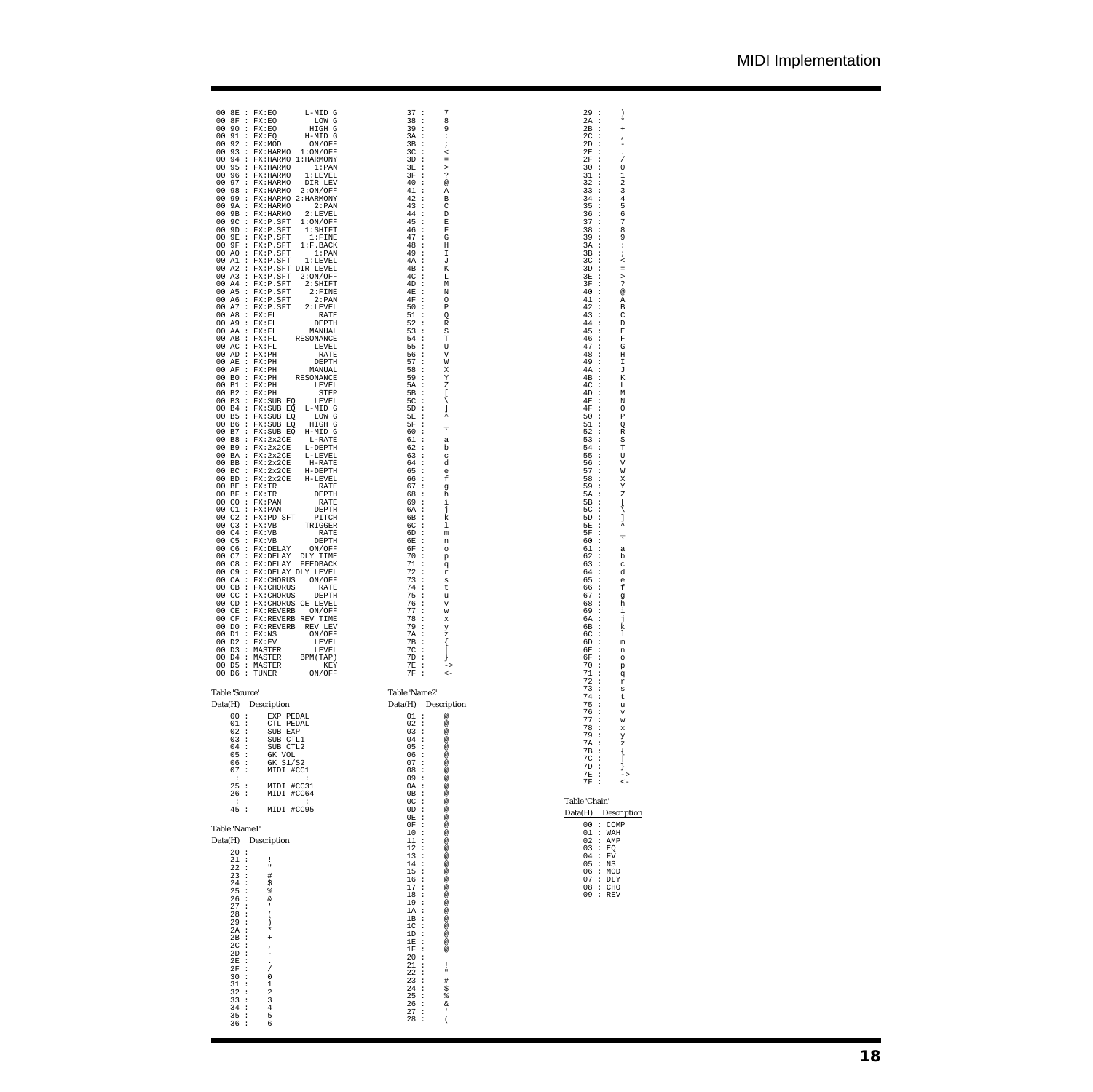```
00 8E : FX:EQ        L-MID G
00 8F : FX:EQ          LOW G
00 90 : FX:EQ         HIGH G
00 91 : FX:EQ        H-MID G
00 92 : FX:MOD        ON/OFF
00 93 : FX:HARMO  1:ON/OFF
00 94 : FX:HARMO 1:HARMONY
00 95 : FX:HARMO     1:PAN
00 96 : FX:HARMO   1:LEVEL
00 97 : FX:HARMO   DIR LEV
00 98 : FX:HARMO  2:ON/OFF
00 99 : FX:HARMO 2:HARMONY
00 9A : FX:HARMO     2:PAN
00 9B : FX:HARMO   2:LEVEL
00 9C : FX:P.SFT  1:ON/OFF
00 9D : FX:P.SFT   1:SHIFT
00 9E : FX:P.SFT    1:FINE
00 9F : FX:P.SFT  1:F.BACK
00 A0 : FX:P.SFT     1:PAN
00 A1 : FX:P.SFT   1:LEVEL
00 A2 : FX:P.SFT DIR LEVEL
00 A3 : FX:P.SFT  2:ON/OFF
00 A4 : FX:P.SFT   2:SHIFT
00 A5 : FX:P.SFT    2:FINE
00 A6 : FX:P.SFT     2:PAN
00 A7 : FX:P.SFT   2:LEVEL
00 A8 : FX:FL          RATE
00 A9 : FX:FL         DEPTH
00 AA : FX:FL        MANUAL
00 AB : FX:FL     RESONANCE
00 AC : FX:FL         LEVEL
00 AD : FX:PH          RATE
00 AE : FX:PH         DEPTH
00 AF : FX:PH        MANUAL
00 B0 : FX:PH     RESONANCE
00 B1 : FX:PH         LEVEL
00 B2 : FX:PH          STEP
00 B3 : FX:SUB EQ     LEVEL
00 B4 : FX:SUB EQ   L-MID G
00 B5 : FX:SUB EQ     LOW G
00 B6 : FX:SUB EQ    HIGH G
00 B7 : FX:SUB EQ   H-MID G
00 B8 : FX:2x2CE     L-RATE
00 B9 : FX:2x2CE    L-DEPTH
00 BA : FX:2x2CE    L-LEVEL
00 BB : FX:2x2CE     H-RATE
00 BC : FX:2x2CE    H-DEPTH
00 BD : FX:2x2CE    H-LEVEL
00 BE : FX:TR          RATE
00 BF : FX:TR         DEPTH
00 C0 : FX:PAN         RATE
00 C1 : FX:PAN        DEPTH
00 C2 : FX:PD SFT     PITCH
00 C3 : FX:VB       TRIGGER
00 C4 : FX:VB          RATE
00 C5 : FX:VB         DEPTH
00 C6 : FX:DELAY     ON/OFF
00 C7 : FX:DELAY   DLY TIME
00 C8 : FX:DELAY   FEEDBACK
00 C9 : FX:DELAY  DLY LEVEL
00 CA : FX:CHORUS    ON/OFF
00 CB : FX:CHORUS      RATE
00 CC : FX:CHORUS     DEPTH
00 CD : FX:CHORUS  CE LEVEL
00 CE : FX:REVERB    ON/OFF
00 CF : FX:REVERB  REV TIME
00 D0 : FX:REVERB   REV LEV
00 D1 : FX:NS        ON/OFF
00 D2 : FX:FV         LEVEL
00 D3 : MASTER        LEVEL
00 D4 : MASTER    BPM(TAP)
00 D5 : MASTER          KEY
00 D6 : TUNER        ON/OFF
```

Table 'Source'

```
Data(H)  Description
  00 :     EXP PEDAL
  01 :     CTL PEDAL
  02 :     SUB EXP
  03 :     SUB CTL1
  04 :     SUB CTL2
  05 :     GK VOL
  06 :     GK S1/S2
  07 :     MIDI #CC1
   :          :
  25 :     MIDI #CC31
  26 :     MIDI #CC64
   :          :
  45 :     MIDI #CC95
```

Table 'Name1'

```
Data(H)  Description
  20 :
  21 :     !
  22 :     "
  23 :     #
  24 :     $
  25 :     %
  26 :     &
  27 :     '
  28 :     (
  29 :     )
  2A :     *
  2B :     +
  2C :     ,
  2D :     -
  2E :     .
  2F :     /
  30 :     0
  31 :     1
  32 :     2
  33 :     3
  34 :     4
  35 :     5
  36 :     6
  37 :     7
  38 :     8
  39 :     9
  3A :     :
  3B :     ;
  3C :     <
  3D :     =
  3E :     >
  3F :     ?
  40 :     @
  41 :     A
  42 :     B
  43 :     C
  44 :     D
  45 :     E
  46 :     F
  47 :     G
  48 :     H
  49 :     I
  4A :     J
  4B :     K
  4C :     L
  4D :     M
  4E :     N
  4F :     O
  50 :     P
  51 :     Q
  52 :     R
  53 :     S
  54 :     T
  55 :     U
  56 :     V
  57 :     W
  58 :     X
  59 :     Y
  5A :     Z
  5B :     [
  5C :     \
  5D :     ]
  5E :     ^
  5F :     _
  60 :     `
  61 :     a
  62 :     b
  63 :     c
  64 :     d
  65 :     e
  66 :     f
  67 :     g
  68 :     h
  69 :     i
  6A :     j
  6B :     k
  6C :     l
  6D :     m
  6E :     n
  6F :     o
  70 :     p
  71 :     q
  72 :     r
  73 :     s
  74 :     t
  75 :     u
  76 :     v
  77 :     w
  78 :     x
  79 :     y
  7A :     z
  7B :     {
  7C :     |
  7D :     }
  7E :     ->
  7F :     <-
```

Table 'Name2'

```
Data(H)  Description
  01 :     @
  02 :     @
  03 :     @
  04 :     @
  05 :     @
  06 :     @
  07 :     @
  08 :     @
  09 :     @
  0A :     @
  0B :     @
  0C :     @
  0D :     @
  0E :     @
  0F :     @
  10 :     @
  11 :     @
  12 :     @
  13 :     @
  14 :     @
  15 :     @
  16 :     @
  17 :     @
  18 :     @
  19 :     @
  1A :     @
  1B :     @
  1C :     @
  1D :     @
  1E :     @
  1F :     @
  20 :
  21 :     !
  22 :     "
  23 :     #
  24 :     $
  25 :     %
  26 :     &
  27 :     '
  28 :     (
  29 :     )
  2A :     *
  2B :     +
  2C :     ,
  2D :     -
  2E :     .
  2F :     /
  30 :     0
  31 :     1
  32 :     2
  33 :     3
  34 :     4
  35 :     5
  36 :     6
  37 :     7
  38 :     8
  39 :     9
  3A :     :
  3B :     ;
  3C :     <
  3D :     =
  3E :     >
  3F :     ?
  40 :     @
  41 :     A
  42 :     B
  43 :     C
  44 :     D
  45 :     E
  46 :     F
  47 :     G
  48 :     H
  49 :     I
  4A :     J
  4B :     K
  4C :     L
  4D :     M
  4E :     N
  4F :     O
  50 :     P
  51 :     Q
  52 :     R
  53 :     S
  54 :     T
  55 :     U
  56 :     V
  57 :     W
  58 :     X
  59 :     Y
  5A :     Z
  5B :     [
  5C :     \
  5D :     ]
  5E :     ^
  5F :     _
  60 :     `
  61 :     a
  62 :     b
  63 :     c
  64 :     d
  65 :     e
  66 :     f
  67 :     g
  68 :     h
  69 :     i
  6A :     j
  6B :     k
  6C :     l
  6D :     m
  6E :     n
  6F :     o
  70 :     p
  71 :     q
  72 :     r
  73 :     s
  74 :     t
  75 :     u
  76 :     v
  77 :     w
  78 :     x
  79 :     y
  7A :     z
  7B :     {
  7C :     |
  7D :     }
  7E :     ->
  7F :     <-
```

Table 'Chain'

```
Data(H)  Description
  00 : COMP
  01 : WAH
  02 : AMP
  03 : EQ
  04 : FV
  05 : NS
  06 : MOD
  07 : DLY
  08 : CHO
  09 : REV
```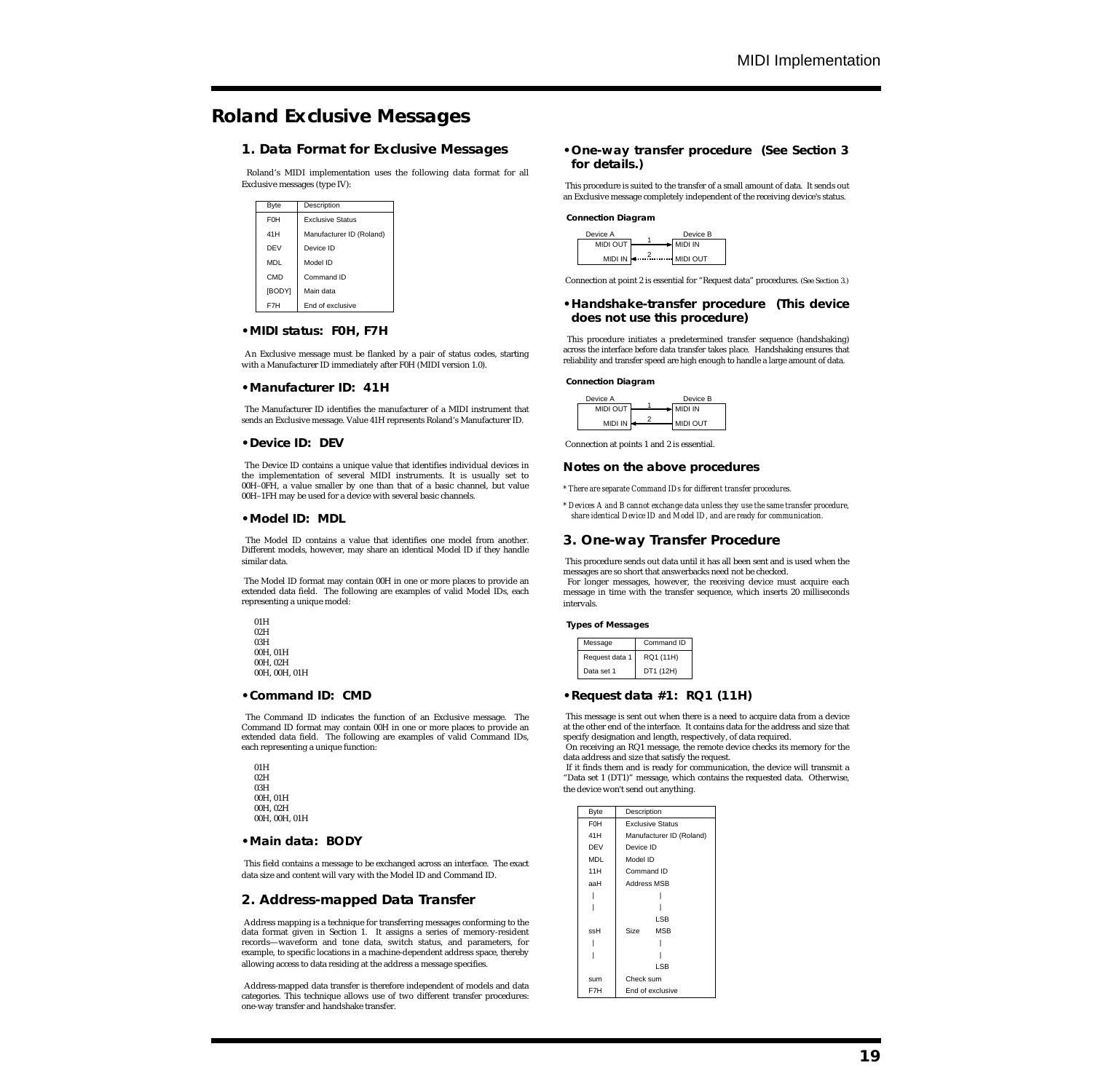# Roland Exclusive Messages

## 1. Data Format for Exclusive Messages

Roland's MIDI implementation uses the following data format for all Exclusive messages (type IV):

| Byte | Description |
|---|---|
| F0H | Exclusive Status |
| 41H | Manufacturer ID (Roland) |
| DEV | Device ID |
| MDL | Model ID |
| CMD | Command ID |
| [BODY] | Main data |
| F7H | End of exclusive |

### • MIDI status: F0H, F7H

An Exclusive message must be flanked by a pair of status codes, starting with a Manufacturer ID immediately after F0H (MIDI version 1.0).

### • Manufacturer ID: 41H

The Manufacturer ID identifies the manufacturer of a MIDI instrument that sends an Exclusive message. Value 41H represents Roland's Manufacturer ID.

### • Device ID: DEV

The Device ID contains a unique value that identifies individual devices in the implementation of several MIDI instruments. It is usually set to 00H–0FH, a value smaller by one than that of a basic channel, but value 00H–1FH may be used for a device with several basic channels.

### • Model ID: MDL

The Model ID contains a value that identifies one model from another. Different models, however, may share an identical Model ID if they handle similar data.

The Model ID format may contain 00H in one or more places to provide an extended data field. The following are examples of valid Model IDs, each representing a unique model:

01H
02H
03H
00H, 01H
00H, 02H
00H, 00H, 01H

### • Command ID: CMD

The Command ID indicates the function of an Exclusive message. The Command ID format may contain 00H in one or more places to provide an extended data field. The following are examples of valid Command IDs, each representing a unique function:

01H
02H
03H
00H, 01H
00H, 02H
00H, 00H, 01H

### • Main data: BODY

This field contains a message to be exchanged across an interface. The exact data size and content will vary with the Model ID and Command ID.

## 2. Address-mapped Data Transfer

Address mapping is a technique for transferring messages conforming to the data format given in Section 1. It assigns a series of memory-resident records—waveform and tone data, switch status, and parameters, for example, to specific locations in a machine-dependent address space, thereby allowing access to data residing at the address a message specifies.

Address-mapped data transfer is therefore independent of models and data categories. This technique allows use of two different transfer procedures: one-way transfer and handshake transfer.

### • One-way transfer procedure (See Section 3 for details.)

This procedure is suited to the transfer of a small amount of data. It sends out an Exclusive message completely independent of the receiving device's status.

**Connection Diagram**

| Device A | | Device B |
|---|---|---|
| MIDI OUT | 1 → | MIDI IN |
| MIDI IN | ← 2 (dotted) | MIDI OUT |

Connection at point 2 is essential for "Request data" procedures. (See Section 3.)

### • Handshake-transfer procedure (This device does not use this procedure)

This procedure initiates a predetermined transfer sequence (handshaking) across the interface before data transfer takes place. Handshaking ensures that reliability and transfer speed are high enough to handle a large amount of data.

**Connection Diagram**

| Device A | | Device B |
|---|---|---|
| MIDI OUT | 1 → | MIDI IN |
| MIDI IN | ← 2 | MIDI OUT |

Connection at points 1 and 2 is essential.

### Notes on the above procedures

*\* There are separate Command IDs for different transfer procedures.*

*\* Devices A and B cannot exchange data unless they use the same transfer procedure, share identical Device ID and Model ID, and are ready for communication.*

## 3. One-way Transfer Procedure

This procedure sends out data until it has all been sent and is used when the messages are so short that answerbacks need not be checked.

For longer messages, however, the receiving device must acquire each message in time with the transfer sequence, which inserts 20 milliseconds intervals.

**Types of Messages**

| Message | Command ID |
|---|---|
| Request data 1 | RQ1 (11H) |
| Data set 1 | DT1 (12H) |

### • Request data #1: RQ1 (11H)

This message is sent out when there is a need to acquire data from a device at the other end of the interface. It contains data for the address and size that specify designation and length, respectively, of data required.

On receiving an RQ1 message, the remote device checks its memory for the data address and size that satisfy the request.

If it finds them and is ready for communication, the device will transmit a "Data set 1 (DT1)" message, which contains the requested data. Otherwise, the device won't send out anything.

| Byte | Description |
|---|---|
| F0H | Exclusive Status |
| 41H | Manufacturer ID (Roland) |
| DEV | Device ID |
| MDL | Model ID |
| 11H | Command ID |
| aaH | Address MSB |
| \| | \| |
| \| | \| |
| | LSB |
| ssH | Size MSB |
| \| | \| |
| \| | \| |
| | LSB |
| sum | Check sum |
| F7H | End of exclusive |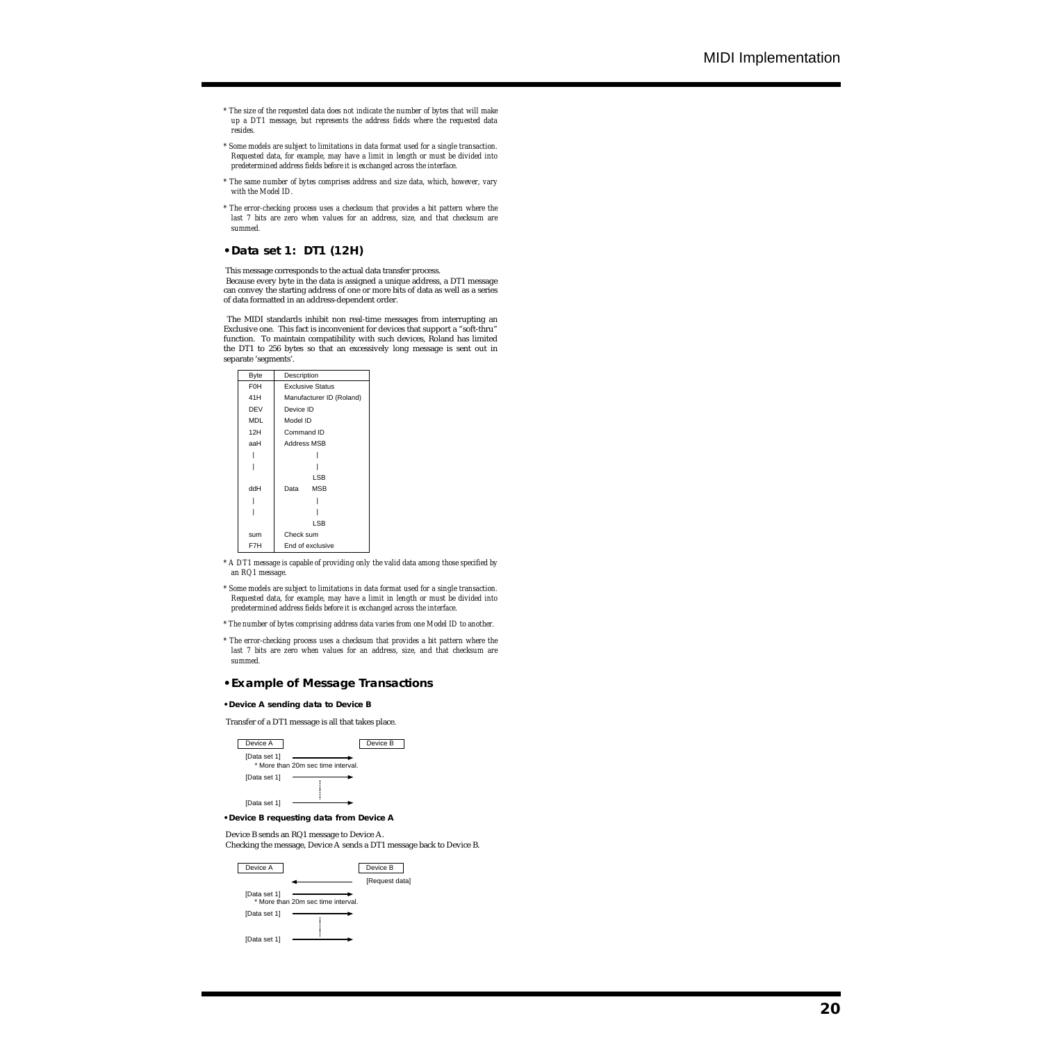* The size of the requested data does not indicate the number of bytes that will make up a DT1 message, but represents the address fields where the requested data resides.

* Some models are subject to limitations in data format used for a single transaction. Requested data, for example, may have a limit in length or must be divided into predetermined address fields before it is exchanged across the interface.

* The same number of bytes comprises address and size data, which, however, vary with the Model ID.

* The error-checking process uses a checksum that provides a bit pattern where the last 7 bits are zero when values for an address, size, and that checksum are summed.

## • Data set 1: DT1 (12H)

This message corresponds to the actual data transfer process.
Because every byte in the data is assigned a unique address, a DT1 message can convey the starting address of one or more bits of data as well as a series of data formatted in an address-dependent order.

The MIDI standards inhibit non real-time messages from interrupting an Exclusive one. This fact is inconvenient for devices that support a "soft-thru" function. To maintain compatibility with such devices, Roland has limited the DT1 to 256 bytes so that an excessively long message is sent out in separate 'segments'.

| Byte | Description |
|---|---|
| F0H | Exclusive Status |
| 41H | Manufacturer ID (Roland) |
| DEV | Device ID |
| MDL | Model ID |
| 12H | Command ID |
| aaH | Address MSB |
| \| | \| |
| \| | \| |
| | LSB |
| ddH | Data MSB |
| \| | \| |
| \| | \| |
| | LSB |
| sum | Check sum |
| F7H | End of exclusive |

* A DT1 message is capable of providing only the valid data among those specified by an RQ1 message.

* Some models are subject to limitations in data format used for a single transaction. Requested data, for example, may have a limit in length or must be divided into predetermined address fields before it is exchanged across the interface.

* The number of bytes comprising address data varies from one Model ID to another.

* The error-checking process uses a checksum that provides a bit pattern where the last 7 bits are zero when values for an address, size, and that checksum are summed.

## • Example of Message Transactions

### • Device A sending data to Device B

Transfer of a DT1 message is all that takes place.

Device A
Device B
[Data set 1]
* More than 20m sec time interval.
[Data set 1]
[Data set 1]

### • Device B requesting data from Device A

Device B sends an RQ1 message to Device A.
Checking the message, Device A sends a DT1 message back to Device B.

Device A
Device B
[Request data]
[Data set 1]
* More than 20m sec time interval.
[Data set 1]
[Data set 1]